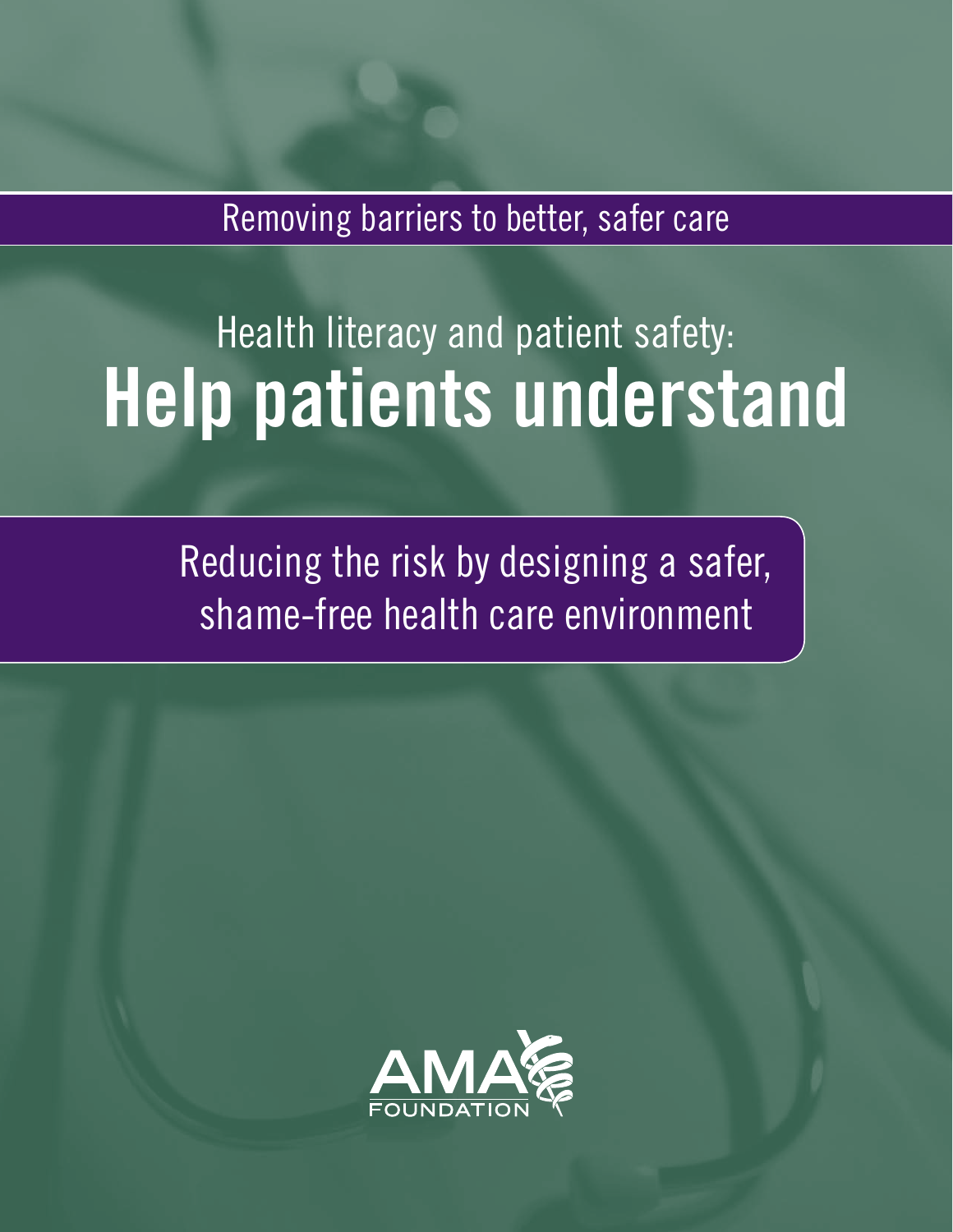Removing barriers to better, safer care

# Health literacy and patient safety: Help patients understand

Reducing the risk by designing a safer, shame-free health care environment

AMA FOUNDATION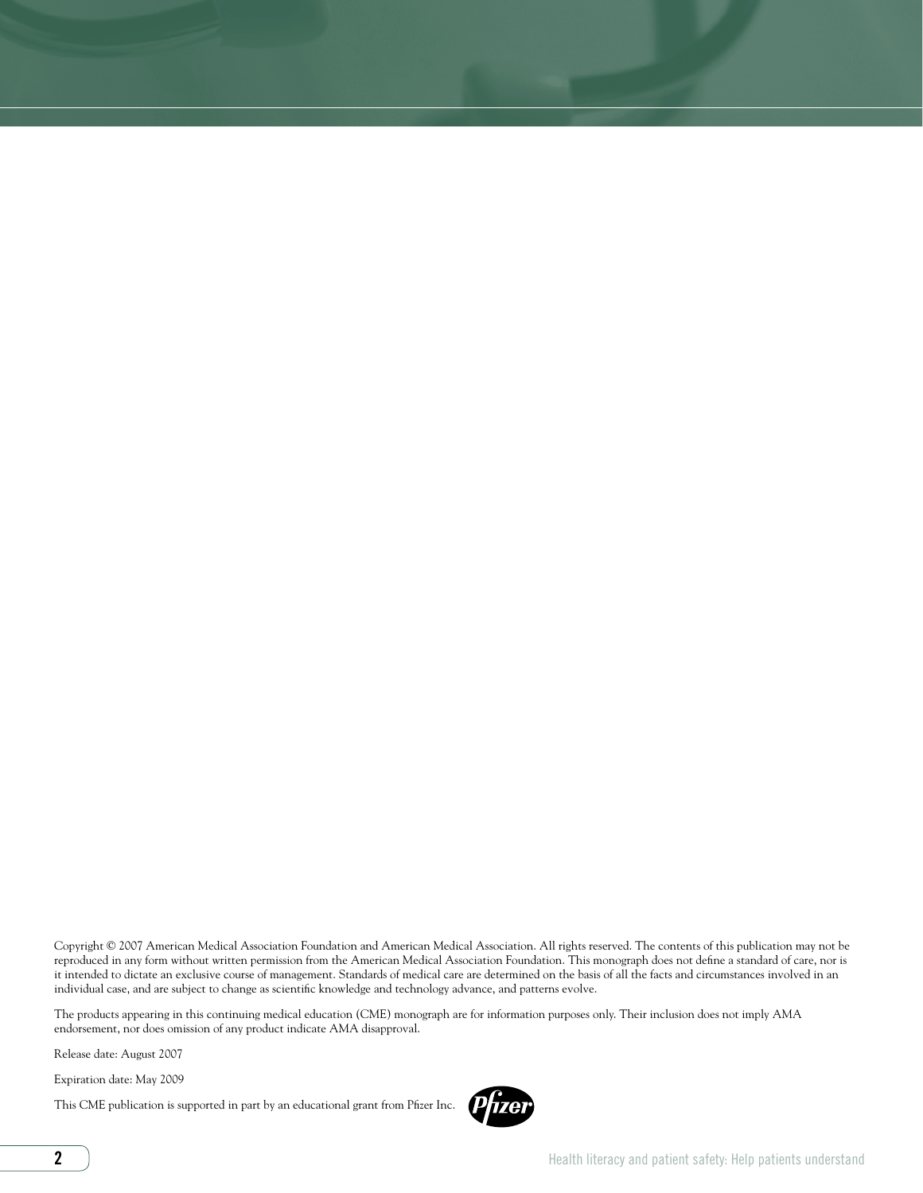Copyright © 2007 American Medical Association Foundation and American Medical Association. All rights reserved. The contents of this publication may not be reproduced in any form without written permission from the American Medical Association Foundation. This monograph does not define a standard of care, nor is it intended to dictate an exclusive course of management. Standards of medical care are determined on the basis of all the facts and circumstances involved in an individual case, and are subject to change as scientific knowledge and technology advance, and patterns evolve.

The products appearing in this continuing medical education (CME) monograph are for information purposes only. Their inclusion does not imply AMA endorsement, nor does omission of any product indicate AMA disapproval.

Release date: August 2007

Expiration date: May 2009

This CME publication is supported in part by an educational grant from Pfizer Inc.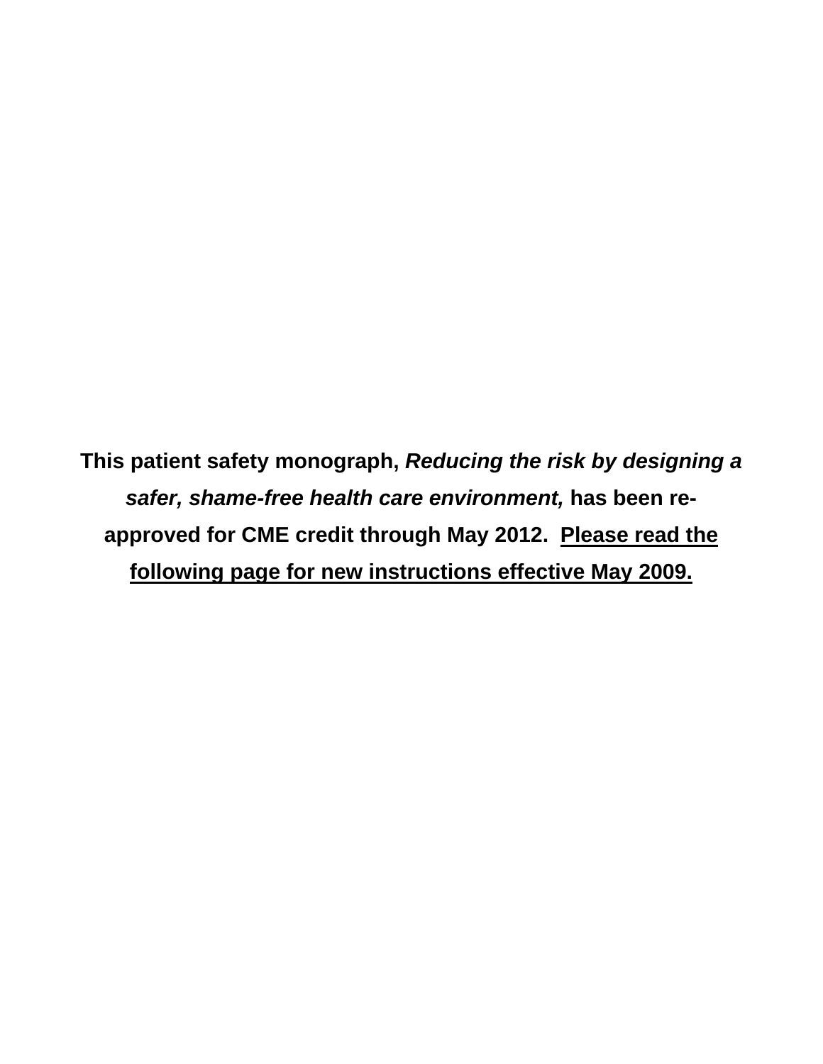**This patient safety monograph, *Reducing the risk by designing a safer, shame-free health care environment,* has been re-approved for CME credit through May 2012. <u>Please read the following page for new instructions effective May 2009.</u>**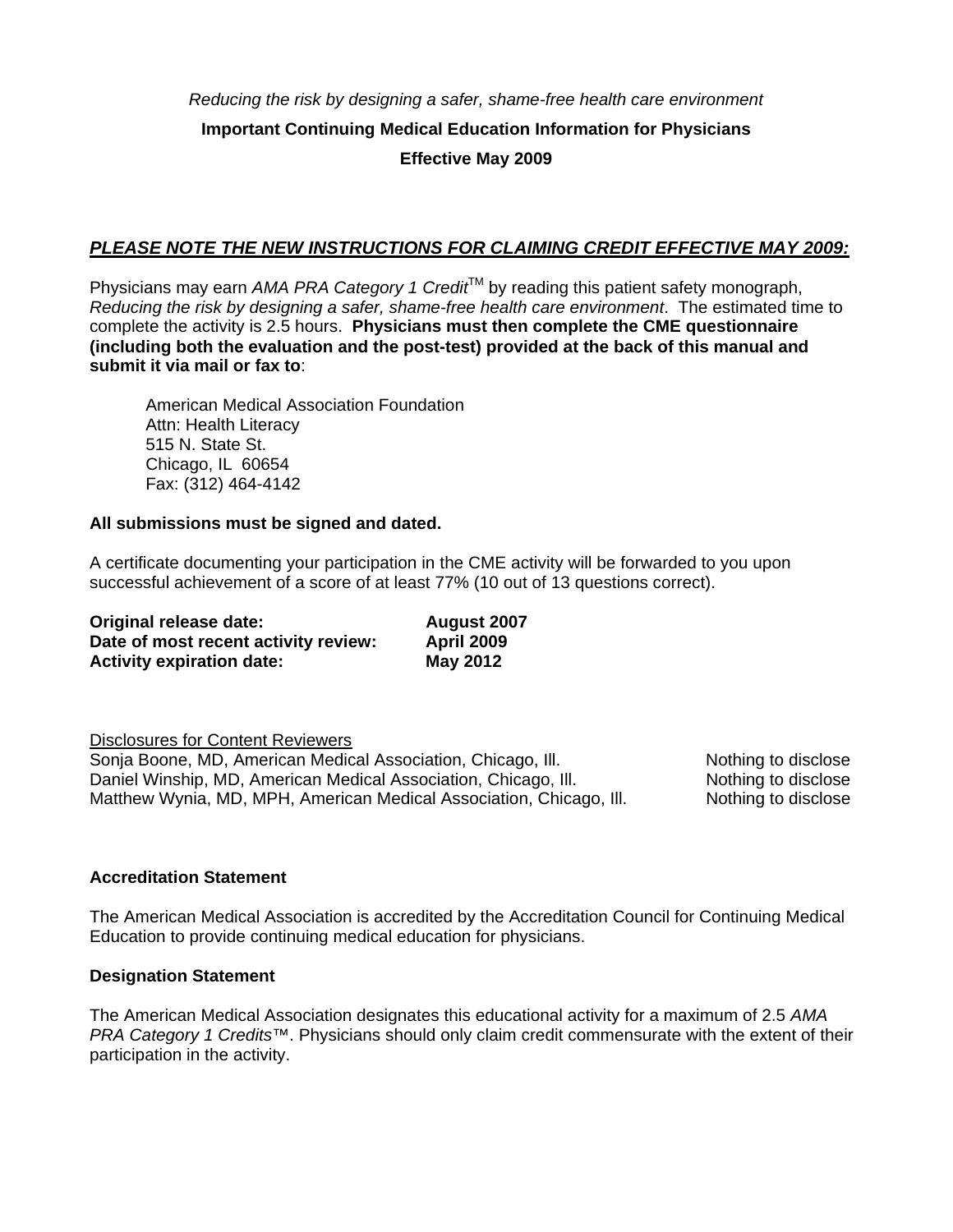*Reducing the risk by designing a safer, shame-free health care environment*

**Important Continuing Medical Education Information for Physicians**

**Effective May 2009**

***PLEASE NOTE THE NEW INSTRUCTIONS FOR CLAIMING CREDIT EFFECTIVE MAY 2009:***

Physicians may earn *AMA PRA Category 1 Credit*™ by reading this patient safety monograph, *Reducing the risk by designing a safer, shame-free health care environment*. The estimated time to complete the activity is 2.5 hours. **Physicians must then complete the CME questionnaire (including both the evaluation and the post-test) provided at the back of this manual and submit it via mail or fax to**:

American Medical Association Foundation
Attn: Health Literacy
515 N. State St.
Chicago, IL 60654
Fax: (312) 464-4142

**All submissions must be signed and dated.**

A certificate documenting your participation in the CME activity will be forwarded to you upon successful achievement of a score of at least 77% (10 out of 13 questions correct).

**Original release date:** **August 2007**
**Date of most recent activity review:** **April 2009**
**Activity expiration date:** **May 2012**

Disclosures for Content Reviewers

| | |
|---|---|
| Sonja Boone, MD, American Medical Association, Chicago, Ill. | Nothing to disclose |
| Daniel Winship, MD, American Medical Association, Chicago, Ill. | Nothing to disclose |
| Matthew Wynia, MD, MPH, American Medical Association, Chicago, Ill. | Nothing to disclose |

**Accreditation Statement**

The American Medical Association is accredited by the Accreditation Council for Continuing Medical Education to provide continuing medical education for physicians.

**Designation Statement**

The American Medical Association designates this educational activity for a maximum of 2.5 *AMA PRA Category 1 Credits*™. Physicians should only claim credit commensurate with the extent of their participation in the activity.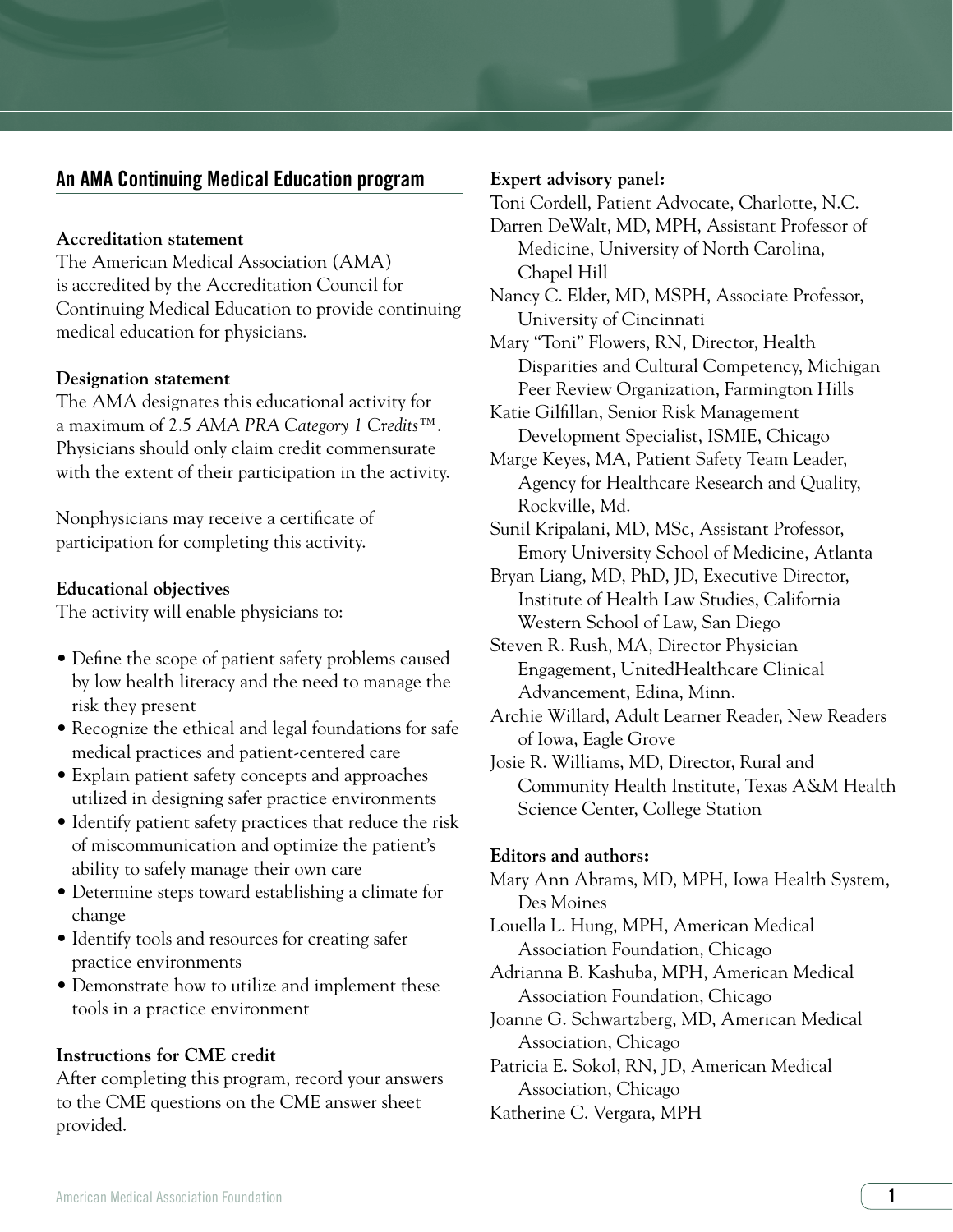## An AMA Continuing Medical Education program

**Accreditation statement**

The American Medical Association (AMA) is accredited by the Accreditation Council for Continuing Medical Education to provide continuing medical education for physicians.

**Designation statement**

The AMA designates this educational activity for a maximum of *2.5 AMA PRA Category 1 Credits™*. Physicians should only claim credit commensurate with the extent of their participation in the activity.

Nonphysicians may receive a certificate of participation for completing this activity.

**Educational objectives**

The activity will enable physicians to:

- Define the scope of patient safety problems caused by low health literacy and the need to manage the risk they present
- Recognize the ethical and legal foundations for safe medical practices and patient-centered care
- Explain patient safety concepts and approaches utilized in designing safer practice environments
- Identify patient safety practices that reduce the risk of miscommunication and optimize the patient's ability to safely manage their own care
- Determine steps toward establishing a climate for change
- Identify tools and resources for creating safer practice environments
- Demonstrate how to utilize and implement these tools in a practice environment

**Instructions for CME credit**

After completing this program, record your answers to the CME questions on the CME answer sheet provided.

**Expert advisory panel:**

Toni Cordell, Patient Advocate, Charlotte, N.C.
Darren DeWalt, MD, MPH, Assistant Professor of Medicine, University of North Carolina, Chapel Hill
Nancy C. Elder, MD, MSPH, Associate Professor, University of Cincinnati
Mary "Toni" Flowers, RN, Director, Health Disparities and Cultural Competency, Michigan Peer Review Organization, Farmington Hills
Katie Gilfillan, Senior Risk Management Development Specialist, ISMIE, Chicago
Marge Keyes, MA, Patient Safety Team Leader, Agency for Healthcare Research and Quality, Rockville, Md.
Sunil Kripalani, MD, MSc, Assistant Professor, Emory University School of Medicine, Atlanta
Bryan Liang, MD, PhD, JD, Executive Director, Institute of Health Law Studies, California Western School of Law, San Diego
Steven R. Rush, MA, Director Physician Engagement, UnitedHealthcare Clinical Advancement, Edina, Minn.
Archie Willard, Adult Learner Reader, New Readers of Iowa, Eagle Grove
Josie R. Williams, MD, Director, Rural and Community Health Institute, Texas A&M Health Science Center, College Station

**Editors and authors:**

Mary Ann Abrams, MD, MPH, Iowa Health System, Des Moines
Louella L. Hung, MPH, American Medical Association Foundation, Chicago
Adrianna B. Kashuba, MPH, American Medical Association Foundation, Chicago
Joanne G. Schwartzberg, MD, American Medical Association, Chicago
Patricia E. Sokol, RN, JD, American Medical Association, Chicago
Katherine C. Vergara, MPH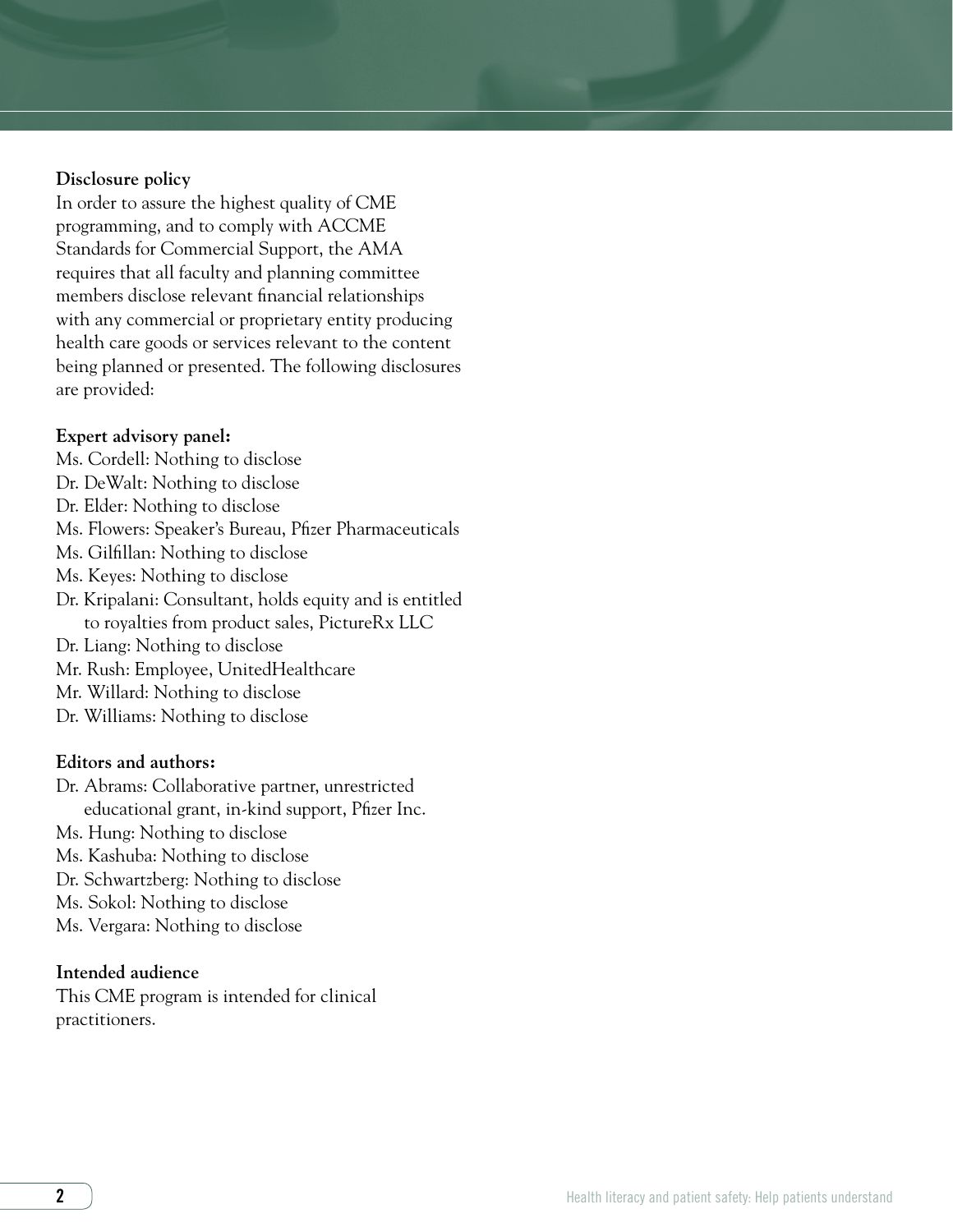**Disclosure policy**

In order to assure the highest quality of CME programming, and to comply with ACCME Standards for Commercial Support, the AMA requires that all faculty and planning committee members disclose relevant financial relationships with any commercial or proprietary entity producing health care goods or services relevant to the content being planned or presented. The following disclosures are provided:

**Expert advisory panel:**

Ms. Cordell: Nothing to disclose
Dr. DeWalt: Nothing to disclose
Dr. Elder: Nothing to disclose
Ms. Flowers: Speaker's Bureau, Pfizer Pharmaceuticals
Ms. Gilfillan: Nothing to disclose
Ms. Keyes: Nothing to disclose
Dr. Kripalani: Consultant, holds equity and is entitled to royalties from product sales, PictureRx LLC
Dr. Liang: Nothing to disclose
Mr. Rush: Employee, UnitedHealthcare
Mr. Willard: Nothing to disclose
Dr. Williams: Nothing to disclose

**Editors and authors:**

Dr. Abrams: Collaborative partner, unrestricted educational grant, in-kind support, Pfizer Inc.
Ms. Hung: Nothing to disclose
Ms. Kashuba: Nothing to disclose
Dr. Schwartzberg: Nothing to disclose
Ms. Sokol: Nothing to disclose
Ms. Vergara: Nothing to disclose

**Intended audience**

This CME program is intended for clinical practitioners.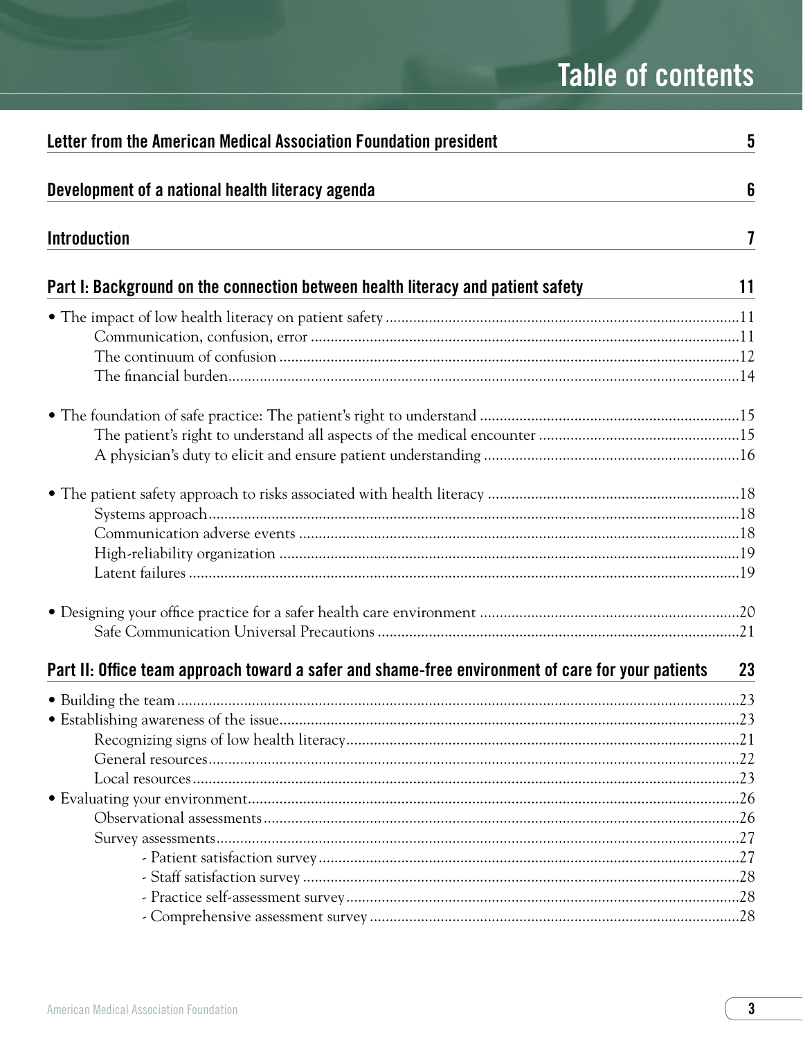# Table of contents

| | |
|---|---|
| **Letter from the American Medical Association Foundation president** | **5** |
| **Development of a national health literacy agenda** | **6** |
| **Introduction** | **7** |
| **Part I: Background on the connection between health literacy and patient safety** | **11** |
| • The impact of low health literacy on patient safety | 11 |
| Communication, confusion, error | 11 |
| The continuum of confusion | 12 |
| The financial burden | 14 |
| • The foundation of safe practice: The patient's right to understand | 15 |
| The patient's right to understand all aspects of the medical encounter | 15 |
| A physician's duty to elicit and ensure patient understanding | 16 |
| • The patient safety approach to risks associated with health literacy | 18 |
| Systems approach | 18 |
| Communication adverse events | 18 |
| High-reliability organization | 19 |
| Latent failures | 19 |
| • Designing your office practice for a safer health care environment | 20 |
| Safe Communication Universal Precautions | 21 |
| **Part II: Office team approach toward a safer and shame-free environment of care for your patients** | **23** |
| • Building the team | 23 |
| • Establishing awareness of the issue | 23 |
| Recognizing signs of low health literacy | 21 |
| General resources | 22 |
| Local resources | 23 |
| • Evaluating your environment | 26 |
| Observational assessments | 26 |
| Survey assessments | 27 |
| - Patient satisfaction survey | 27 |
| - Staff satisfaction survey | 28 |
| - Practice self-assessment survey | 28 |
| - Comprehensive assessment survey | 28 |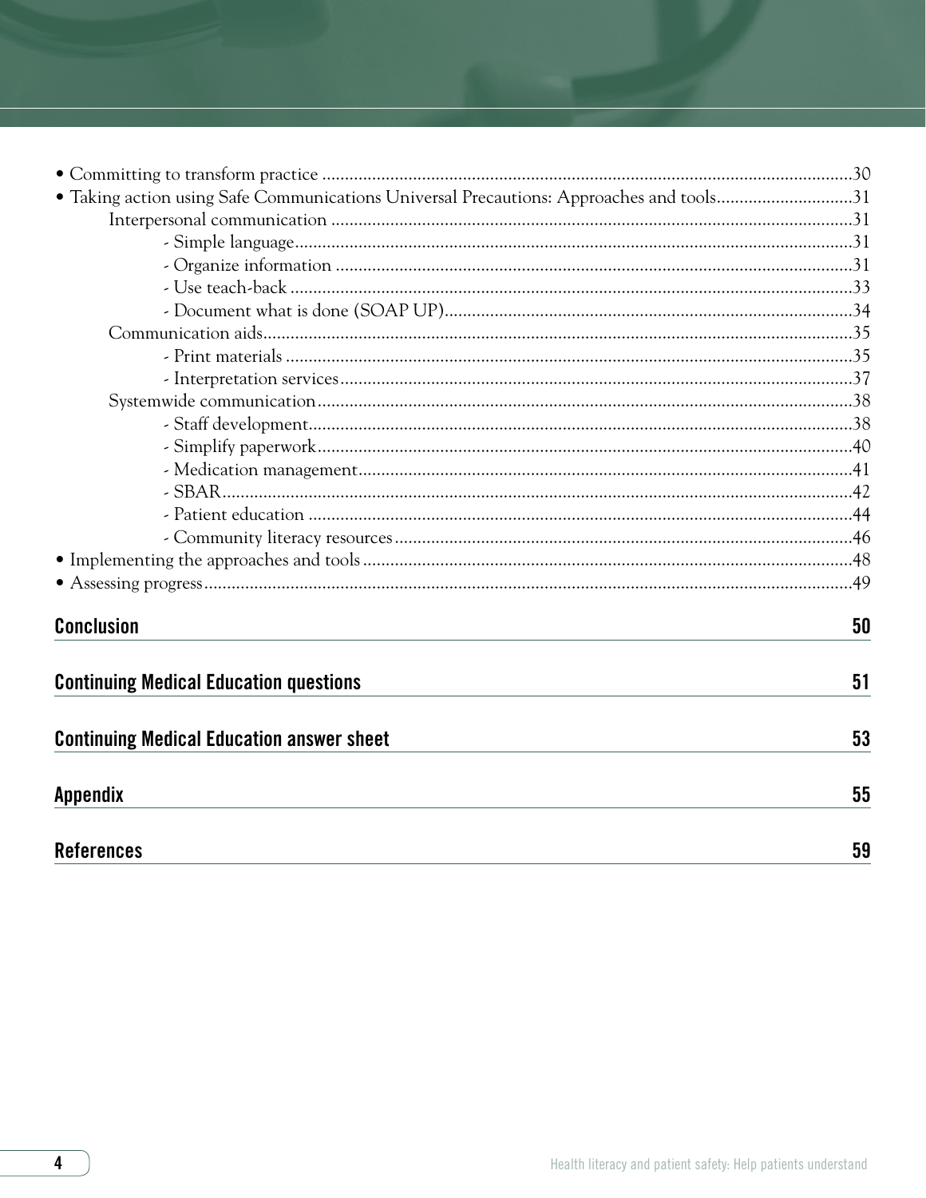- Committing to transform practice ....................................................................................................................30
- Taking action using Safe Communications Universal Precautions: Approaches and tools..............................31
    - Interpersonal communication ..................................................................................................................31
        - Simple language.........................................................................................................................31
        - Organize information .................................................................................................................31
        - Use teach-back ..........................................................................................................................33
        - Document what is done (SOAP UP).........................................................................................34
    - Communication aids................................................................................................................................35
        - Print materials ...........................................................................................................................35
        - Interpretation services................................................................................................................37
    - Systemwide communication....................................................................................................................38
        - Staff development.......................................................................................................................38
        - Simplify paperwork.....................................................................................................................40
        - Medication management............................................................................................................41
        - SBAR..........................................................................................................................................42
        - Patient education .......................................................................................................................44
        - Community literacy resources....................................................................................................46
- Implementing the approaches and tools..........................................................................................................48
- Assessing progress............................................................................................................................................49

**Conclusion** 50

**Continuing Medical Education questions** 51

**Continuing Medical Education answer sheet** 53

**Appendix** 55

**References** 59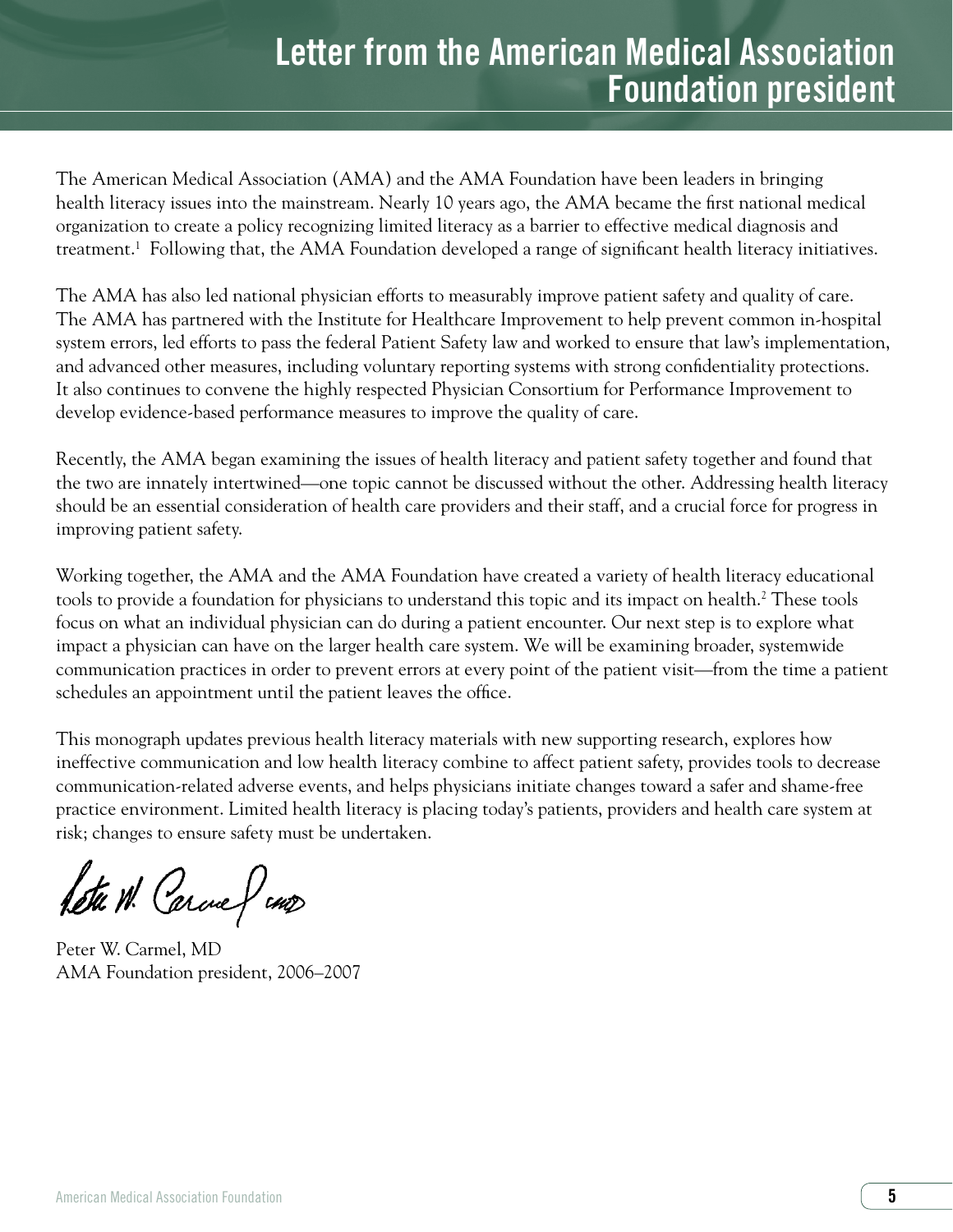# Letter from the American Medical Association Foundation president

The American Medical Association (AMA) and the AMA Foundation have been leaders in bringing health literacy issues into the mainstream. Nearly 10 years ago, the AMA became the first national medical organization to create a policy recognizing limited literacy as a barrier to effective medical diagnosis and treatment.[1] Following that, the AMA Foundation developed a range of significant health literacy initiatives.

The AMA has also led national physician efforts to measurably improve patient safety and quality of care. The AMA has partnered with the Institute for Healthcare Improvement to help prevent common in-hospital system errors, led efforts to pass the federal Patient Safety law and worked to ensure that law's implementation, and advanced other measures, including voluntary reporting systems with strong confidentiality protections. It also continues to convene the highly respected Physician Consortium for Performance Improvement to develop evidence-based performance measures to improve the quality of care.

Recently, the AMA began examining the issues of health literacy and patient safety together and found that the two are innately intertwined—one topic cannot be discussed without the other. Addressing health literacy should be an essential consideration of health care providers and their staff, and a crucial force for progress in improving patient safety.

Working together, the AMA and the AMA Foundation have created a variety of health literacy educational tools to provide a foundation for physicians to understand this topic and its impact on health.[2] These tools focus on what an individual physician can do during a patient encounter. Our next step is to explore what impact a physician can have on the larger health care system. We will be examining broader, systemwide communication practices in order to prevent errors at every point of the patient visit—from the time a patient schedules an appointment until the patient leaves the office.

This monograph updates previous health literacy materials with new supporting research, explores how ineffective communication and low health literacy combine to affect patient safety, provides tools to decrease communication-related adverse events, and helps physicians initiate changes toward a safer and shame-free practice environment. Limited health literacy is placing today's patients, providers and health care system at risk; changes to ensure safety must be undertaken.

Peter W. Carmel, MD
AMA Foundation president, 2006–2007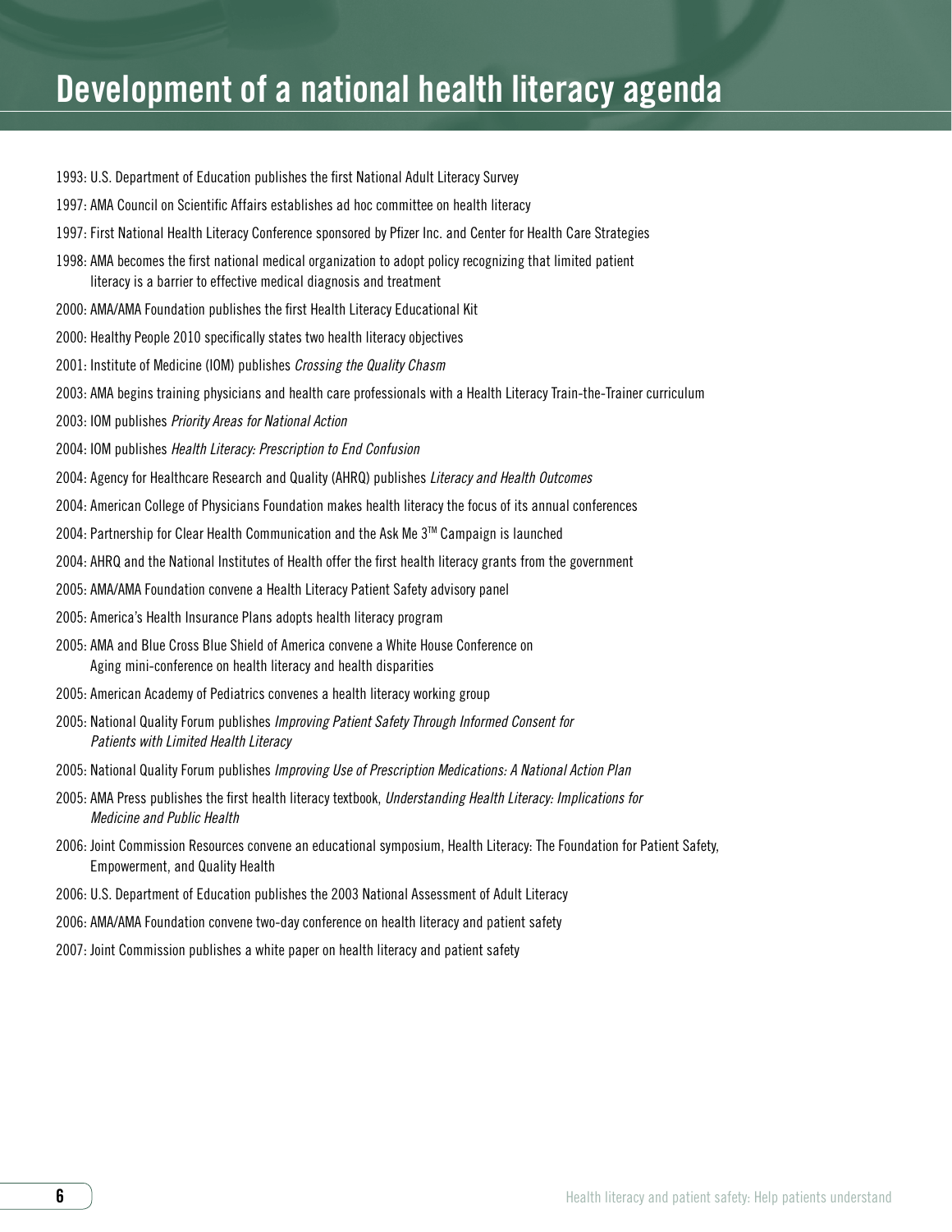# Development of a national health literacy agenda

1993: U.S. Department of Education publishes the first National Adult Literacy Survey

1997: AMA Council on Scientific Affairs establishes ad hoc committee on health literacy

1997: First National Health Literacy Conference sponsored by Pfizer Inc. and Center for Health Care Strategies

1998: AMA becomes the first national medical organization to adopt policy recognizing that limited patient literacy is a barrier to effective medical diagnosis and treatment

2000: AMA/AMA Foundation publishes the first Health Literacy Educational Kit

2000: Healthy People 2010 specifically states two health literacy objectives

2001: Institute of Medicine (IOM) publishes *Crossing the Quality Chasm*

2003: AMA begins training physicians and health care professionals with a Health Literacy Train-the-Trainer curriculum

2003: IOM publishes *Priority Areas for National Action*

2004: IOM publishes *Health Literacy: Prescription to End Confusion*

2004: Agency for Healthcare Research and Quality (AHRQ) publishes *Literacy and Health Outcomes*

2004: American College of Physicians Foundation makes health literacy the focus of its annual conferences

2004: Partnership for Clear Health Communication and the Ask Me 3™ Campaign is launched

2004: AHRQ and the National Institutes of Health offer the first health literacy grants from the government

2005: AMA/AMA Foundation convene a Health Literacy Patient Safety advisory panel

2005: America's Health Insurance Plans adopts health literacy program

2005: AMA and Blue Cross Blue Shield of America convene a White House Conference on Aging mini-conference on health literacy and health disparities

2005: American Academy of Pediatrics convenes a health literacy working group

2005: National Quality Forum publishes *Improving Patient Safety Through Informed Consent for Patients with Limited Health Literacy*

2005: National Quality Forum publishes *Improving Use of Prescription Medications: A National Action Plan*

2005: AMA Press publishes the first health literacy textbook, *Understanding Health Literacy: Implications for Medicine and Public Health*

2006: Joint Commission Resources convene an educational symposium, Health Literacy: The Foundation for Patient Safety, Empowerment, and Quality Health

2006: U.S. Department of Education publishes the 2003 National Assessment of Adult Literacy

2006: AMA/AMA Foundation convene two-day conference on health literacy and patient safety

2007: Joint Commission publishes a white paper on health literacy and patient safety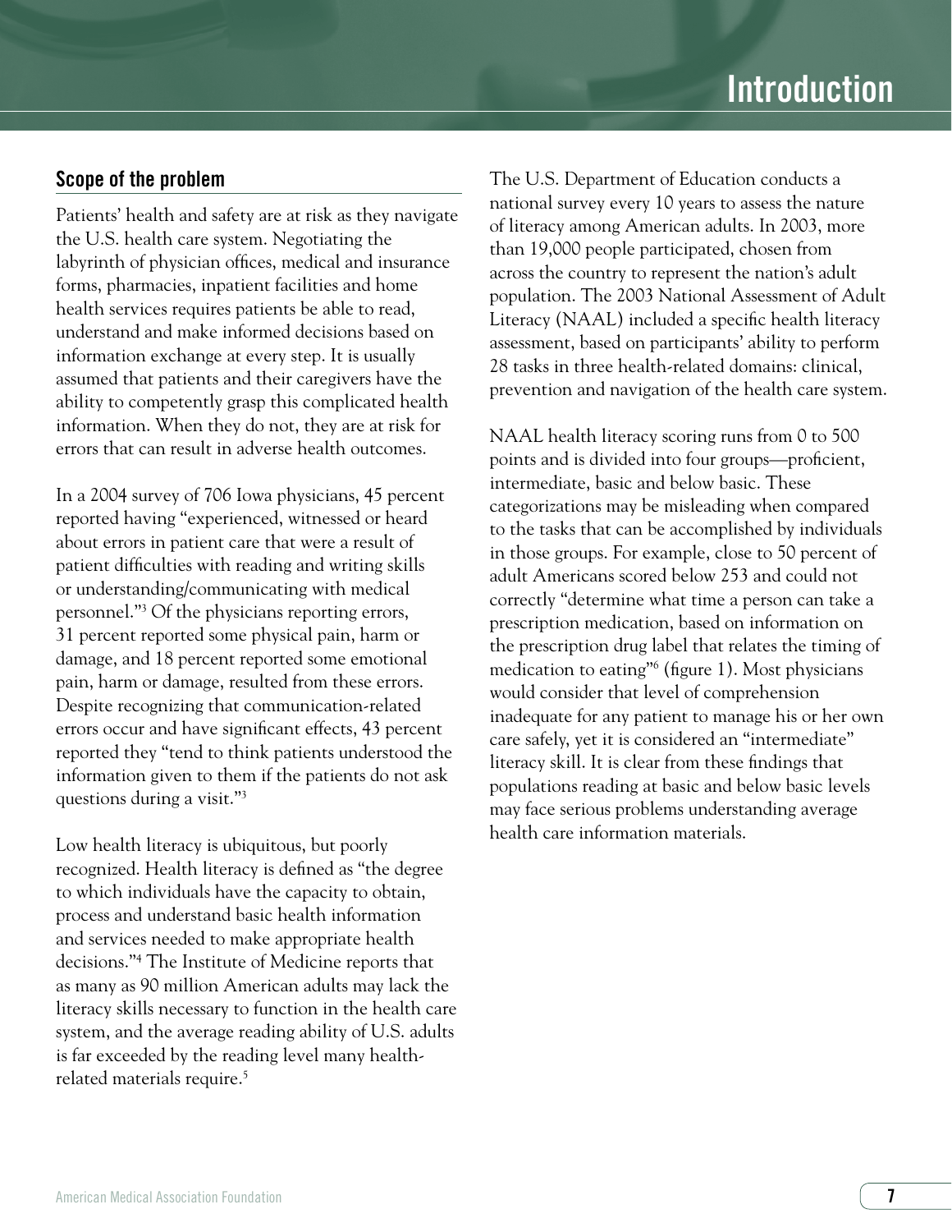# Introduction

## Scope of the problem

Patients' health and safety are at risk as they navigate the U.S. health care system. Negotiating the labyrinth of physician offices, medical and insurance forms, pharmacies, inpatient facilities and home health services requires patients be able to read, understand and make informed decisions based on information exchange at every step. It is usually assumed that patients and their caregivers have the ability to competently grasp this complicated health information. When they do not, they are at risk for errors that can result in adverse health outcomes.

In a 2004 survey of 706 Iowa physicians, 45 percent reported having "experienced, witnessed or heard about errors in patient care that were a result of patient difficulties with reading and writing skills or understanding/communicating with medical personnel."[3] Of the physicians reporting errors, 31 percent reported some physical pain, harm or damage, and 18 percent reported some emotional pain, harm or damage, resulted from these errors. Despite recognizing that communication-related errors occur and have significant effects, 43 percent reported they "tend to think patients understood the information given to them if the patients do not ask questions during a visit."[3]

Low health literacy is ubiquitous, but poorly recognized. Health literacy is defined as "the degree to which individuals have the capacity to obtain, process and understand basic health information and services needed to make appropriate health decisions."[4] The Institute of Medicine reports that as many as 90 million American adults may lack the literacy skills necessary to function in the health care system, and the average reading ability of U.S. adults is far exceeded by the reading level many health-related materials require.[5]

The U.S. Department of Education conducts a national survey every 10 years to assess the nature of literacy among American adults. In 2003, more than 19,000 people participated, chosen from across the country to represent the nation's adult population. The 2003 National Assessment of Adult Literacy (NAAL) included a specific health literacy assessment, based on participants' ability to perform 28 tasks in three health-related domains: clinical, prevention and navigation of the health care system.

NAAL health literacy scoring runs from 0 to 500 points and is divided into four groups—proficient, intermediate, basic and below basic. These categorizations may be misleading when compared to the tasks that can be accomplished by individuals in those groups. For example, close to 50 percent of adult Americans scored below 253 and could not correctly "determine what time a person can take a prescription medication, based on information on the prescription drug label that relates the timing of medication to eating"[6] (figure 1). Most physicians would consider that level of comprehension inadequate for any patient to manage his or her own care safely, yet it is considered an "intermediate" literacy skill. It is clear from these findings that populations reading at basic and below basic levels may face serious problems understanding average health care information materials.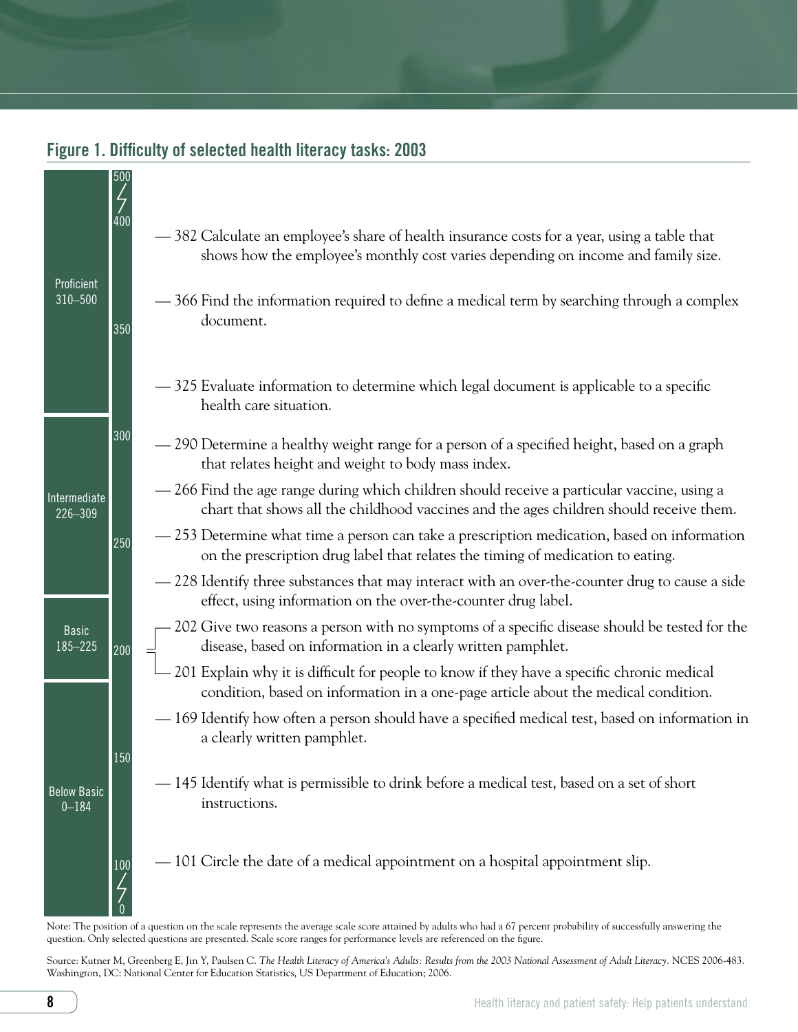## Figure 1. Difficulty of selected health literacy tasks: 2003

| Performance level | Scale score | Task |
| --- | --- | --- |
| Proficient 310–500 | 382 | Calculate an employee's share of health insurance costs for a year, using a table that shows how the employee's monthly cost varies depending on income and family size. |
| Proficient 310–500 | 366 | Find the information required to define a medical term by searching through a complex document. |
| Proficient 310–500 | 325 | Evaluate information to determine which legal document is applicable to a specific health care situation. |
| Intermediate 226–309 | 290 | Determine a healthy weight range for a person of a specified height, based on a graph that relates height and weight to body mass index. |
| Intermediate 226–309 | 266 | Find the age range during which children should receive a particular vaccine, using a chart that shows all the childhood vaccines and the ages children should receive them. |
| Intermediate 226–309 | 253 | Determine what time a person can take a prescription medication, based on information on the prescription drug label that relates the timing of medication to eating. |
| Intermediate 226–309 | 228 | Identify three substances that may interact with an over-the-counter drug to cause a side effect, using information on the over-the-counter drug label. |
| Basic 185–225 | 202 | Give two reasons a person with no symptoms of a specific disease should be tested for the disease, based on information in a clearly written pamphlet. |
| Basic 185–225 | 201 | Explain why it is difficult for people to know if they have a specific chronic medical condition, based on information in a one-page article about the medical condition. |
| Below Basic 0–184 | 169 | Identify how often a person should have a specified medical test, based on information in a clearly written pamphlet. |
| Below Basic 0–184 | 145 | Identify what is permissible to drink before a medical test, based on a set of short instructions. |
| Below Basic 0–184 | 101 | Circle the date of a medical appointment on a hospital appointment slip. |

Note: The position of a question on the scale represents the average scale score attained by adults who had a 67 percent probability of successfully answering the question. Only selected questions are presented. Scale score ranges for performance levels are referenced on the figure.

Source: Kutner M, Greenberg E, Jin Y, Paulsen C. *The Health Literacy of America's Adults: Results from the 2003 National Assessment of Adult Literacy.* NCES 2006-483. Washington, DC: National Center for Education Statistics, US Department of Education; 2006.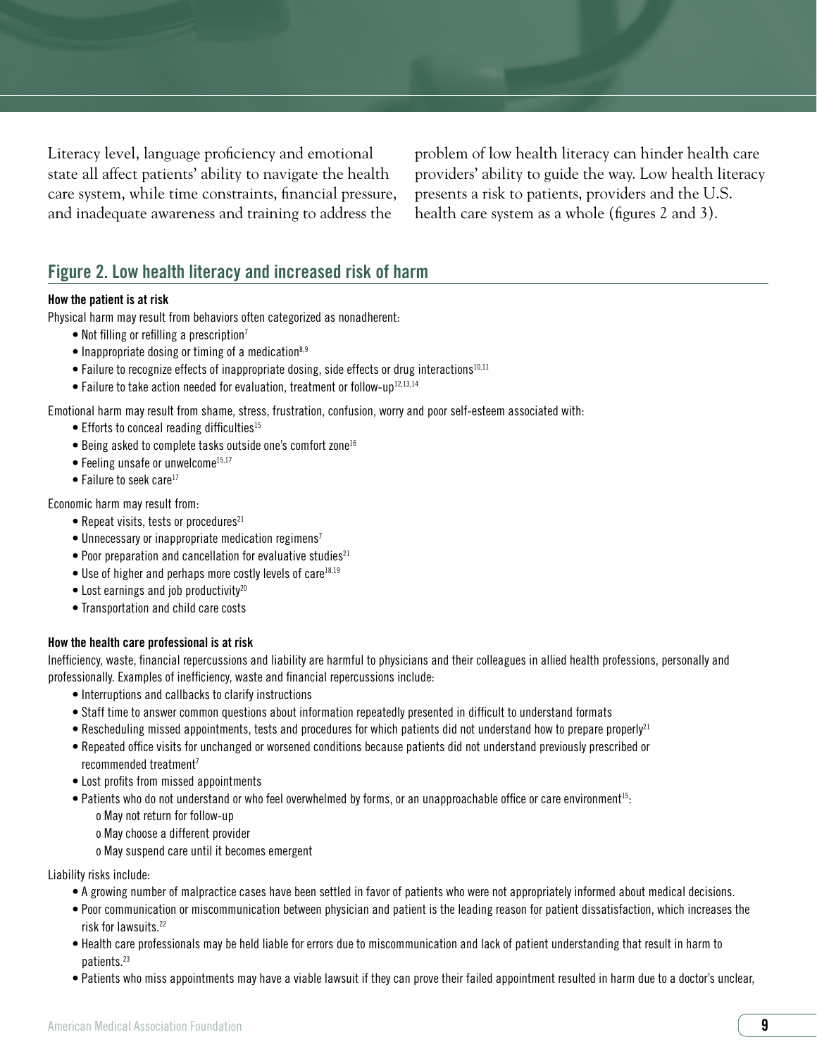Literacy level, language proficiency and emotional state all affect patients' ability to navigate the health care system, while time constraints, financial pressure, and inadequate awareness and training to address the problem of low health literacy can hinder health care providers' ability to guide the way. Low health literacy presents a risk to patients, providers and the U.S. health care system as a whole (figures 2 and 3).

## Figure 2. Low health literacy and increased risk of harm

**How the patient is at risk**

Physical harm may result from behaviors often categorized as nonadherent:

- Not filling or refilling a prescription[7]
- Inappropriate dosing or timing of a medication[8,9]
- Failure to recognize effects of inappropriate dosing, side effects or drug interactions[10,11]
- Failure to take action needed for evaluation, treatment or follow-up[12,13,14]

Emotional harm may result from shame, stress, frustration, confusion, worry and poor self-esteem associated with:

- Efforts to conceal reading difficulties[15]
- Being asked to complete tasks outside one's comfort zone[16]
- Feeling unsafe or unwelcome[15,17]
- Failure to seek care[17]

Economic harm may result from:

- Repeat visits, tests or procedures[21]
- Unnecessary or inappropriate medication regimens[7]
- Poor preparation and cancellation for evaluative studies[21]
- Use of higher and perhaps more costly levels of care[18,19]
- Lost earnings and job productivity[20]
- Transportation and child care costs

**How the health care professional is at risk**

Inefficiency, waste, financial repercussions and liability are harmful to physicians and their colleagues in allied health professions, personally and professionally. Examples of inefficiency, waste and financial repercussions include:

- Interruptions and callbacks to clarify instructions
- Staff time to answer common questions about information repeatedly presented in difficult to understand formats
- Rescheduling missed appointments, tests and procedures for which patients did not understand how to prepare properly[21]
- Repeated office visits for unchanged or worsened conditions because patients did not understand previously prescribed or recommended treatment[7]
- Lost profits from missed appointments
- Patients who do not understand or who feel overwhelmed by forms, or an unapproachable office or care environment[15]:
  - May not return for follow-up
  - May choose a different provider
  - May suspend care until it becomes emergent

Liability risks include:

- A growing number of malpractice cases have been settled in favor of patients who were not appropriately informed about medical decisions.
- Poor communication or miscommunication between physician and patient is the leading reason for patient dissatisfaction, which increases the risk for lawsuits.[22]
- Health care professionals may be held liable for errors due to miscommunication and lack of patient understanding that result in harm to patients.[23]
- Patients who miss appointments may have a viable lawsuit if they can prove their failed appointment resulted in harm due to a doctor's unclear,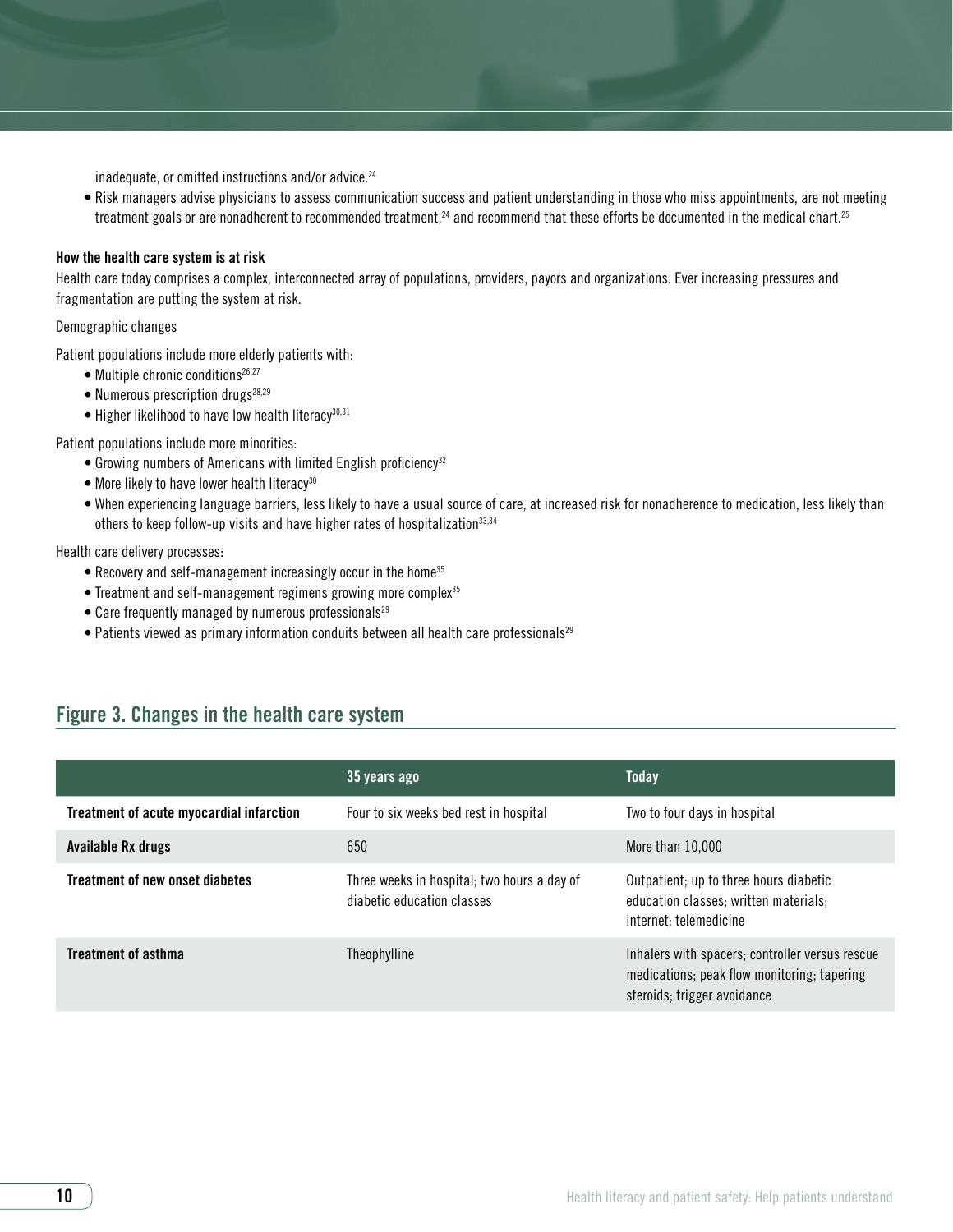inadequate, or omitted instructions and/or advice.[24]

- Risk managers advise physicians to assess communication success and patient understanding in those who miss appointments, are not meeting treatment goals or are nonadherent to recommended treatment,[24] and recommend that these efforts be documented in the medical chart.[25]

**How the health care system is at risk**

Health care today comprises a complex, interconnected array of populations, providers, payors and organizations. Ever increasing pressures and fragmentation are putting the system at risk.

Demographic changes

Patient populations include more elderly patients with:

- Multiple chronic conditions[26,27]
- Numerous prescription drugs[28,29]
- Higher likelihood to have low health literacy[30,31]

Patient populations include more minorities:

- Growing numbers of Americans with limited English proficiency[32]
- More likely to have lower health literacy[30]
- When experiencing language barriers, less likely to have a usual source of care, at increased risk for nonadherence to medication, less likely than others to keep follow-up visits and have higher rates of hospitalization[33,34]

Health care delivery processes:

- Recovery and self-management increasingly occur in the home[35]
- Treatment and self-management regimens growing more complex[35]
- Care frequently managed by numerous professionals[29]
- Patients viewed as primary information conduits between all health care professionals[29]

## Figure 3. Changes in the health care system

| | 35 years ago | Today |
|---|---|---|
| **Treatment of acute myocardial infarction** | Four to six weeks bed rest in hospital | Two to four days in hospital |
| **Available Rx drugs** | 650 | More than 10,000 |
| **Treatment of new onset diabetes** | Three weeks in hospital; two hours a day of diabetic education classes | Outpatient; up to three hours diabetic education classes; written materials; internet; telemedicine |
| **Treatment of asthma** | Theophylline | Inhalers with spacers; controller versus rescue medications; peak flow monitoring; tapering steroids; trigger avoidance |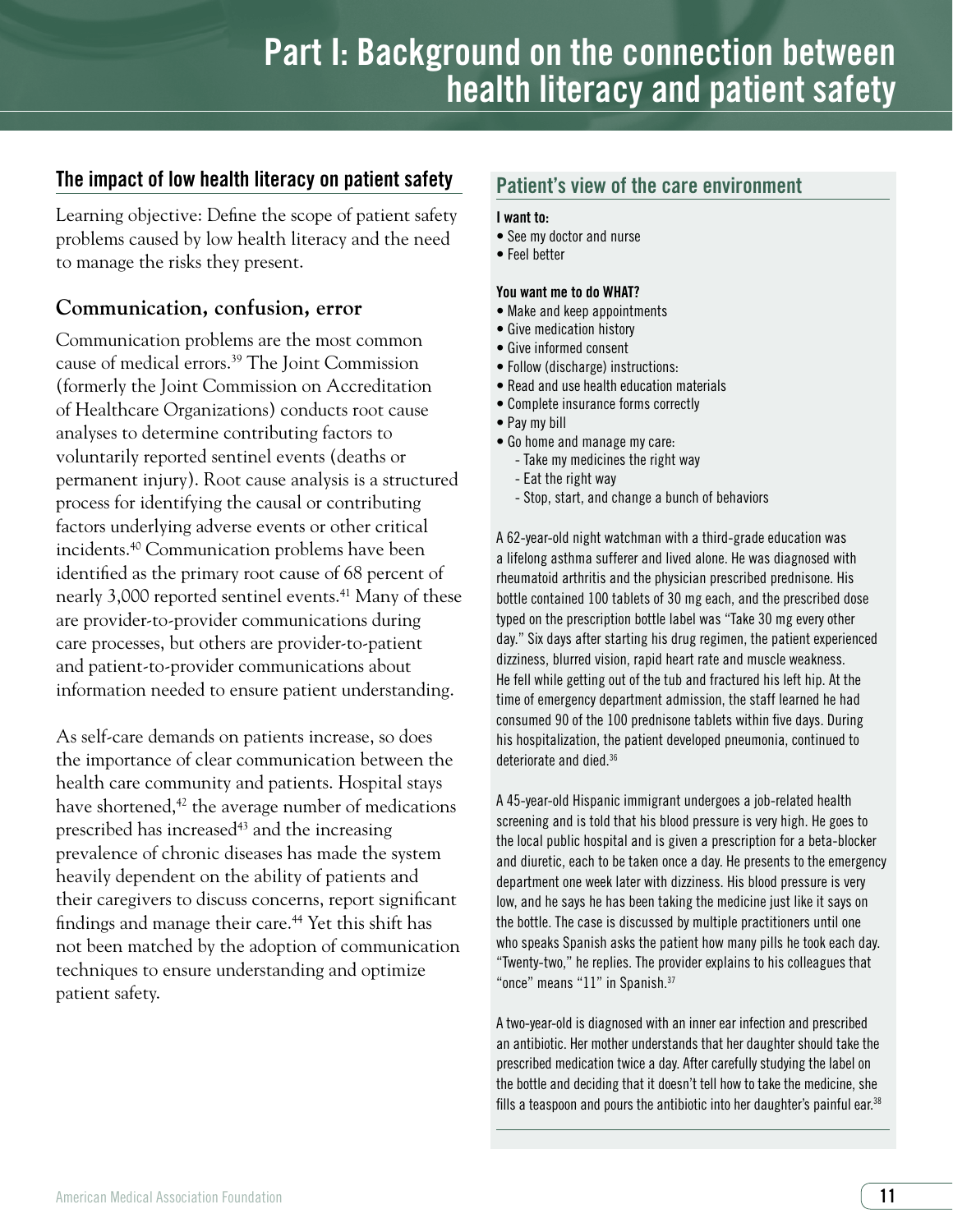# Part I: Background on the connection between health literacy and patient safety

## The impact of low health literacy on patient safety

Learning objective: Define the scope of patient safety problems caused by low health literacy and the need to manage the risks they present.

### Communication, confusion, error

Communication problems are the most common cause of medical errors.[39] The Joint Commission (formerly the Joint Commission on Accreditation of Healthcare Organizations) conducts root cause analyses to determine contributing factors to voluntarily reported sentinel events (deaths or permanent injury). Root cause analysis is a structured process for identifying the causal or contributing factors underlying adverse events or other critical incidents.[40] Communication problems have been identified as the primary root cause of 68 percent of nearly 3,000 reported sentinel events.[41] Many of these are provider-to-provider communications during care processes, but others are provider-to-patient and patient-to-provider communications about information needed to ensure patient understanding.

As self-care demands on patients increase, so does the importance of clear communication between the health care community and patients. Hospital stays have shortened,[42] the average number of medications prescribed has increased[43] and the increasing prevalence of chronic diseases has made the system heavily dependent on the ability of patients and their caregivers to discuss concerns, report significant findings and manage their care.[44] Yet this shift has not been matched by the adoption of communication techniques to ensure understanding and optimize patient safety.

## Patient's view of the care environment

**I want to:**

- See my doctor and nurse
- Feel better

**You want me to do WHAT?**

- Make and keep appointments
- Give medication history
- Give informed consent
- Follow (discharge) instructions:
- Read and use health education materials
- Complete insurance forms correctly
- Pay my bill
- Go home and manage my care:
  - Take my medicines the right way
  - Eat the right way
  - Stop, start, and change a bunch of behaviors

A 62-year-old night watchman with a third-grade education was a lifelong asthma sufferer and lived alone. He was diagnosed with rheumatoid arthritis and the physician prescribed prednisone. His bottle contained 100 tablets of 30 mg each, and the prescribed dose typed on the prescription bottle label was "Take 30 mg every other day." Six days after starting his drug regimen, the patient experienced dizziness, blurred vision, rapid heart rate and muscle weakness. He fell while getting out of the tub and fractured his left hip. At the time of emergency department admission, the staff learned he had consumed 90 of the 100 prednisone tablets within five days. During his hospitalization, the patient developed pneumonia, continued to deteriorate and died.[36]

A 45-year-old Hispanic immigrant undergoes a job-related health screening and is told that his blood pressure is very high. He goes to the local public hospital and is given a prescription for a beta-blocker and diuretic, each to be taken once a day. He presents to the emergency department one week later with dizziness. His blood pressure is very low, and he says he has been taking the medicine just like it says on the bottle. The case is discussed by multiple practitioners until one who speaks Spanish asks the patient how many pills he took each day. "Twenty-two," he replies. The provider explains to his colleagues that "once" means "11" in Spanish.[37]

A two-year-old is diagnosed with an inner ear infection and prescribed an antibiotic. Her mother understands that her daughter should take the prescribed medication twice a day. After carefully studying the label on the bottle and deciding that it doesn't tell how to take the medicine, she fills a teaspoon and pours the antibiotic into her daughter's painful ear.[38]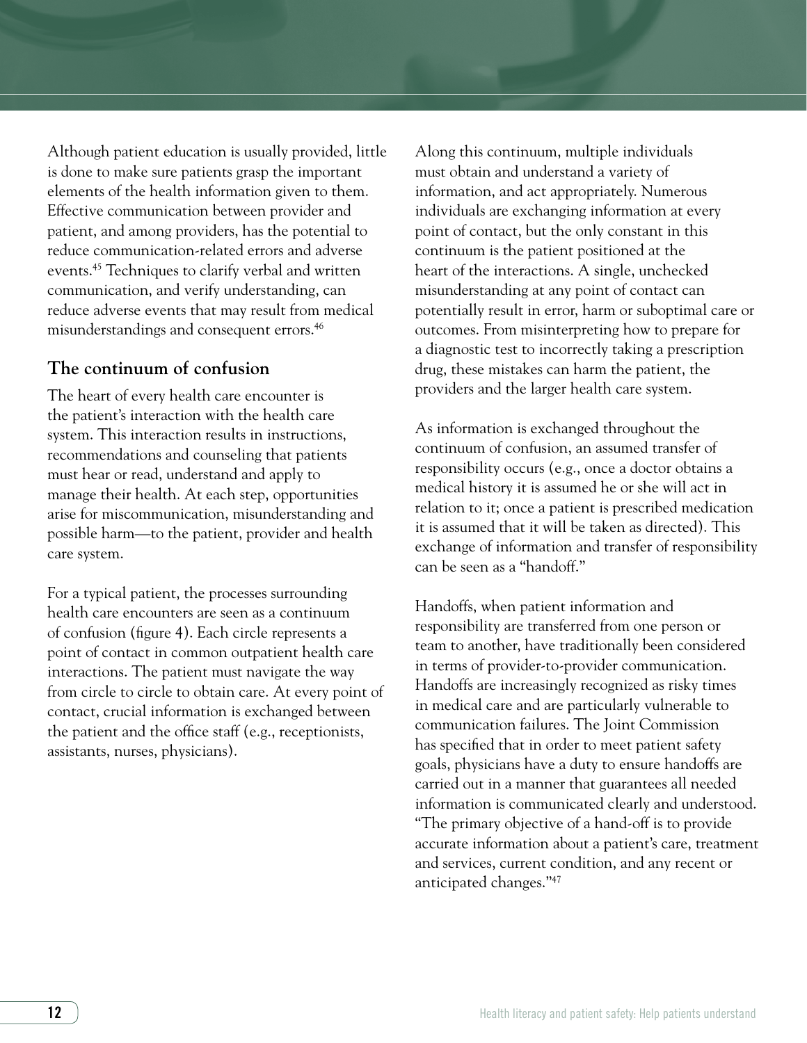Although patient education is usually provided, little is done to make sure patients grasp the important elements of the health information given to them. Effective communication between provider and patient, and among providers, has the potential to reduce communication-related errors and adverse events.[45] Techniques to clarify verbal and written communication, and verify understanding, can reduce adverse events that may result from medical misunderstandings and consequent errors.[46]

## The continuum of confusion

The heart of every health care encounter is the patient's interaction with the health care system. This interaction results in instructions, recommendations and counseling that patients must hear or read, understand and apply to manage their health. At each step, opportunities arise for miscommunication, misunderstanding and possible harm—to the patient, provider and health care system.

For a typical patient, the processes surrounding health care encounters are seen as a continuum of confusion (figure 4). Each circle represents a point of contact in common outpatient health care interactions. The patient must navigate the way from circle to circle to obtain care. At every point of contact, crucial information is exchanged between the patient and the office staff (e.g., receptionists, assistants, nurses, physicians).

Along this continuum, multiple individuals must obtain and understand a variety of information, and act appropriately. Numerous individuals are exchanging information at every point of contact, but the only constant in this continuum is the patient positioned at the heart of the interactions. A single, unchecked misunderstanding at any point of contact can potentially result in error, harm or suboptimal care or outcomes. From misinterpreting how to prepare for a diagnostic test to incorrectly taking a prescription drug, these mistakes can harm the patient, the providers and the larger health care system.

As information is exchanged throughout the continuum of confusion, an assumed transfer of responsibility occurs (e.g., once a doctor obtains a medical history it is assumed he or she will act in relation to it; once a patient is prescribed medication it is assumed that it will be taken as directed). This exchange of information and transfer of responsibility can be seen as a "handoff."

Handoffs, when patient information and responsibility are transferred from one person or team to another, have traditionally been considered in terms of provider-to-provider communication. Handoffs are increasingly recognized as risky times in medical care and are particularly vulnerable to communication failures. The Joint Commission has specified that in order to meet patient safety goals, physicians have a duty to ensure handoffs are carried out in a manner that guarantees all needed information is communicated clearly and understood. "The primary objective of a hand-off is to provide accurate information about a patient's care, treatment and services, current condition, and any recent or anticipated changes."[47]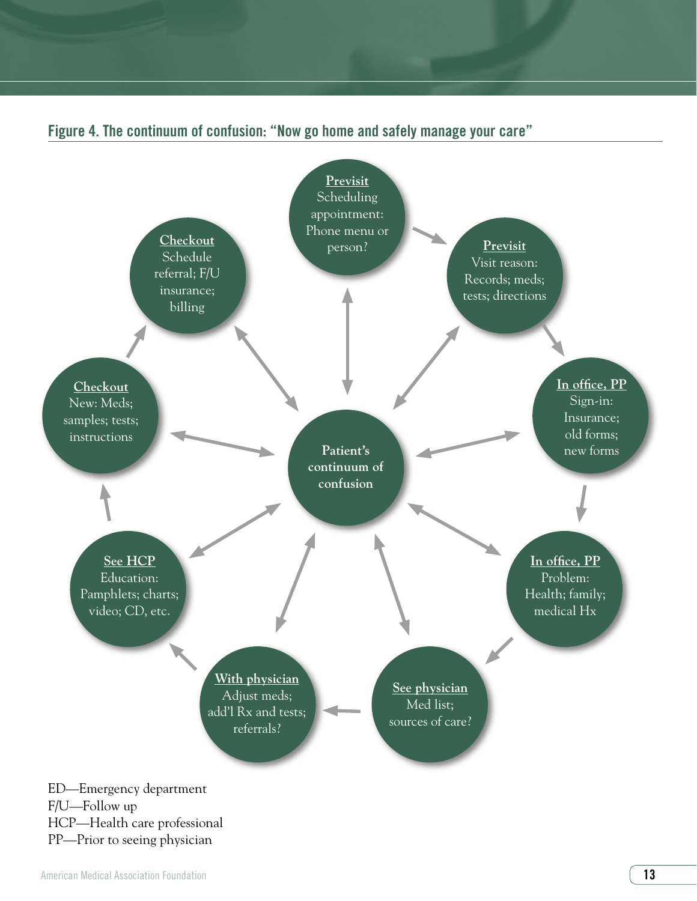**Figure 4. The continuum of confusion: "Now go home and safely manage your care"**

**Patient's continuum of confusion**

- **Previsit** — Scheduling appointment: Phone menu or person?
- **Previsit** — Visit reason: Records; meds; tests; directions
- **In office, PP** — Sign-in: Insurance; old forms; new forms
- **In office, PP** — Problem: Health; family; medical Hx
- **See physician** — Med list; sources of care?
- **With physician** — Adjust meds; add'l Rx and tests; referrals?
- **See HCP** — Education: Pamphlets; charts; video; CD, etc.
- **Checkout** — New: Meds; samples; tests; instructions
- **Checkout** — Schedule referral; F/U insurance; billing

ED—Emergency department
F/U—Follow up
HCP—Health care professional
PP—Prior to seeing physician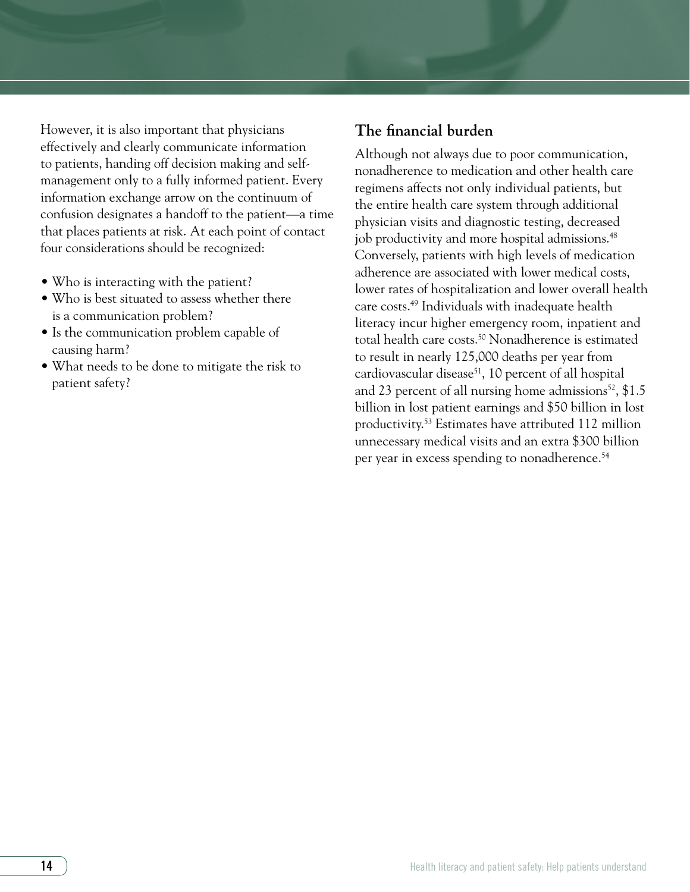However, it is also important that physicians effectively and clearly communicate information to patients, handing off decision making and self-management only to a fully informed patient. Every information exchange arrow on the continuum of confusion designates a handoff to the patient—a time that places patients at risk. At each point of contact four considerations should be recognized:

- Who is interacting with the patient?
- Who is best situated to assess whether there is a communication problem?
- Is the communication problem capable of causing harm?
- What needs to be done to mitigate the risk to patient safety?

## The financial burden

Although not always due to poor communication, nonadherence to medication and other health care regimens affects not only individual patients, but the entire health care system through additional physician visits and diagnostic testing, decreased job productivity and more hospital admissions.[48] Conversely, patients with high levels of medication adherence are associated with lower medical costs, lower rates of hospitalization and lower overall health care costs.[49] Individuals with inadequate health literacy incur higher emergency room, inpatient and total health care costs.[50] Nonadherence is estimated to result in nearly 125,000 deaths per year from cardiovascular disease[51], 10 percent of all hospital and 23 percent of all nursing home admissions[52], $1.5 billion in lost patient earnings and $50 billion in lost productivity.[53] Estimates have attributed 112 million unnecessary medical visits and an extra $300 billion per year in excess spending to nonadherence.[54]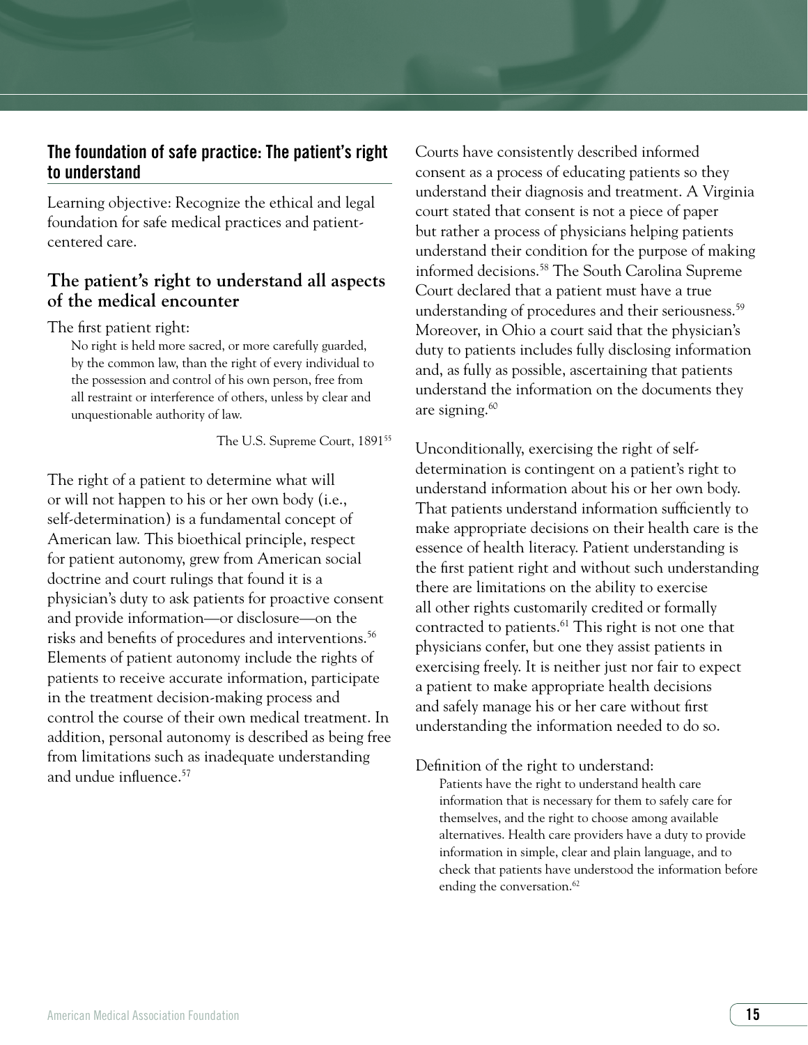## The foundation of safe practice: The patient's right to understand

Learning objective: Recognize the ethical and legal foundation for safe medical practices and patient-centered care.

### The patient's right to understand all aspects of the medical encounter

The first patient right:

> No right is held more sacred, or more carefully guarded, by the common law, than the right of every individual to the possession and control of his own person, free from all restraint or interference of others, unless by clear and unquestionable authority of law.
>
> The U.S. Supreme Court, 1891[55]

The right of a patient to determine what will or will not happen to his or her own body (i.e., self-determination) is a fundamental concept of American law. This bioethical principle, respect for patient autonomy, grew from American social doctrine and court rulings that found it is a physician's duty to ask patients for proactive consent and provide information—or disclosure—on the risks and benefits of procedures and interventions.[56] Elements of patient autonomy include the rights of patients to receive accurate information, participate in the treatment decision-making process and control the course of their own medical treatment. In addition, personal autonomy is described as being free from limitations such as inadequate understanding and undue influence.[57]

Courts have consistently described informed consent as a process of educating patients so they understand their diagnosis and treatment. A Virginia court stated that consent is not a piece of paper but rather a process of physicians helping patients understand their condition for the purpose of making informed decisions.[58] The South Carolina Supreme Court declared that a patient must have a true understanding of procedures and their seriousness.[59] Moreover, in Ohio a court said that the physician's duty to patients includes fully disclosing information and, as fully as possible, ascertaining that patients understand the information on the documents they are signing.[60]

Unconditionally, exercising the right of self-determination is contingent on a patient's right to understand information about his or her own body. That patients understand information sufficiently to make appropriate decisions on their health care is the essence of health literacy. Patient understanding is the first patient right and without such understanding there are limitations on the ability to exercise all other rights customarily credited or formally contracted to patients.[61] This right is not one that physicians confer, but one they assist patients in exercising freely. It is neither just nor fair to expect a patient to make appropriate health decisions and safely manage his or her care without first understanding the information needed to do so.

Definition of the right to understand:

> Patients have the right to understand health care information that is necessary for them to safely care for themselves, and the right to choose among available alternatives. Health care providers have a duty to provide information in simple, clear and plain language, and to check that patients have understood the information before ending the conversation.[62]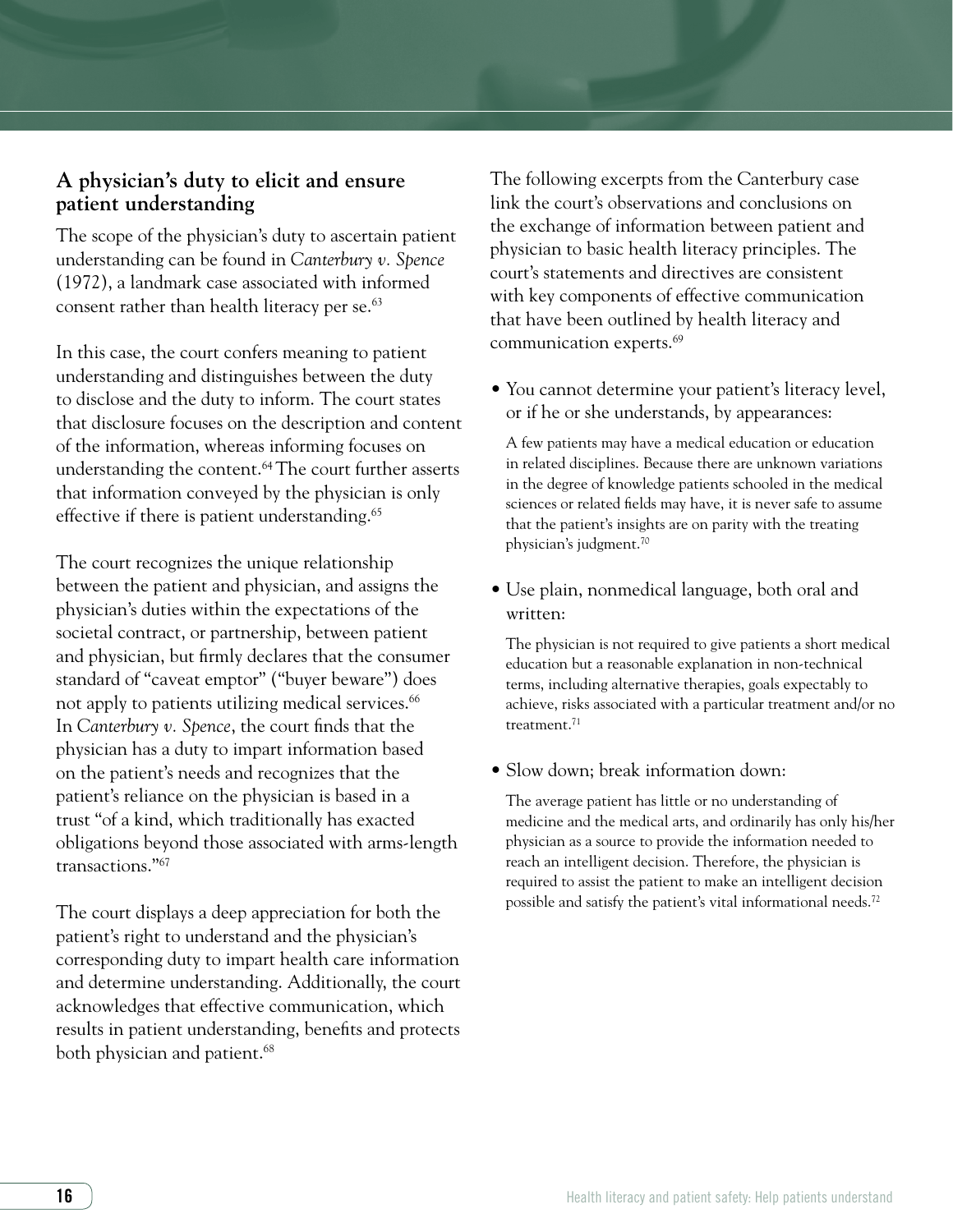## A physician's duty to elicit and ensure patient understanding

The scope of the physician's duty to ascertain patient understanding can be found in *Canterbury v. Spence* (1972), a landmark case associated with informed consent rather than health literacy per se.[63]

In this case, the court confers meaning to patient understanding and distinguishes between the duty to disclose and the duty to inform. The court states that disclosure focuses on the description and content of the information, whereas informing focuses on understanding the content.[64] The court further asserts that information conveyed by the physician is only effective if there is patient understanding.[65]

The court recognizes the unique relationship between the patient and physician, and assigns the physician's duties within the expectations of the societal contract, or partnership, between patient and physician, but firmly declares that the consumer standard of "caveat emptor" ("buyer beware") does not apply to patients utilizing medical services.[66] In *Canterbury v. Spence*, the court finds that the physician has a duty to impart information based on the patient's needs and recognizes that the patient's reliance on the physician is based in a trust "of a kind, which traditionally has exacted obligations beyond those associated with arms-length transactions."[67]

The court displays a deep appreciation for both the patient's right to understand and the physician's corresponding duty to impart health care information and determine understanding. Additionally, the court acknowledges that effective communication, which results in patient understanding, benefits and protects both physician and patient.[68]

The following excerpts from the Canterbury case link the court's observations and conclusions on the exchange of information between patient and physician to basic health literacy principles. The court's statements and directives are consistent with key components of effective communication that have been outlined by health literacy and communication experts.[69]

- You cannot determine your patient's literacy level, or if he or she understands, by appearances:

  A few patients may have a medical education or education in related disciplines. Because there are unknown variations in the degree of knowledge patients schooled in the medical sciences or related fields may have, it is never safe to assume that the patient's insights are on parity with the treating physician's judgment.[70]

- Use plain, nonmedical language, both oral and written:

  The physician is not required to give patients a short medical education but a reasonable explanation in non-technical terms, including alternative therapies, goals expectably to achieve, risks associated with a particular treatment and/or no treatment.[71]

- Slow down; break information down:

  The average patient has little or no understanding of medicine and the medical arts, and ordinarily has only his/her physician as a source to provide the information needed to reach an intelligent decision. Therefore, the physician is required to assist the patient to make an intelligent decision possible and satisfy the patient's vital informational needs.[72]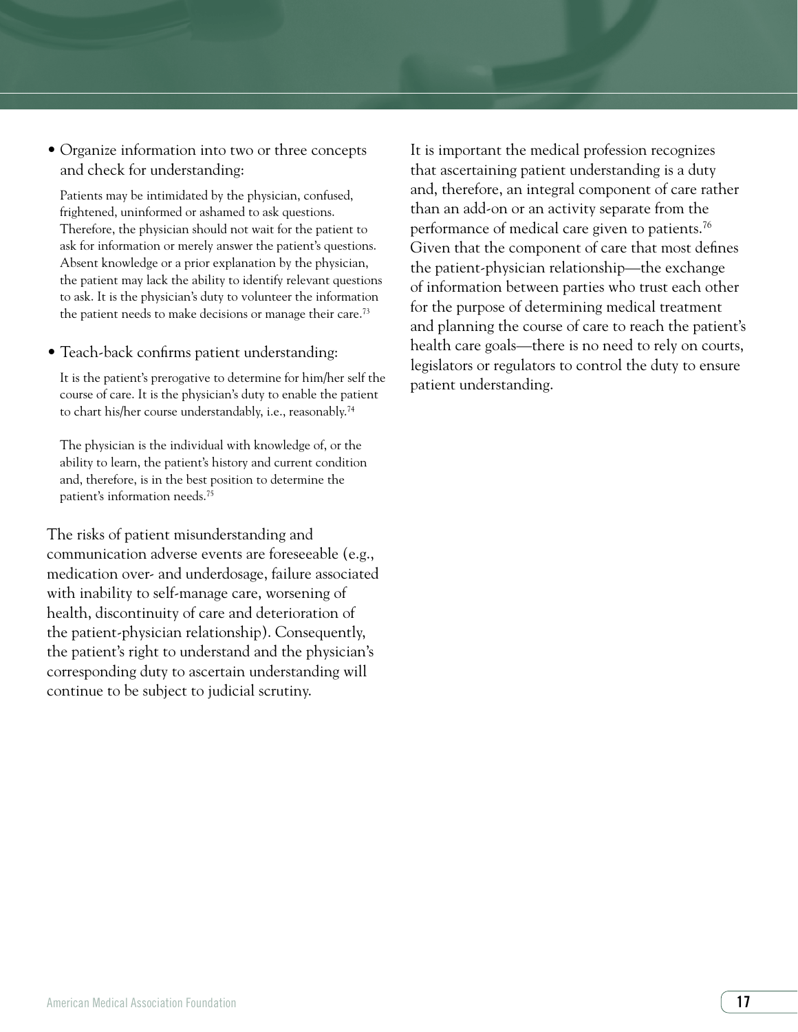- Organize information into two or three concepts and check for understanding:

  Patients may be intimidated by the physician, confused, frightened, uninformed or ashamed to ask questions. Therefore, the physician should not wait for the patient to ask for information or merely answer the patient's questions. Absent knowledge or a prior explanation by the physician, the patient may lack the ability to identify relevant questions to ask. It is the physician's duty to volunteer the information the patient needs to make decisions or manage their care.[73]

- Teach-back confirms patient understanding:

  It is the patient's prerogative to determine for him/her self the course of care. It is the physician's duty to enable the patient to chart his/her course understandably, i.e., reasonably.[74]

  The physician is the individual with knowledge of, or the ability to learn, the patient's history and current condition and, therefore, is in the best position to determine the patient's information needs.[75]

The risks of patient misunderstanding and communication adverse events are foreseeable (e.g., medication over- and underdosage, failure associated with inability to self-manage care, worsening of health, discontinuity of care and deterioration of the patient-physician relationship). Consequently, the patient's right to understand and the physician's corresponding duty to ascertain understanding will continue to be subject to judicial scrutiny.

It is important the medical profession recognizes that ascertaining patient understanding is a duty and, therefore, an integral component of care rather than an add-on or an activity separate from the performance of medical care given to patients.[76] Given that the component of care that most defines the patient-physician relationship—the exchange of information between parties who trust each other for the purpose of determining medical treatment and planning the course of care to reach the patient's health care goals—there is no need to rely on courts, legislators or regulators to control the duty to ensure patient understanding.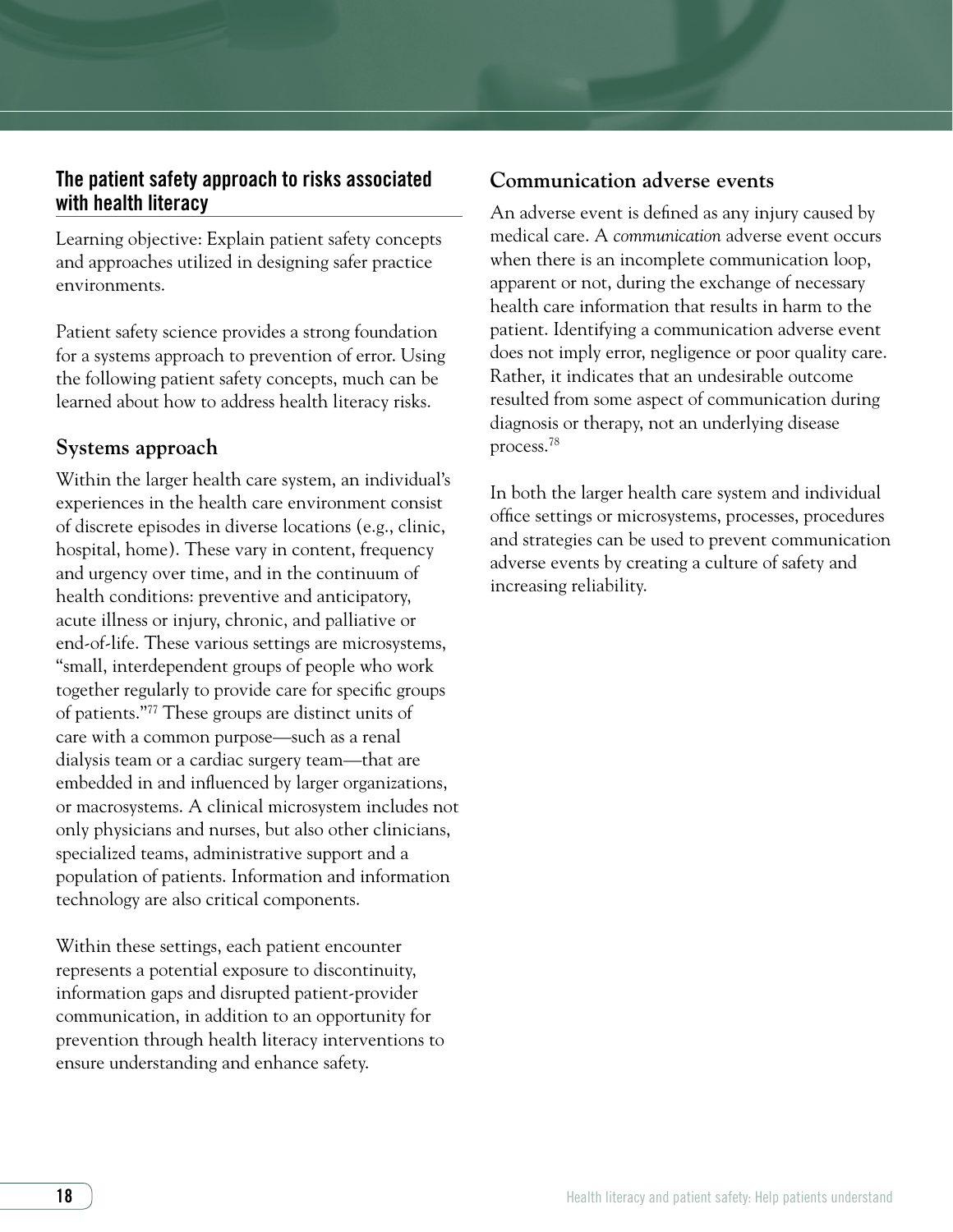## The patient safety approach to risks associated with health literacy

Learning objective: Explain patient safety concepts and approaches utilized in designing safer practice environments.

Patient safety science provides a strong foundation for a systems approach to prevention of error. Using the following patient safety concepts, much can be learned about how to address health literacy risks.

### Systems approach

Within the larger health care system, an individual's experiences in the health care environment consist of discrete episodes in diverse locations (e.g., clinic, hospital, home). These vary in content, frequency and urgency over time, and in the continuum of health conditions: preventive and anticipatory, acute illness or injury, chronic, and palliative or end-of-life. These various settings are microsystems, "small, interdependent groups of people who work together regularly to provide care for specific groups of patients."[77] These groups are distinct units of care with a common purpose—such as a renal dialysis team or a cardiac surgery team—that are embedded in and influenced by larger organizations, or macrosystems. A clinical microsystem includes not only physicians and nurses, but also other clinicians, specialized teams, administrative support and a population of patients. Information and information technology are also critical components.

Within these settings, each patient encounter represents a potential exposure to discontinuity, information gaps and disrupted patient-provider communication, in addition to an opportunity for prevention through health literacy interventions to ensure understanding and enhance safety.

### Communication adverse events

An adverse event is defined as any injury caused by medical care. A *communication* adverse event occurs when there is an incomplete communication loop, apparent or not, during the exchange of necessary health care information that results in harm to the patient. Identifying a communication adverse event does not imply error, negligence or poor quality care. Rather, it indicates that an undesirable outcome resulted from some aspect of communication during diagnosis or therapy, not an underlying disease process.[78]

In both the larger health care system and individual office settings or microsystems, processes, procedures and strategies can be used to prevent communication adverse events by creating a culture of safety and increasing reliability.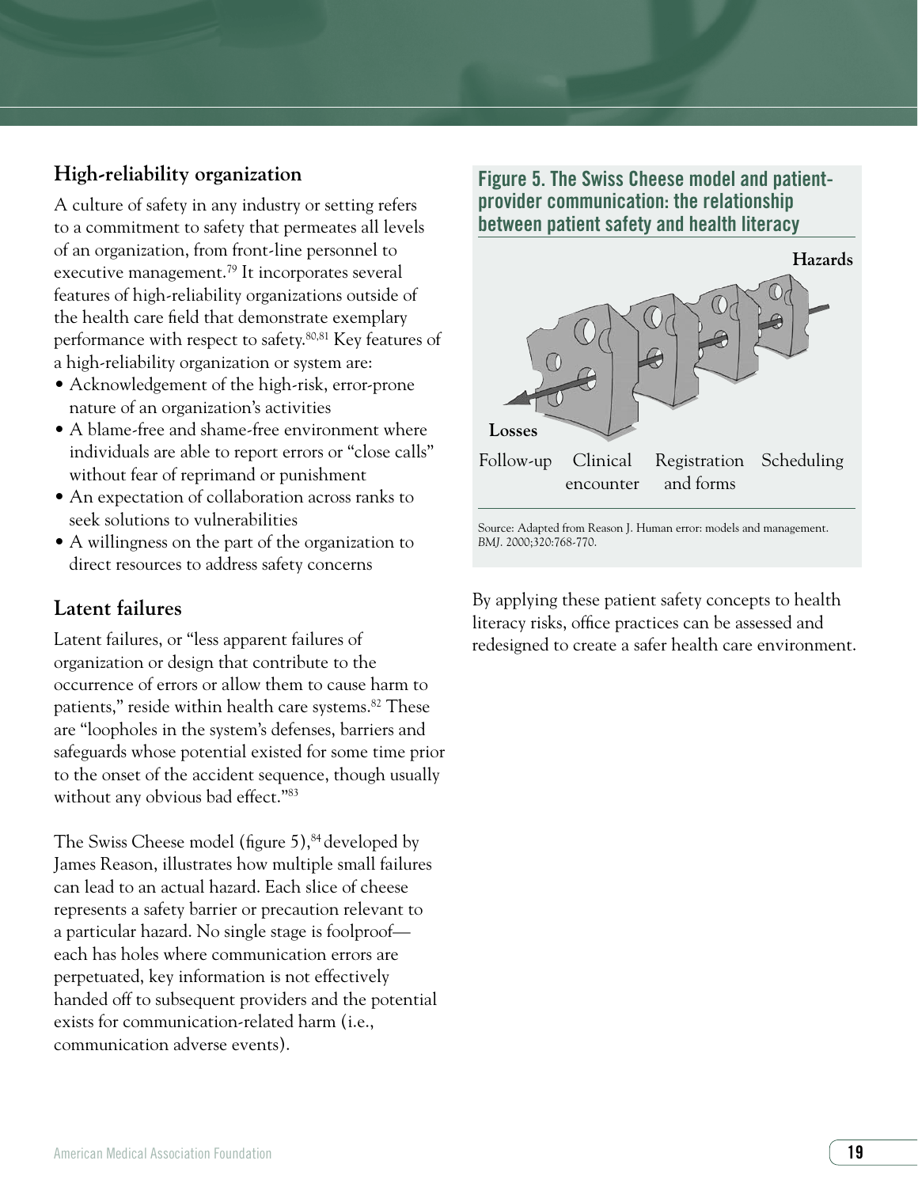## High-reliability organization

A culture of safety in any industry or setting refers to a commitment to safety that permeates all levels of an organization, from front-line personnel to executive management.[79] It incorporates several features of high-reliability organizations outside of the health care field that demonstrate exemplary performance with respect to safety.[80,81] Key features of a high-reliability organization or system are:

- Acknowledgement of the high-risk, error-prone nature of an organization's activities
- A blame-free and shame-free environment where individuals are able to report errors or "close calls" without fear of reprimand or punishment
- An expectation of collaboration across ranks to seek solutions to vulnerabilities
- A willingness on the part of the organization to direct resources to address safety concerns

## Latent failures

Latent failures, or "less apparent failures of organization or design that contribute to the occurrence of errors or allow them to cause harm to patients," reside within health care systems.[82] These are "loopholes in the system's defenses, barriers and safeguards whose potential existed for some time prior to the onset of the accident sequence, though usually without any obvious bad effect."[83]

The Swiss Cheese model (figure 5),[84] developed by James Reason, illustrates how multiple small failures can lead to an actual hazard. Each slice of cheese represents a safety barrier or precaution relevant to a particular hazard. No single stage is foolproof—each has holes where communication errors are perpetuated, key information is not effectively handed off to subsequent providers and the potential exists for communication-related harm (i.e., communication adverse events).

**Figure 5. The Swiss Cheese model and patient-provider communication: the relationship between patient safety and health literacy**

Hazards

Losses

Follow-up | Clinical encounter | Registration and forms | Scheduling

Source: Adapted from Reason J. Human error: models and management. *BMJ*. 2000;320:768-770.

By applying these patient safety concepts to health literacy risks, office practices can be assessed and redesigned to create a safer health care environment.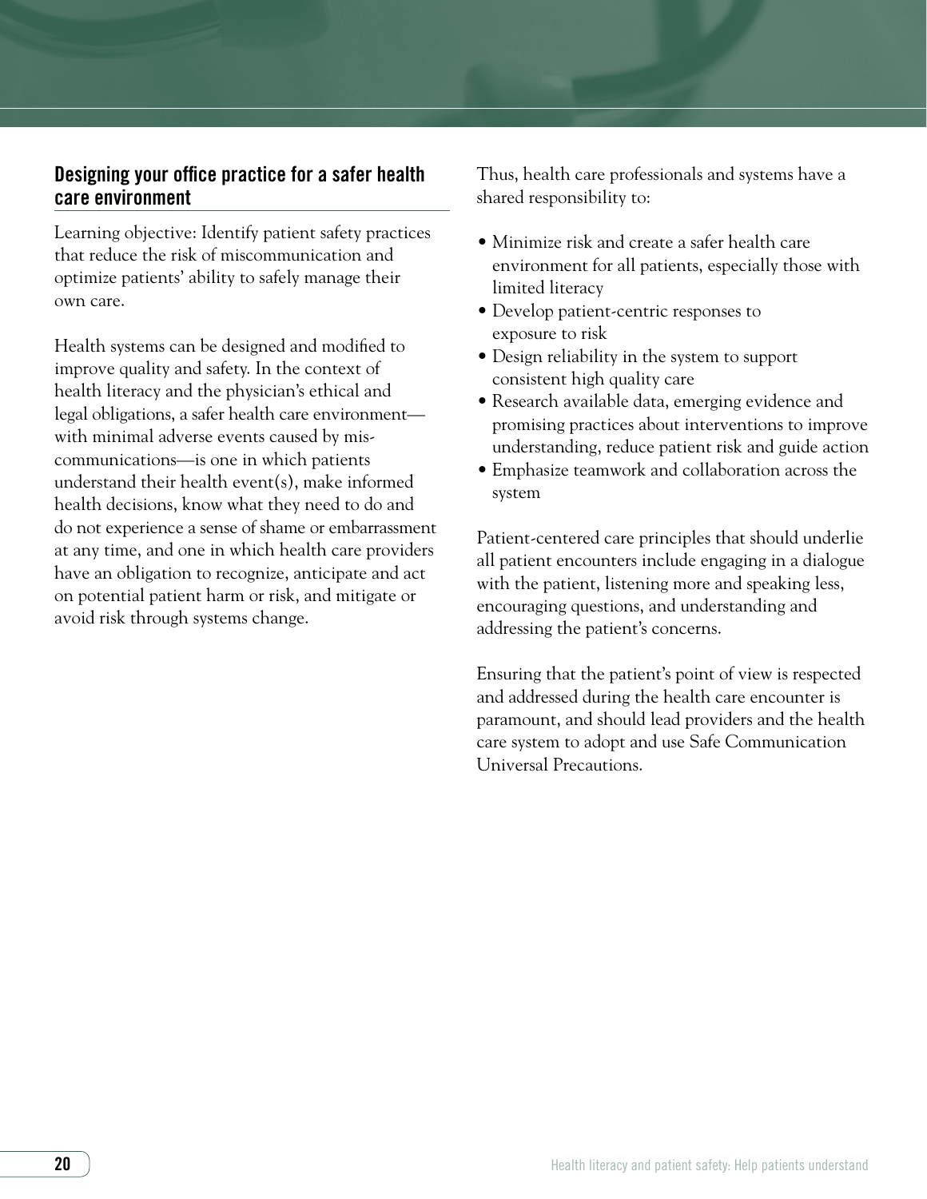## Designing your office practice for a safer health care environment

Learning objective: Identify patient safety practices that reduce the risk of miscommunication and optimize patients' ability to safely manage their own care.

Health systems can be designed and modified to improve quality and safety. In the context of health literacy and the physician's ethical and legal obligations, a safer health care environment—with minimal adverse events caused by miscommunications—is one in which patients understand their health event(s), make informed health decisions, know what they need to do and do not experience a sense of shame or embarrassment at any time, and one in which health care providers have an obligation to recognize, anticipate and act on potential patient harm or risk, and mitigate or avoid risk through systems change.

Thus, health care professionals and systems have a shared responsibility to:

- Minimize risk and create a safer health care environment for all patients, especially those with limited literacy
- Develop patient-centric responses to exposure to risk
- Design reliability in the system to support consistent high quality care
- Research available data, emerging evidence and promising practices about interventions to improve understanding, reduce patient risk and guide action
- Emphasize teamwork and collaboration across the system

Patient-centered care principles that should underlie all patient encounters include engaging in a dialogue with the patient, listening more and speaking less, encouraging questions, and understanding and addressing the patient's concerns.

Ensuring that the patient's point of view is respected and addressed during the health care encounter is paramount, and should lead providers and the health care system to adopt and use Safe Communication Universal Precautions.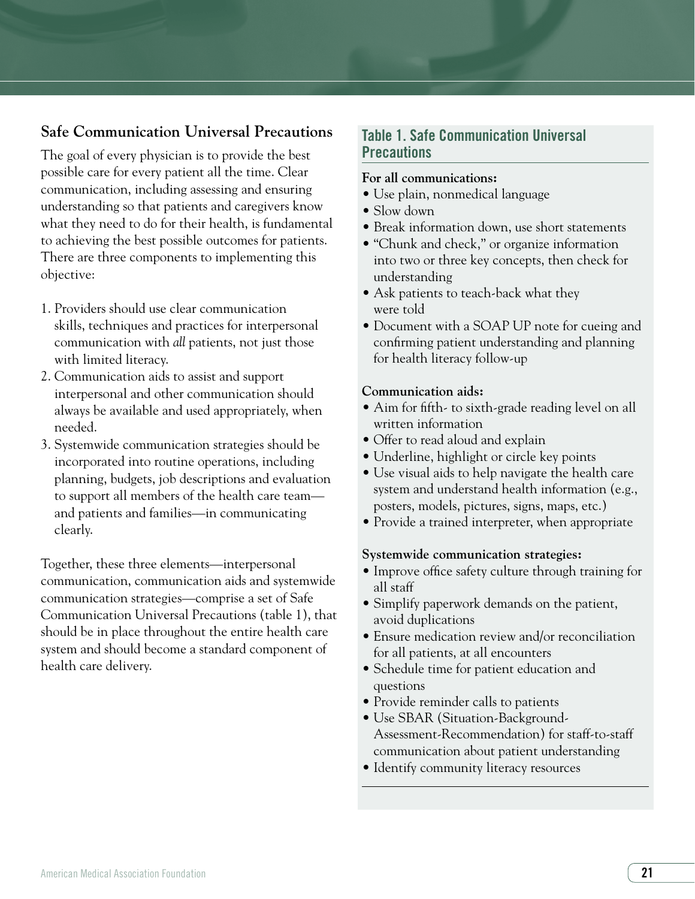## Safe Communication Universal Precautions

The goal of every physician is to provide the best possible care for every patient all the time. Clear communication, including assessing and ensuring understanding so that patients and caregivers know what they need to do for their health, is fundamental to achieving the best possible outcomes for patients. There are three components to implementing this objective:

1. Providers should use clear communication skills, techniques and practices for interpersonal communication with *all* patients, not just those with limited literacy.
2. Communication aids to assist and support interpersonal and other communication should always be available and used appropriately, when needed.
3. Systemwide communication strategies should be incorporated into routine operations, including planning, budgets, job descriptions and evaluation to support all members of the health care team—and patients and families—in communicating clearly.

Together, these three elements—interpersonal communication, communication aids and systemwide communication strategies—comprise a set of Safe Communication Universal Precautions (table 1), that should be in place throughout the entire health care system and should become a standard component of health care delivery.

### Table 1. Safe Communication Universal Precautions

**For all communications:**

- Use plain, nonmedical language
- Slow down
- Break information down, use short statements
- "Chunk and check," or organize information into two or three key concepts, then check for understanding
- Ask patients to teach-back what they were told
- Document with a SOAP UP note for cueing and confirming patient understanding and planning for health literacy follow-up

**Communication aids:**

- Aim for fifth- to sixth-grade reading level on all written information
- Offer to read aloud and explain
- Underline, highlight or circle key points
- Use visual aids to help navigate the health care system and understand health information (e.g., posters, models, pictures, signs, maps, etc.)
- Provide a trained interpreter, when appropriate

**Systemwide communication strategies:**

- Improve office safety culture through training for all staff
- Simplify paperwork demands on the patient, avoid duplications
- Ensure medication review and/or reconciliation for all patients, at all encounters
- Schedule time for patient education and questions
- Provide reminder calls to patients
- Use SBAR (Situation-Background-Assessment-Recommendation) for staff-to-staff communication about patient understanding
- Identify community literacy resources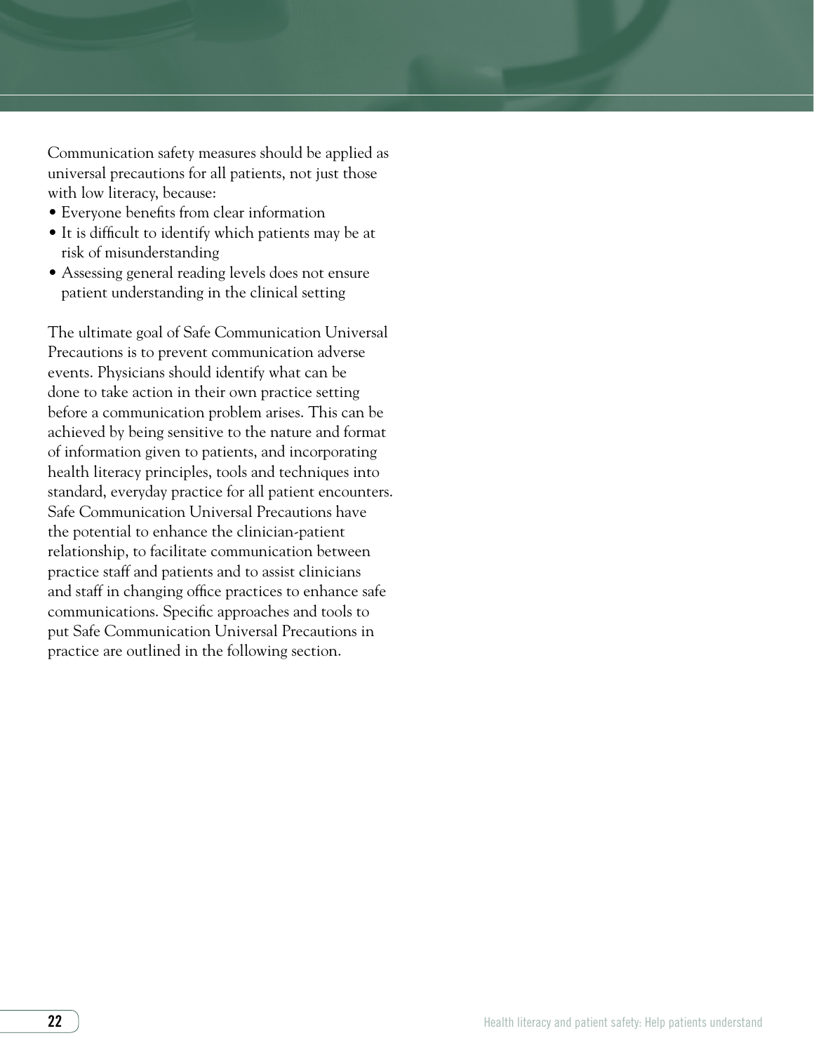Communication safety measures should be applied as universal precautions for all patients, not just those with low literacy, because:

- Everyone benefits from clear information
- It is difficult to identify which patients may be at risk of misunderstanding
- Assessing general reading levels does not ensure patient understanding in the clinical setting

The ultimate goal of Safe Communication Universal Precautions is to prevent communication adverse events. Physicians should identify what can be done to take action in their own practice setting before a communication problem arises. This can be achieved by being sensitive to the nature and format of information given to patients, and incorporating health literacy principles, tools and techniques into standard, everyday practice for all patient encounters. Safe Communication Universal Precautions have the potential to enhance the clinician-patient relationship, to facilitate communication between practice staff and patients and to assist clinicians and staff in changing office practices to enhance safe communications. Specific approaches and tools to put Safe Communication Universal Precautions in practice are outlined in the following section.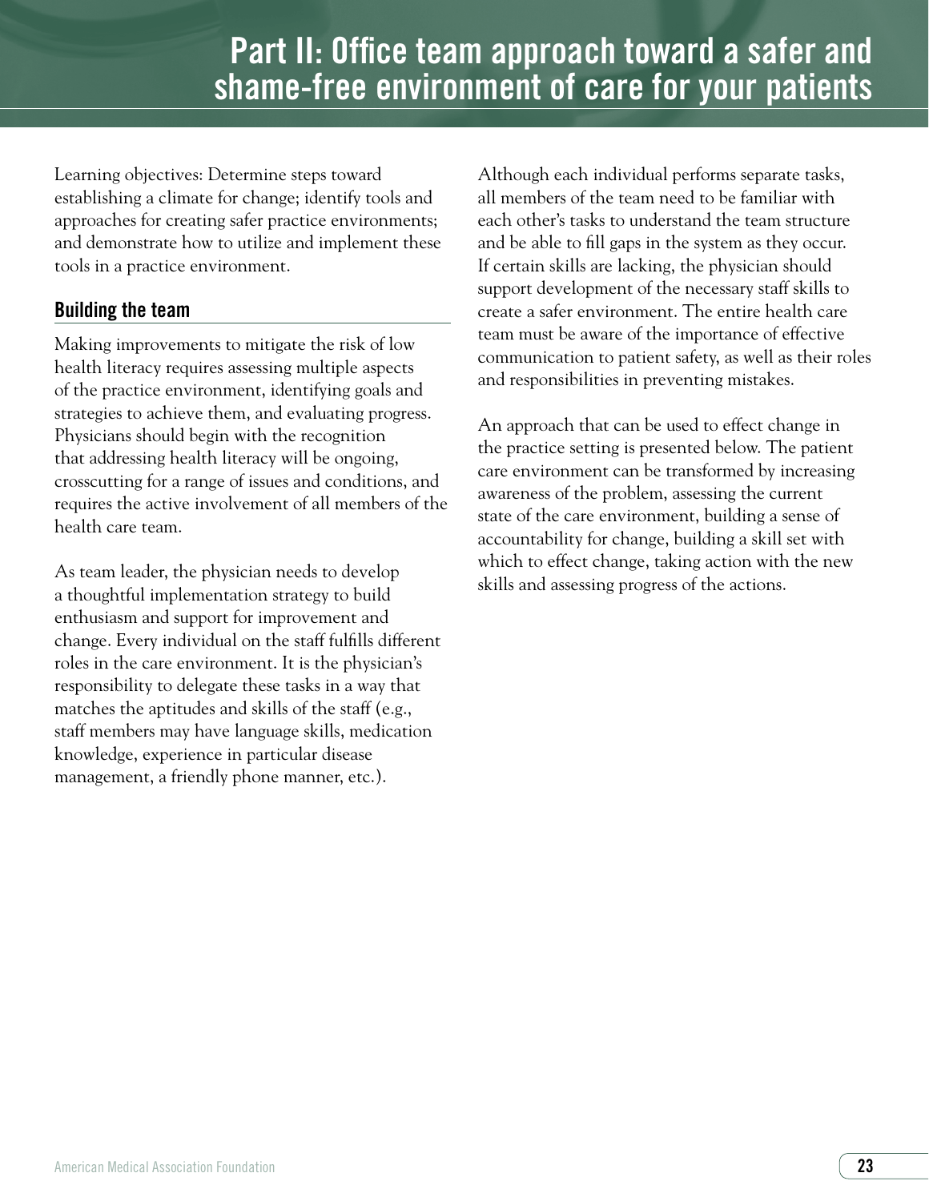# Part II: Office team approach toward a safer and shame-free environment of care for your patients

Learning objectives: Determine steps toward establishing a climate for change; identify tools and approaches for creating safer practice environments; and demonstrate how to utilize and implement these tools in a practice environment.

## Building the team

Making improvements to mitigate the risk of low health literacy requires assessing multiple aspects of the practice environment, identifying goals and strategies to achieve them, and evaluating progress. Physicians should begin with the recognition that addressing health literacy will be ongoing, crosscutting for a range of issues and conditions, and requires the active involvement of all members of the health care team.

As team leader, the physician needs to develop a thoughtful implementation strategy to build enthusiasm and support for improvement and change. Every individual on the staff fulfills different roles in the care environment. It is the physician's responsibility to delegate these tasks in a way that matches the aptitudes and skills of the staff (e.g., staff members may have language skills, medication knowledge, experience in particular disease management, a friendly phone manner, etc.).

Although each individual performs separate tasks, all members of the team need to be familiar with each other's tasks to understand the team structure and be able to fill gaps in the system as they occur. If certain skills are lacking, the physician should support development of the necessary staff skills to create a safer environment. The entire health care team must be aware of the importance of effective communication to patient safety, as well as their roles and responsibilities in preventing mistakes.

An approach that can be used to effect change in the practice setting is presented below. The patient care environment can be transformed by increasing awareness of the problem, assessing the current state of the care environment, building a sense of accountability for change, building a skill set with which to effect change, taking action with the new skills and assessing progress of the actions.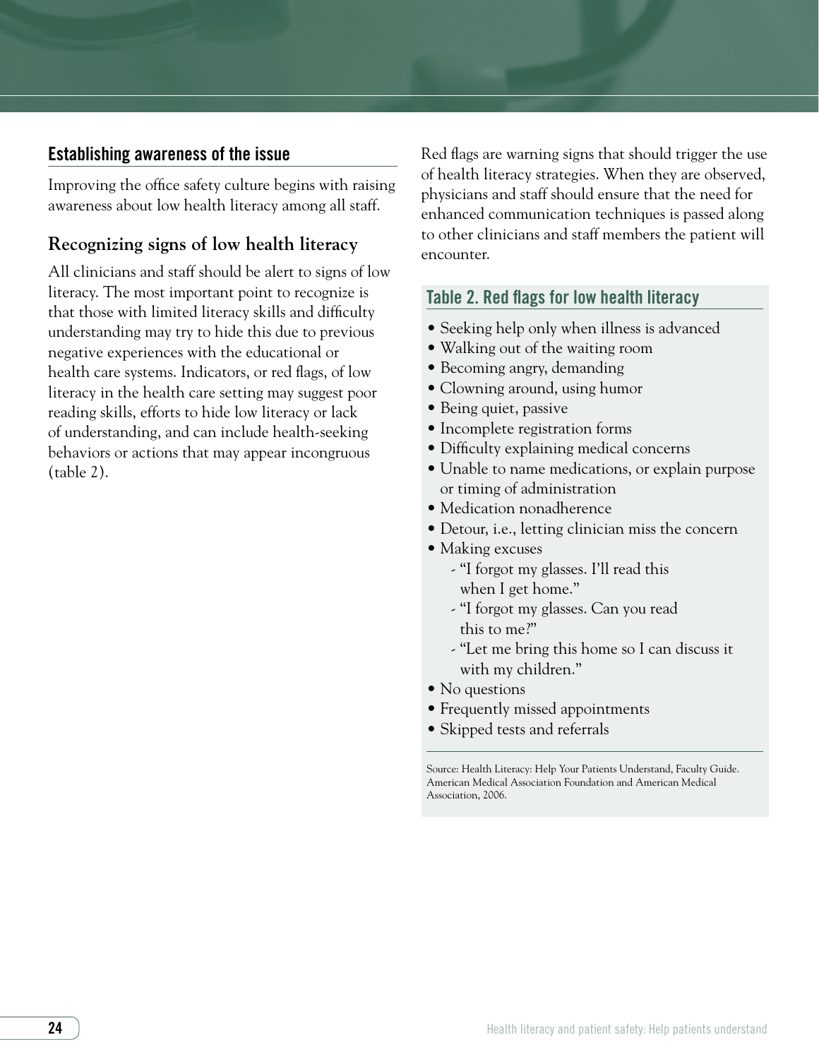## Establishing awareness of the issue

Improving the office safety culture begins with raising awareness about low health literacy among all staff.

### Recognizing signs of low health literacy

All clinicians and staff should be alert to signs of low literacy. The most important point to recognize is that those with limited literacy skills and difficulty understanding may try to hide this due to previous negative experiences with the educational or health care systems. Indicators, or red flags, of low literacy in the health care setting may suggest poor reading skills, efforts to hide low literacy or lack of understanding, and can include health-seeking behaviors or actions that may appear incongruous (table 2).

Red flags are warning signs that should trigger the use of health literacy strategies. When they are observed, physicians and staff should ensure that the need for enhanced communication techniques is passed along to other clinicians and staff members the patient will encounter.

#### Table 2. Red flags for low health literacy

- Seeking help only when illness is advanced
- Walking out of the waiting room
- Becoming angry, demanding
- Clowning around, using humor
- Being quiet, passive
- Incomplete registration forms
- Difficulty explaining medical concerns
- Unable to name medications, or explain purpose or timing of administration
- Medication nonadherence
- Detour, i.e., letting clinician miss the concern
- Making excuses
  - "I forgot my glasses. I'll read this when I get home."
  - "I forgot my glasses. Can you read this to me?"
  - "Let me bring this home so I can discuss it with my children."
- No questions
- Frequently missed appointments
- Skipped tests and referrals

Source: Health Literacy: Help Your Patients Understand, Faculty Guide. American Medical Association Foundation and American Medical Association, 2006.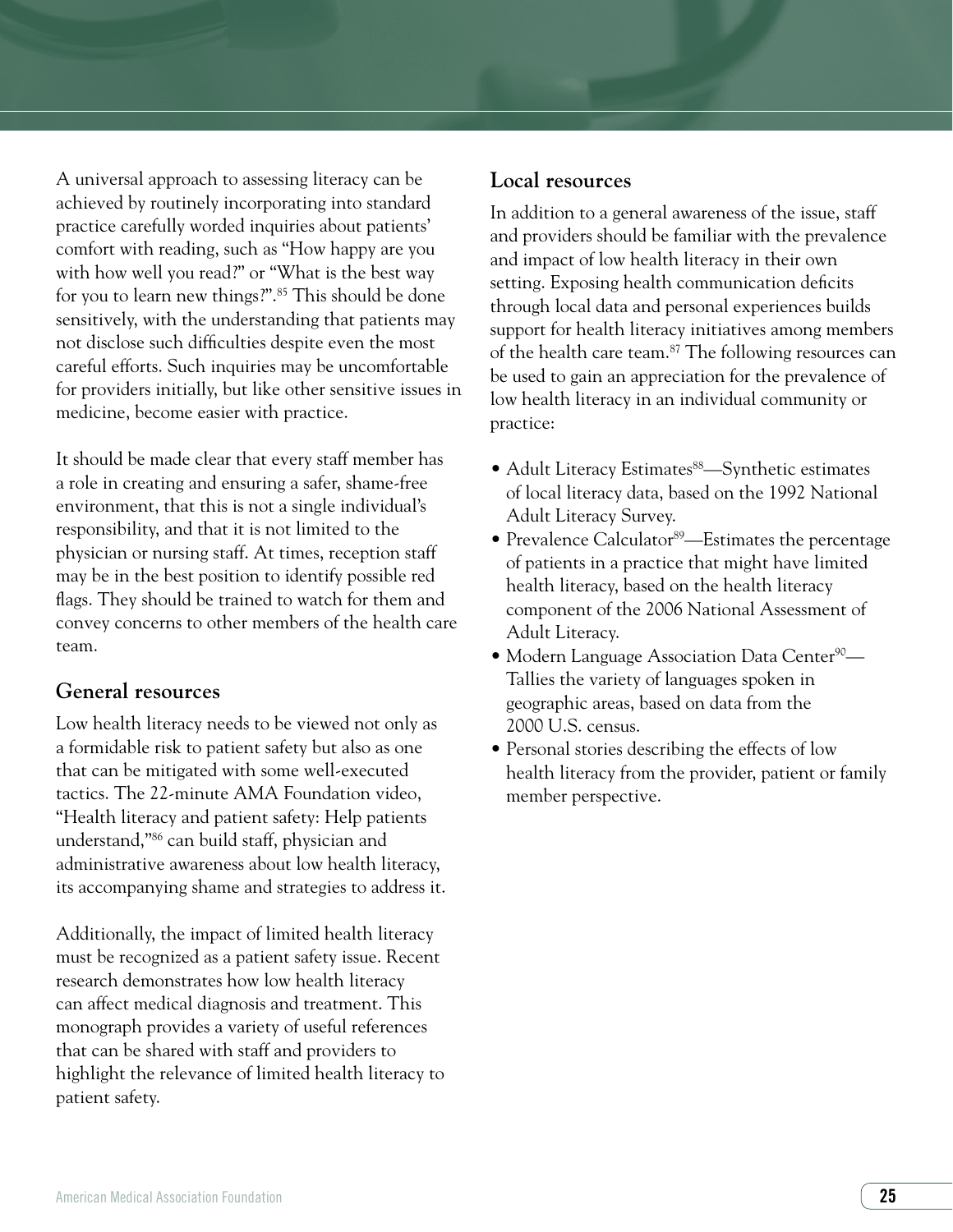A universal approach to assessing literacy can be achieved by routinely incorporating into standard practice carefully worded inquiries about patients' comfort with reading, such as "How happy are you with how well you read?" or "What is the best way for you to learn new things?".[85] This should be done sensitively, with the understanding that patients may not disclose such difficulties despite even the most careful efforts. Such inquiries may be uncomfortable for providers initially, but like other sensitive issues in medicine, become easier with practice.

It should be made clear that every staff member has a role in creating and ensuring a safer, shame-free environment, that this is not a single individual's responsibility, and that it is not limited to the physician or nursing staff. At times, reception staff may be in the best position to identify possible red flags. They should be trained to watch for them and convey concerns to other members of the health care team.

## General resources

Low health literacy needs to be viewed not only as a formidable risk to patient safety but also as one that can be mitigated with some well-executed tactics. The 22-minute AMA Foundation video, "Health literacy and patient safety: Help patients understand,"[86] can build staff, physician and administrative awareness about low health literacy, its accompanying shame and strategies to address it.

Additionally, the impact of limited health literacy must be recognized as a patient safety issue. Recent research demonstrates how low health literacy can affect medical diagnosis and treatment. This monograph provides a variety of useful references that can be shared with staff and providers to highlight the relevance of limited health literacy to patient safety.

## Local resources

In addition to a general awareness of the issue, staff and providers should be familiar with the prevalence and impact of low health literacy in their own setting. Exposing health communication deficits through local data and personal experiences builds support for health literacy initiatives among members of the health care team.[87] The following resources can be used to gain an appreciation for the prevalence of low health literacy in an individual community or practice:

- Adult Literacy Estimates[88]—Synthetic estimates of local literacy data, based on the 1992 National Adult Literacy Survey.
- Prevalence Calculator[89]—Estimates the percentage of patients in a practice that might have limited health literacy, based on the health literacy component of the 2006 National Assessment of Adult Literacy.
- Modern Language Association Data Center[90]—Tallies the variety of languages spoken in geographic areas, based on data from the 2000 U.S. census.
- Personal stories describing the effects of low health literacy from the provider, patient or family member perspective.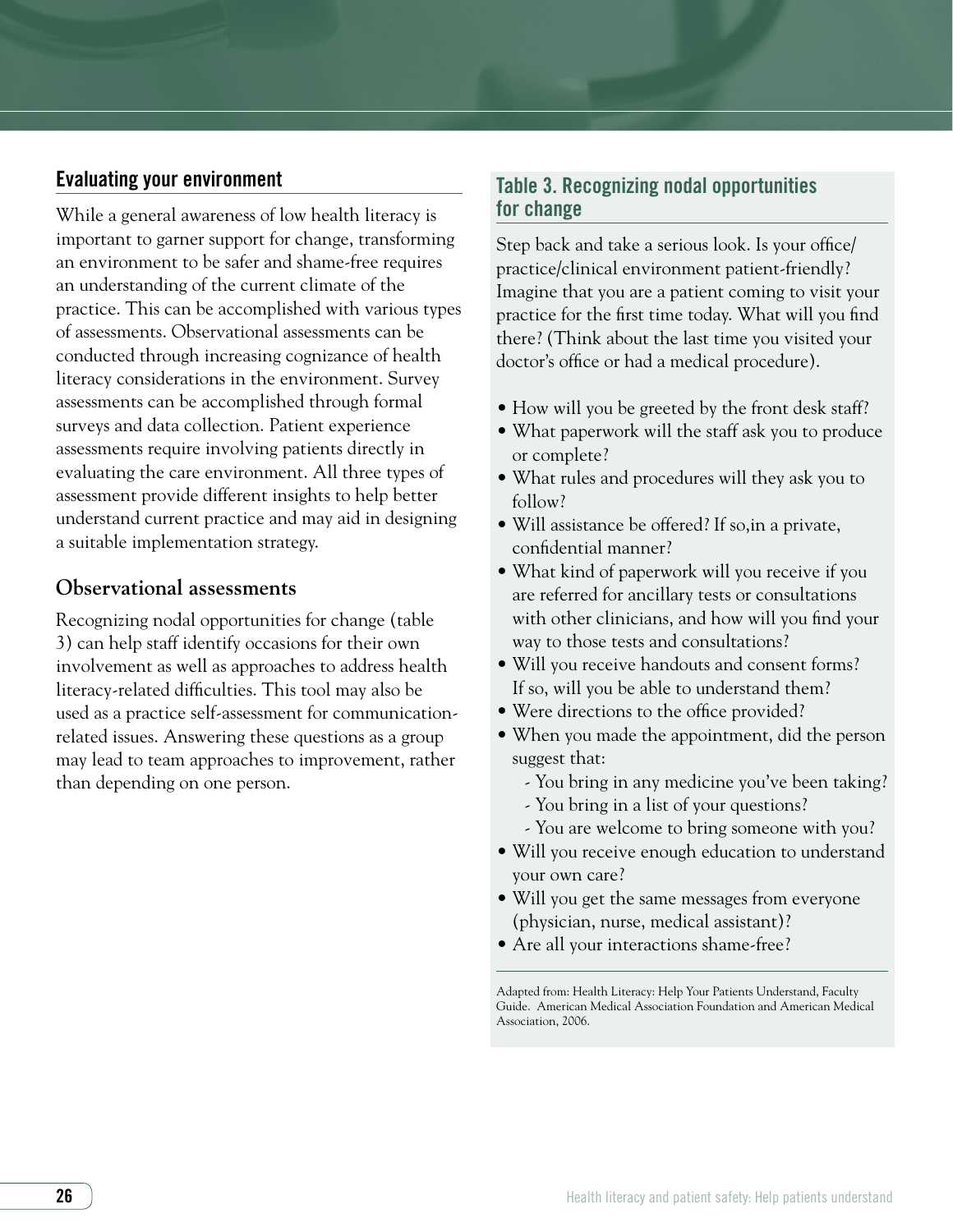## Evaluating your environment

While a general awareness of low health literacy is important to garner support for change, transforming an environment to be safer and shame-free requires an understanding of the current climate of the practice. This can be accomplished with various types of assessments. Observational assessments can be conducted through increasing cognizance of health literacy considerations in the environment. Survey assessments can be accomplished through formal surveys and data collection. Patient experience assessments require involving patients directly in evaluating the care environment. All three types of assessment provide different insights to help better understand current practice and may aid in designing a suitable implementation strategy.

### Observational assessments

Recognizing nodal opportunities for change (table 3) can help staff identify occasions for their own involvement as well as approaches to address health literacy-related difficulties. This tool may also be used as a practice self-assessment for communication-related issues. Answering these questions as a group may lead to team approaches to improvement, rather than depending on one person.

### Table 3. Recognizing nodal opportunities for change

Step back and take a serious look. Is your office/practice/clinical environment patient-friendly? Imagine that you are a patient coming to visit your practice for the first time today. What will you find there? (Think about the last time you visited your doctor's office or had a medical procedure).

- How will you be greeted by the front desk staff?
- What paperwork will the staff ask you to produce or complete?
- What rules and procedures will they ask you to follow?
- Will assistance be offered? If so,in a private, confidential manner?
- What kind of paperwork will you receive if you are referred for ancillary tests or consultations with other clinicians, and how will you find your way to those tests and consultations?
- Will you receive handouts and consent forms? If so, will you be able to understand them?
- Were directions to the office provided?
- When you made the appointment, did the person suggest that:
  - You bring in any medicine you've been taking?
  - You bring in a list of your questions?
  - You are welcome to bring someone with you?
- Will you receive enough education to understand your own care?
- Will you get the same messages from everyone (physician, nurse, medical assistant)?
- Are all your interactions shame-free?

Adapted from: Health Literacy: Help Your Patients Understand, Faculty Guide. American Medical Association Foundation and American Medical Association, 2006.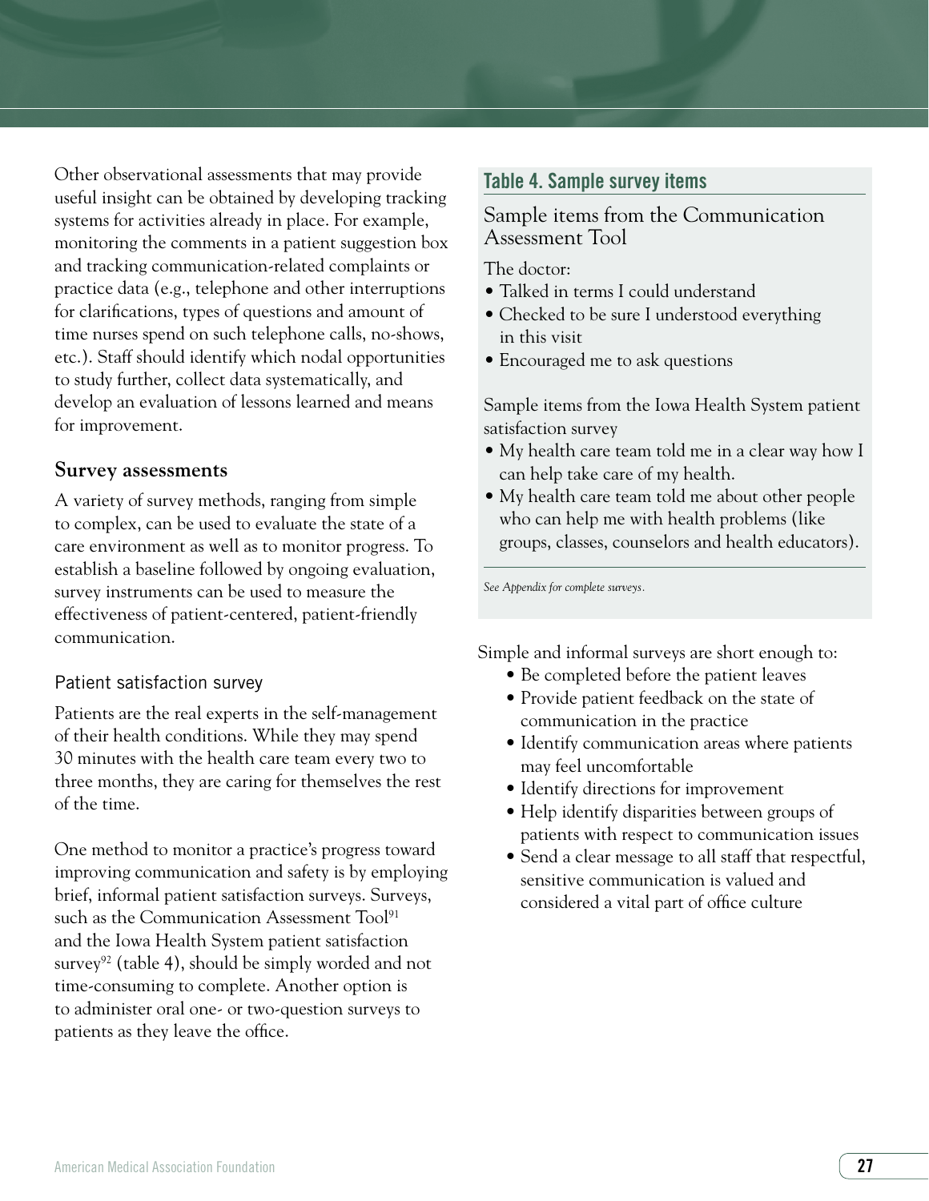Other observational assessments that may provide useful insight can be obtained by developing tracking systems for activities already in place. For example, monitoring the comments in a patient suggestion box and tracking communication-related complaints or practice data (e.g., telephone and other interruptions for clarifications, types of questions and amount of time nurses spend on such telephone calls, no-shows, etc.). Staff should identify which nodal opportunities to study further, collect data systematically, and develop an evaluation of lessons learned and means for improvement.

## Survey assessments

A variety of survey methods, ranging from simple to complex, can be used to evaluate the state of a care environment as well as to monitor progress. To establish a baseline followed by ongoing evaluation, survey instruments can be used to measure the effectiveness of patient-centered, patient-friendly communication.

### Patient satisfaction survey

Patients are the real experts in the self-management of their health conditions. While they may spend 30 minutes with the health care team every two to three months, they are caring for themselves the rest of the time.

One method to monitor a practice's progress toward improving communication and safety is by employing brief, informal patient satisfaction surveys. Surveys, such as the Communication Assessment Tool[91] and the Iowa Health System patient satisfaction survey[92] (table 4), should be simply worded and not time-consuming to complete. Another option is to administer oral one- or two-question surveys to patients as they leave the office.

**Table 4. Sample survey items**

Sample items from the Communication Assessment Tool

The doctor:

- Talked in terms I could understand
- Checked to be sure I understood everything in this visit
- Encouraged me to ask questions

Sample items from the Iowa Health System patient satisfaction survey

- My health care team told me in a clear way how I can help take care of my health.
- My health care team told me about other people who can help me with health problems (like groups, classes, counselors and health educators).

*See Appendix for complete surveys.*

Simple and informal surveys are short enough to:

- Be completed before the patient leaves
- Provide patient feedback on the state of communication in the practice
- Identify communication areas where patients may feel uncomfortable
- Identify directions for improvement
- Help identify disparities between groups of patients with respect to communication issues
- Send a clear message to all staff that respectful, sensitive communication is valued and considered a vital part of office culture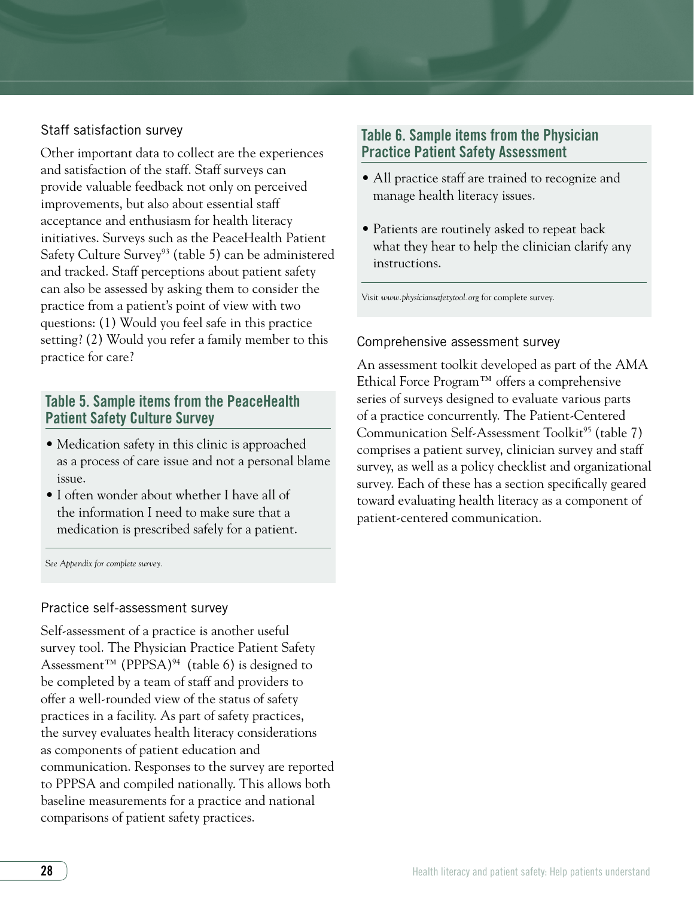### Staff satisfaction survey

Other important data to collect are the experiences and satisfaction of the staff. Staff surveys can provide valuable feedback not only on perceived improvements, but also about essential staff acceptance and enthusiasm for health literacy initiatives. Surveys such as the PeaceHealth Patient Safety Culture Survey[93] (table 5) can be administered and tracked. Staff perceptions about patient safety can also be assessed by asking them to consider the practice from a patient's point of view with two questions: (1) Would you feel safe in this practice setting? (2) Would you refer a family member to this practice for care?

**Table 5. Sample items from the PeaceHealth Patient Safety Culture Survey**

- Medication safety in this clinic is approached as a process of care issue and not a personal blame issue.
- I often wonder about whether I have all of the information I need to make sure that a medication is prescribed safely for a patient.

*See Appendix for complete survey.*

### Practice self-assessment survey

Self-assessment of a practice is another useful survey tool. The Physician Practice Patient Safety Assessment™ (PPPSA)[94] (table 6) is designed to be completed by a team of staff and providers to offer a well-rounded view of the status of safety practices in a facility. As part of safety practices, the survey evaluates health literacy considerations as components of patient education and communication. Responses to the survey are reported to PPPSA and compiled nationally. This allows both baseline measurements for a practice and national comparisons of patient safety practices.

**Table 6. Sample items from the Physician Practice Patient Safety Assessment**

- All practice staff are trained to recognize and manage health literacy issues.
- Patients are routinely asked to repeat back what they hear to help the clinician clarify any instructions.

Visit *www.physiciansafetytool.org* for complete survey.

### Comprehensive assessment survey

An assessment toolkit developed as part of the AMA Ethical Force Program™ offers a comprehensive series of surveys designed to evaluate various parts of a practice concurrently. The Patient-Centered Communication Self-Assessment Toolkit[95] (table 7) comprises a patient survey, clinician survey and staff survey, as well as a policy checklist and organizational survey. Each of these has a section specifically geared toward evaluating health literacy as a component of patient-centered communication.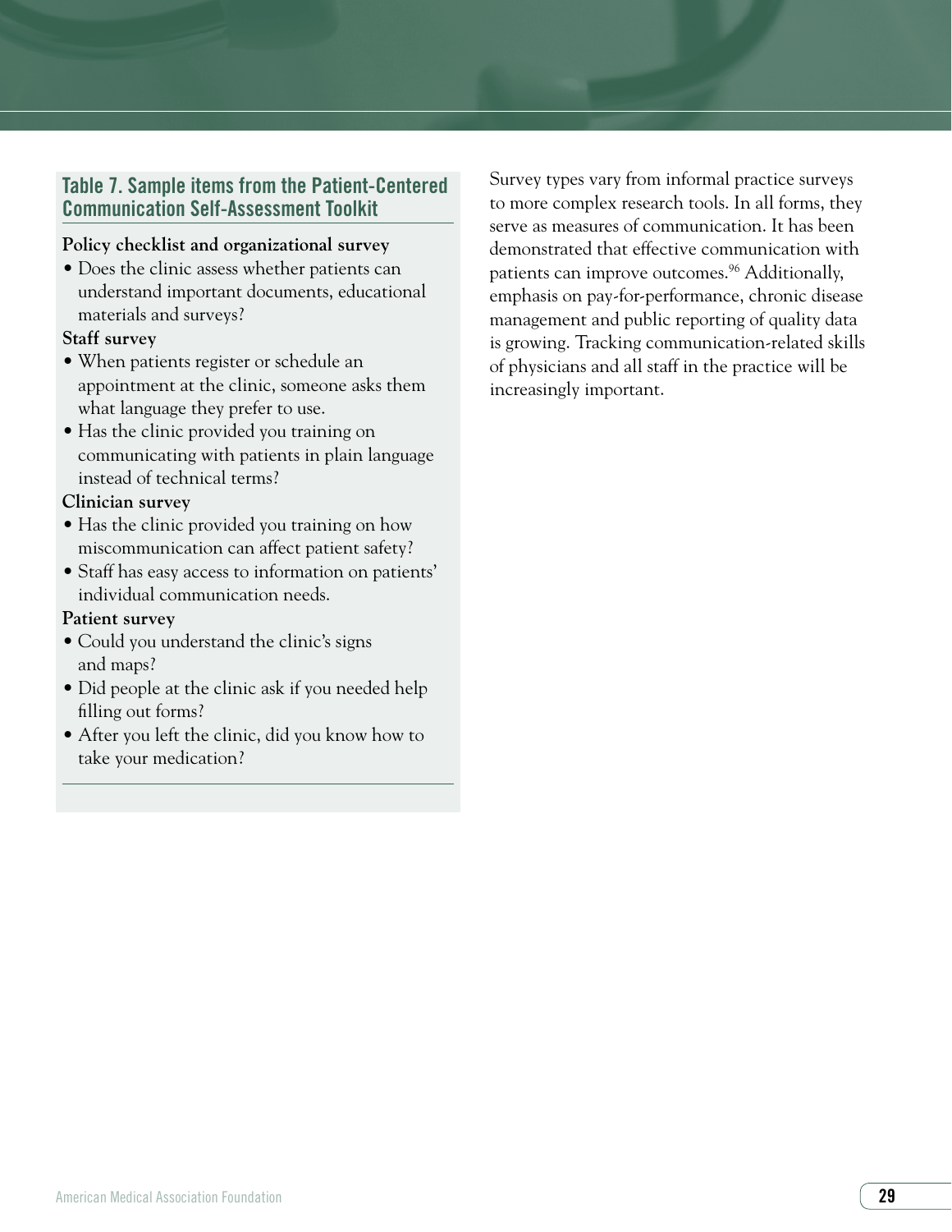### Table 7. Sample items from the Patient-Centered Communication Self-Assessment Toolkit

**Policy checklist and organizational survey**

- Does the clinic assess whether patients can understand important documents, educational materials and surveys?

**Staff survey**

- When patients register or schedule an appointment at the clinic, someone asks them what language they prefer to use.
- Has the clinic provided you training on communicating with patients in plain language instead of technical terms?

**Clinician survey**

- Has the clinic provided you training on how miscommunication can affect patient safety?
- Staff has easy access to information on patients' individual communication needs.

**Patient survey**

- Could you understand the clinic's signs and maps?
- Did people at the clinic ask if you needed help filling out forms?
- After you left the clinic, did you know how to take your medication?

Survey types vary from informal practice surveys to more complex research tools. In all forms, they serve as measures of communication. It has been demonstrated that effective communication with patients can improve outcomes.[96] Additionally, emphasis on pay-for-performance, chronic disease management and public reporting of quality data is growing. Tracking communication-related skills of physicians and all staff in the practice will be increasingly important.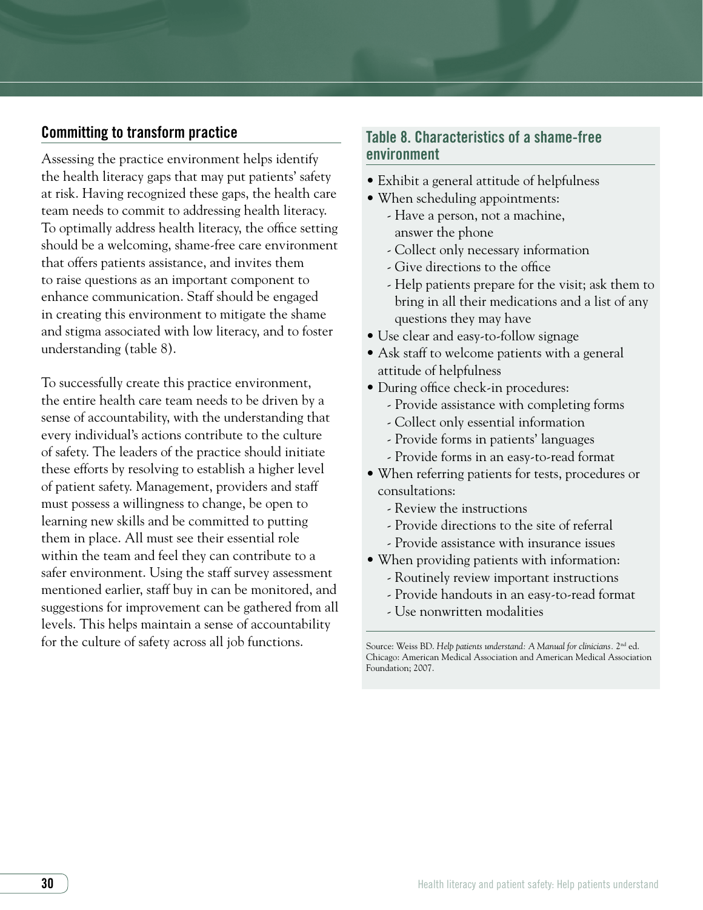## Committing to transform practice

Assessing the practice environment helps identify the health literacy gaps that may put patients' safety at risk. Having recognized these gaps, the health care team needs to commit to addressing health literacy. To optimally address health literacy, the office setting should be a welcoming, shame-free care environment that offers patients assistance, and invites them to raise questions as an important component to enhance communication. Staff should be engaged in creating this environment to mitigate the shame and stigma associated with low literacy, and to foster understanding (table 8).

To successfully create this practice environment, the entire health care team needs to be driven by a sense of accountability, with the understanding that every individual's actions contribute to the culture of safety. The leaders of the practice should initiate these efforts by resolving to establish a higher level of patient safety. Management, providers and staff must possess a willingness to change, be open to learning new skills and be committed to putting them in place. All must see their essential role within the team and feel they can contribute to a safer environment. Using the staff survey assessment mentioned earlier, staff buy in can be monitored, and suggestions for improvement can be gathered from all levels. This helps maintain a sense of accountability for the culture of safety across all job functions.

### Table 8. Characteristics of a shame-free environment

- Exhibit a general attitude of helpfulness
- When scheduling appointments:
  - Have a person, not a machine, answer the phone
  - Collect only necessary information
  - Give directions to the office
  - Help patients prepare for the visit; ask them to bring in all their medications and a list of any questions they may have
- Use clear and easy-to-follow signage
- Ask staff to welcome patients with a general attitude of helpfulness
- During office check-in procedures:
  - Provide assistance with completing forms
  - Collect only essential information
  - Provide forms in patients' languages
  - Provide forms in an easy-to-read format
- When referring patients for tests, procedures or consultations:
  - Review the instructions
  - Provide directions to the site of referral
  - Provide assistance with insurance issues
- When providing patients with information:
  - Routinely review important instructions
  - Provide handouts in an easy-to-read format
  - Use nonwritten modalities

Source: Weiss BD. *Help patients understand: A Manual for clinicians*. 2nd ed. Chicago: American Medical Association and American Medical Association Foundation; 2007.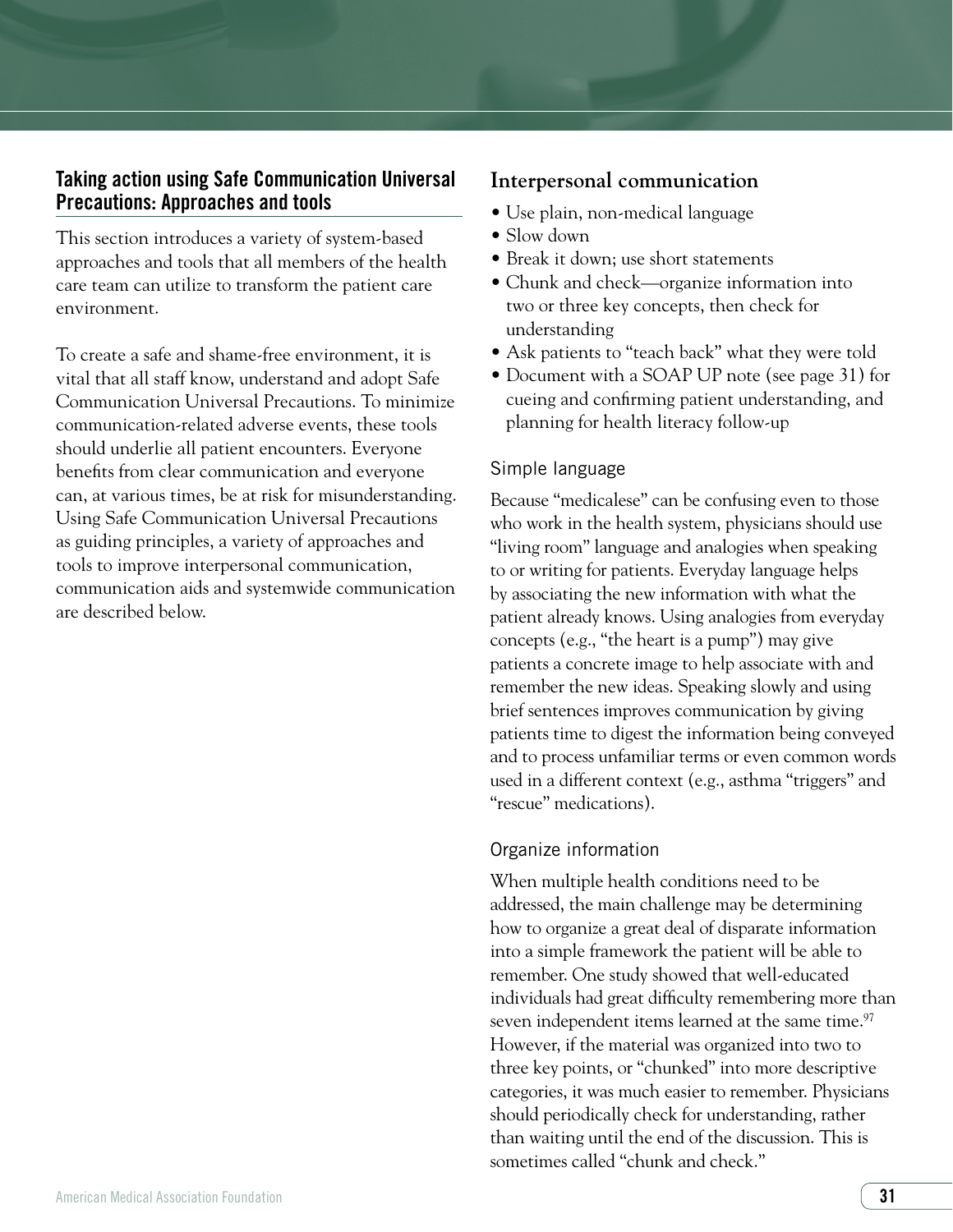## Taking action using Safe Communication Universal Precautions: Approaches and tools

This section introduces a variety of system-based approaches and tools that all members of the health care team can utilize to transform the patient care environment.

To create a safe and shame-free environment, it is vital that all staff know, understand and adopt Safe Communication Universal Precautions. To minimize communication-related adverse events, these tools should underlie all patient encounters. Everyone benefits from clear communication and everyone can, at various times, be at risk for misunderstanding. Using Safe Communication Universal Precautions as guiding principles, a variety of approaches and tools to improve interpersonal communication, communication aids and systemwide communication are described below.

### Interpersonal communication

- Use plain, non-medical language
- Slow down
- Break it down; use short statements
- Chunk and check—organize information into two or three key concepts, then check for understanding
- Ask patients to "teach back" what they were told
- Document with a SOAP UP note (see page 31) for cueing and confirming patient understanding, and planning for health literacy follow-up

#### Simple language

Because "medicalese" can be confusing even to those who work in the health system, physicians should use "living room" language and analogies when speaking to or writing for patients. Everyday language helps by associating the new information with what the patient already knows. Using analogies from everyday concepts (e.g., "the heart is a pump") may give patients a concrete image to help associate with and remember the new ideas. Speaking slowly and using brief sentences improves communication by giving patients time to digest the information being conveyed and to process unfamiliar terms or even common words used in a different context (e.g., asthma "triggers" and "rescue" medications).

#### Organize information

When multiple health conditions need to be addressed, the main challenge may be determining how to organize a great deal of disparate information into a simple framework the patient will be able to remember. One study showed that well-educated individuals had great difficulty remembering more than seven independent items learned at the same time.[97] However, if the material was organized into two to three key points, or "chunked" into more descriptive categories, it was much easier to remember. Physicians should periodically check for understanding, rather than waiting until the end of the discussion. This is sometimes called "chunk and check."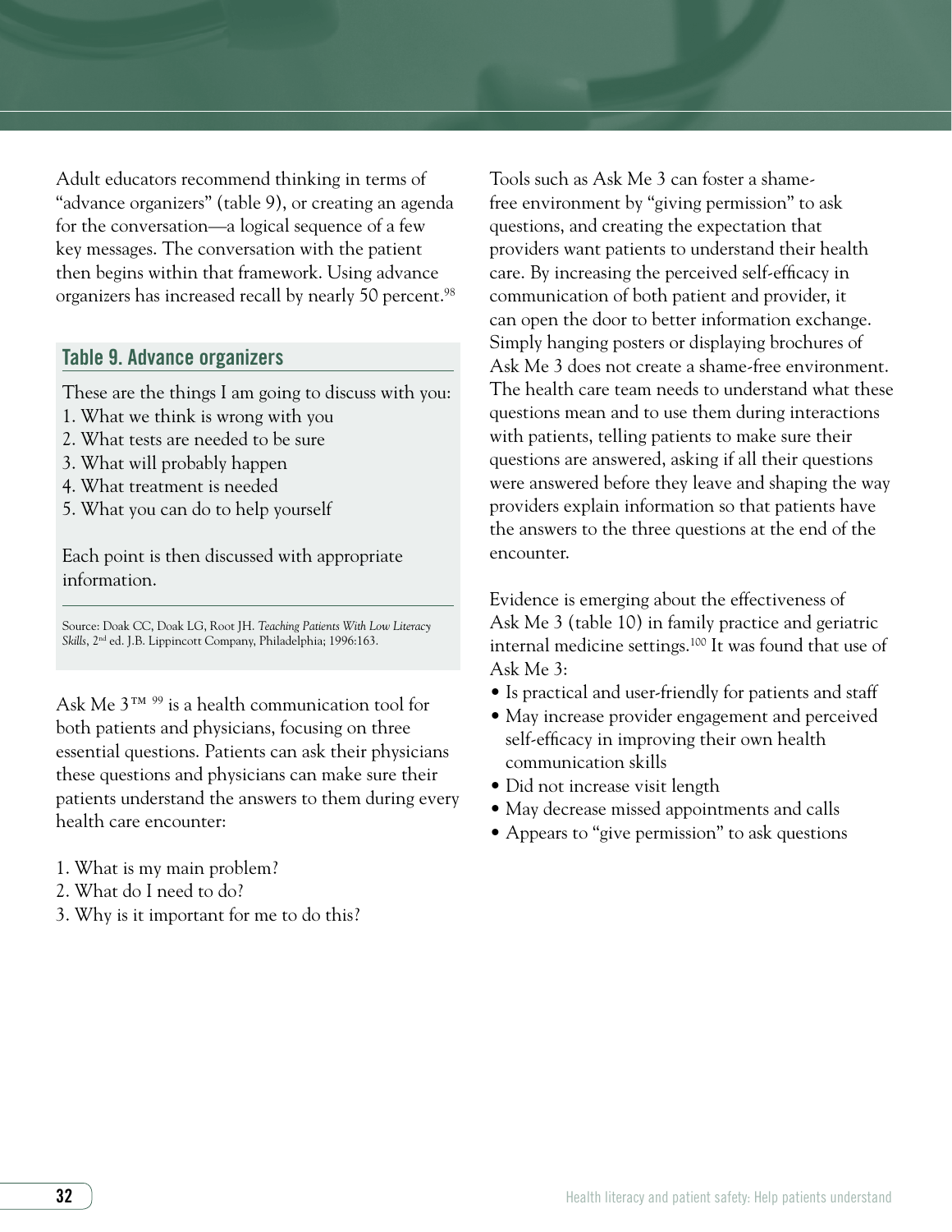Adult educators recommend thinking in terms of "advance organizers" (table 9), or creating an agenda for the conversation—a logical sequence of a few key messages. The conversation with the patient then begins within that framework. Using advance organizers has increased recall by nearly 50 percent.[98]

### Table 9. Advance organizers

These are the things I am going to discuss with you:

1. What we think is wrong with you
2. What tests are needed to be sure
3. What will probably happen
4. What treatment is needed
5. What you can do to help yourself

Each point is then discussed with appropriate information.

Source: Doak CC, Doak LG, Root JH. *Teaching Patients With Low Literacy Skills*, 2nd ed. J.B. Lippincott Company, Philadelphia; 1996:163.

Ask Me 3™ [99] is a health communication tool for both patients and physicians, focusing on three essential questions. Patients can ask their physicians these questions and physicians can make sure their patients understand the answers to them during every health care encounter:

1. What is my main problem?
2. What do I need to do?
3. Why is it important for me to do this?

Tools such as Ask Me 3 can foster a shame-free environment by "giving permission" to ask questions, and creating the expectation that providers want patients to understand their health care. By increasing the perceived self-efficacy in communication of both patient and provider, it can open the door to better information exchange. Simply hanging posters or displaying brochures of Ask Me 3 does not create a shame-free environment. The health care team needs to understand what these questions mean and to use them during interactions with patients, telling patients to make sure their questions are answered, asking if all their questions were answered before they leave and shaping the way providers explain information so that patients have the answers to the three questions at the end of the encounter.

Evidence is emerging about the effectiveness of Ask Me 3 (table 10) in family practice and geriatric internal medicine settings.[100] It was found that use of Ask Me 3:

- Is practical and user-friendly for patients and staff
- May increase provider engagement and perceived self-efficacy in improving their own health communication skills
- Did not increase visit length
- May decrease missed appointments and calls
- Appears to "give permission" to ask questions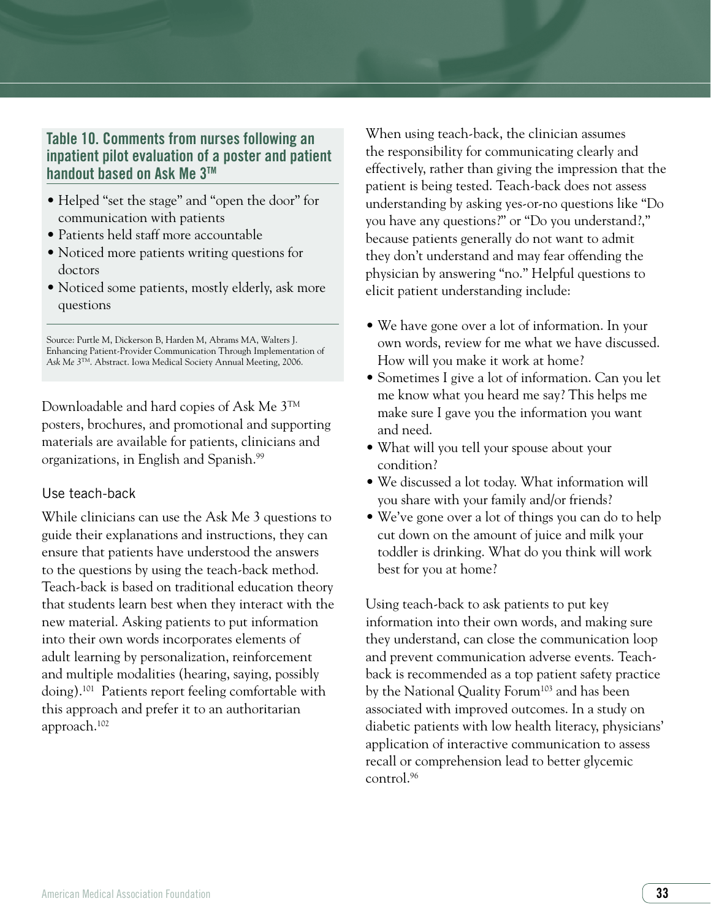### Table 10. Comments from nurses following an inpatient pilot evaluation of a poster and patient handout based on Ask Me 3™

- Helped "set the stage" and "open the door" for communication with patients
- Patients held staff more accountable
- Noticed more patients writing questions for doctors
- Noticed some patients, mostly elderly, ask more questions

Source: Purtle M, Dickerson B, Harden M, Abrams MA, Walters J. Enhancing Patient-Provider Communication Through Implementation of *Ask Me 3™*. Abstract. Iowa Medical Society Annual Meeting, 2006.

Downloadable and hard copies of Ask Me 3™ posters, brochures, and promotional and supporting materials are available for patients, clinicians and organizations, in English and Spanish.[99]

### Use teach-back

While clinicians can use the Ask Me 3 questions to guide their explanations and instructions, they can ensure that patients have understood the answers to the questions by using the teach-back method. Teach-back is based on traditional education theory that students learn best when they interact with the new material. Asking patients to put information into their own words incorporates elements of adult learning by personalization, reinforcement and multiple modalities (hearing, saying, possibly doing).[101] Patients report feeling comfortable with this approach and prefer it to an authoritarian approach.[102]

When using teach-back, the clinician assumes the responsibility for communicating clearly and effectively, rather than giving the impression that the patient is being tested. Teach-back does not assess understanding by asking yes-or-no questions like "Do you have any questions?" or "Do you understand?," because patients generally do not want to admit they don't understand and may fear offending the physician by answering "no." Helpful questions to elicit patient understanding include:

- We have gone over a lot of information. In your own words, review for me what we have discussed. How will you make it work at home?
- Sometimes I give a lot of information. Can you let me know what you heard me say? This helps me make sure I gave you the information you want and need.
- What will you tell your spouse about your condition?
- We discussed a lot today. What information will you share with your family and/or friends?
- We've gone over a lot of things you can do to help cut down on the amount of juice and milk your toddler is drinking. What do you think will work best for you at home?

Using teach-back to ask patients to put key information into their own words, and making sure they understand, can close the communication loop and prevent communication adverse events. Teach-back is recommended as a top patient safety practice by the National Quality Forum[103] and has been associated with improved outcomes. In a study on diabetic patients with low health literacy, physicians' application of interactive communication to assess recall or comprehension lead to better glycemic control.[96]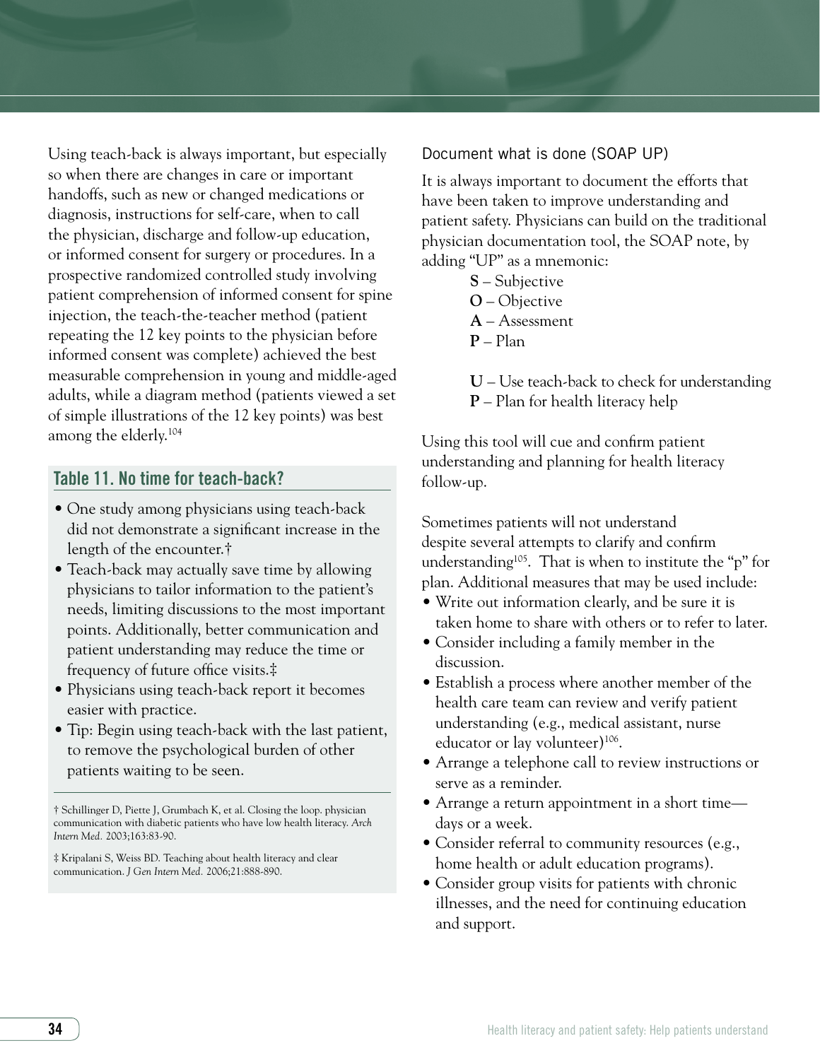Using teach-back is always important, but especially so when there are changes in care or important handoffs, such as new or changed medications or diagnosis, instructions for self-care, when to call the physician, discharge and follow-up education, or informed consent for surgery or procedures. In a prospective randomized controlled study involving patient comprehension of informed consent for spine injection, the teach-the-teacher method (patient repeating the 12 key points to the physician before informed consent was complete) achieved the best measurable comprehension in young and middle-aged adults, while a diagram method (patients viewed a set of simple illustrations of the 12 key points) was best among the elderly.[104]

### Table 11. No time for teach-back?

- One study among physicians using teach-back did not demonstrate a significant increase in the length of the encounter.†
- Teach-back may actually save time by allowing physicians to tailor information to the patient's needs, limiting discussions to the most important points. Additionally, better communication and patient understanding may reduce the time or frequency of future office visits.‡
- Physicians using teach-back report it becomes easier with practice.
- Tip: Begin using teach-back with the last patient, to remove the psychological burden of other patients waiting to be seen.

† Schillinger D, Piette J, Grumbach K, et al. Closing the loop. physician communication with diabetic patients who have low health literacy. *Arch Intern Med.* 2003;163:83-90.

‡ Kripalani S, Weiss BD. Teaching about health literacy and clear communication. *J Gen Intern Med.* 2006;21:888-890.

### Document what is done (SOAP UP)

It is always important to document the efforts that have been taken to improve understanding and patient safety. Physicians can build on the traditional physician documentation tool, the SOAP note, by adding "UP" as a mnemonic:

**S** – Subjective
**O** – Objective
**A** – Assessment
**P** – Plan

**U** – Use teach-back to check for understanding
**P** – Plan for health literacy help

Using this tool will cue and confirm patient understanding and planning for health literacy follow-up.

Sometimes patients will not understand despite several attempts to clarify and confirm understanding[105]. That is when to institute the "p" for plan. Additional measures that may be used include:

- Write out information clearly, and be sure it is taken home to share with others or to refer to later.
- Consider including a family member in the discussion.
- Establish a process where another member of the health care team can review and verify patient understanding (e.g., medical assistant, nurse educator or lay volunteer)[106].
- Arrange a telephone call to review instructions or serve as a reminder.
- Arrange a return appointment in a short time—days or a week.
- Consider referral to community resources (e.g., home health or adult education programs).
- Consider group visits for patients with chronic illnesses, and the need for continuing education and support.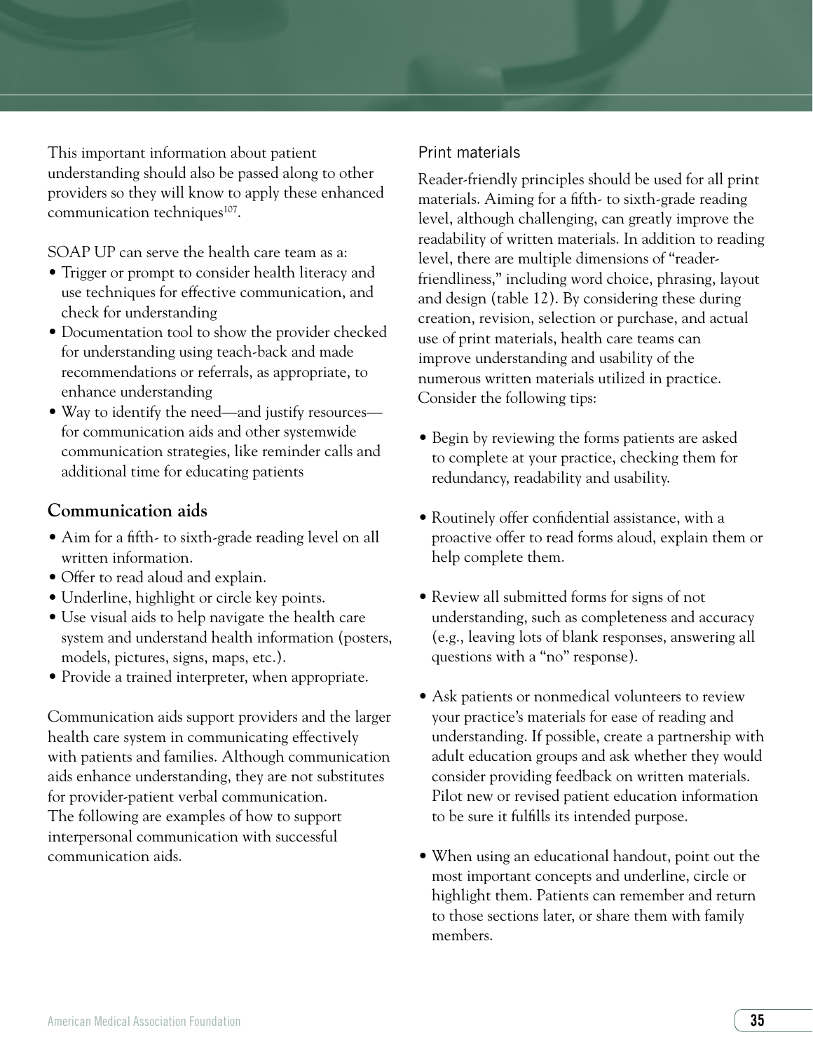This important information about patient understanding should also be passed along to other providers so they will know to apply these enhanced communication techniques[107].

SOAP UP can serve the health care team as a:

- Trigger or prompt to consider health literacy and use techniques for effective communication, and check for understanding
- Documentation tool to show the provider checked for understanding using teach-back and made recommendations or referrals, as appropriate, to enhance understanding
- Way to identify the need—and justify resources—for communication aids and other systemwide communication strategies, like reminder calls and additional time for educating patients

## Communication aids

- Aim for a fifth- to sixth-grade reading level on all written information.
- Offer to read aloud and explain.
- Underline, highlight or circle key points.
- Use visual aids to help navigate the health care system and understand health information (posters, models, pictures, signs, maps, etc.).
- Provide a trained interpreter, when appropriate.

Communication aids support providers and the larger health care system in communicating effectively with patients and families. Although communication aids enhance understanding, they are not substitutes for provider-patient verbal communication. The following are examples of how to support interpersonal communication with successful communication aids.

### Print materials

Reader-friendly principles should be used for all print materials. Aiming for a fifth- to sixth-grade reading level, although challenging, can greatly improve the readability of written materials. In addition to reading level, there are multiple dimensions of "reader-friendliness," including word choice, phrasing, layout and design (table 12). By considering these during creation, revision, selection or purchase, and actual use of print materials, health care teams can improve understanding and usability of the numerous written materials utilized in practice. Consider the following tips:

- Begin by reviewing the forms patients are asked to complete at your practice, checking them for redundancy, readability and usability.

- Routinely offer confidential assistance, with a proactive offer to read forms aloud, explain them or help complete them.

- Review all submitted forms for signs of not understanding, such as completeness and accuracy (e.g., leaving lots of blank responses, answering all questions with a "no" response).

- Ask patients or nonmedical volunteers to review your practice's materials for ease of reading and understanding. If possible, create a partnership with adult education groups and ask whether they would consider providing feedback on written materials. Pilot new or revised patient education information to be sure it fulfills its intended purpose.

- When using an educational handout, point out the most important concepts and underline, circle or highlight them. Patients can remember and return to those sections later, or share them with family members.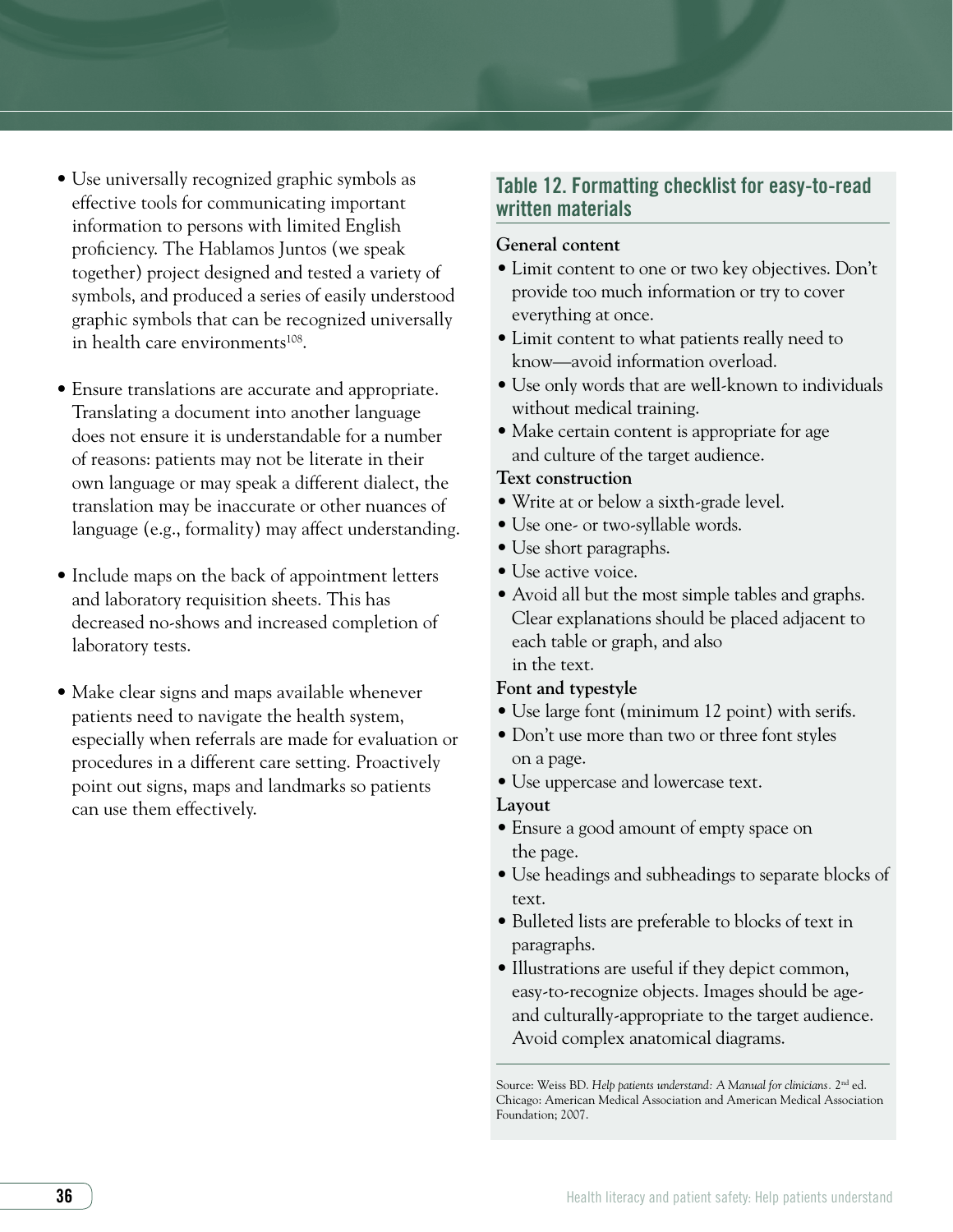- Use universally recognized graphic symbols as effective tools for communicating important information to persons with limited English proficiency. The Hablamos Juntos (we speak together) project designed and tested a variety of symbols, and produced a series of easily understood graphic symbols that can be recognized universally in health care environments[108].

- Ensure translations are accurate and appropriate. Translating a document into another language does not ensure it is understandable for a number of reasons: patients may not be literate in their own language or may speak a different dialect, the translation may be inaccurate or other nuances of language (e.g., formality) may affect understanding.

- Include maps on the back of appointment letters and laboratory requisition sheets. This has decreased no-shows and increased completion of laboratory tests.

- Make clear signs and maps available whenever patients need to navigate the health system, especially when referrals are made for evaluation or procedures in a different care setting. Proactively point out signs, maps and landmarks so patients can use them effectively.

## Table 12. Formatting checklist for easy-to-read written materials

**General content**

- Limit content to one or two key objectives. Don't provide too much information or try to cover everything at once.
- Limit content to what patients really need to know—avoid information overload.
- Use only words that are well-known to individuals without medical training.
- Make certain content is appropriate for age and culture of the target audience.

**Text construction**

- Write at or below a sixth-grade level.
- Use one- or two-syllable words.
- Use short paragraphs.
- Use active voice.
- Avoid all but the most simple tables and graphs. Clear explanations should be placed adjacent to each table or graph, and also in the text.

**Font and typestyle**

- Use large font (minimum 12 point) with serifs.
- Don't use more than two or three font styles on a page.
- Use uppercase and lowercase text.

**Layout**

- Ensure a good amount of empty space on the page.
- Use headings and subheadings to separate blocks of text.
- Bulleted lists are preferable to blocks of text in paragraphs.
- Illustrations are useful if they depict common, easy-to-recognize objects. Images should be age- and culturally-appropriate to the target audience. Avoid complex anatomical diagrams.

Source: Weiss BD. *Help patients understand: A Manual for clinicians*. 2nd ed. Chicago: American Medical Association and American Medical Association Foundation; 2007.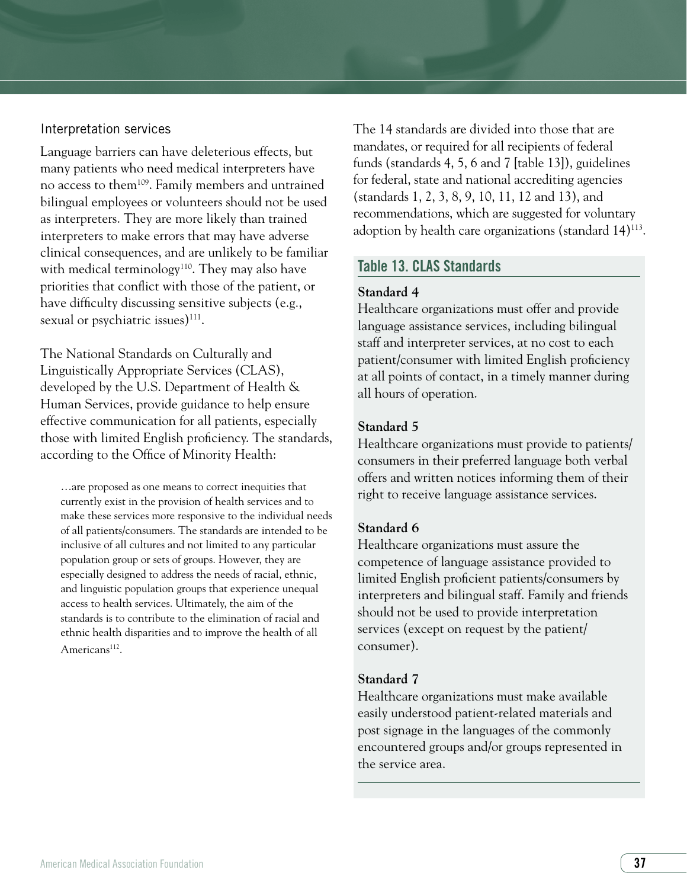### Interpretation services

Language barriers can have deleterious effects, but many patients who need medical interpreters have no access to them[109]. Family members and untrained bilingual employees or volunteers should not be used as interpreters. They are more likely than trained interpreters to make errors that may have adverse clinical consequences, and are unlikely to be familiar with medical terminology[110]. They may also have priorities that conflict with those of the patient, or have difficulty discussing sensitive subjects (e.g., sexual or psychiatric issues)[111].

The National Standards on Culturally and Linguistically Appropriate Services (CLAS), developed by the U.S. Department of Health & Human Services, provide guidance to help ensure effective communication for all patients, especially those with limited English proficiency. The standards, according to the Office of Minority Health:

> …are proposed as one means to correct inequities that currently exist in the provision of health services and to make these services more responsive to the individual needs of all patients/consumers. The standards are intended to be inclusive of all cultures and not limited to any particular population group or sets of groups. However, they are especially designed to address the needs of racial, ethnic, and linguistic population groups that experience unequal access to health services. Ultimately, the aim of the standards is to contribute to the elimination of racial and ethnic health disparities and to improve the health of all Americans[112].

The 14 standards are divided into those that are mandates, or required for all recipients of federal funds (standards 4, 5, 6 and 7 [table 13]), guidelines for federal, state and national accrediting agencies (standards 1, 2, 3, 8, 9, 10, 11, 12 and 13), and recommendations, which are suggested for voluntary adoption by health care organizations (standard 14)[113].

#### Table 13. CLAS Standards

**Standard 4**
Healthcare organizations must offer and provide language assistance services, including bilingual staff and interpreter services, at no cost to each patient/consumer with limited English proficiency at all points of contact, in a timely manner during all hours of operation.

**Standard 5**
Healthcare organizations must provide to patients/consumers in their preferred language both verbal offers and written notices informing them of their right to receive language assistance services.

**Standard 6**
Healthcare organizations must assure the competence of language assistance provided to limited English proficient patients/consumers by interpreters and bilingual staff. Family and friends should not be used to provide interpretation services (except on request by the patient/consumer).

**Standard 7**
Healthcare organizations must make available easily understood patient-related materials and post signage in the languages of the commonly encountered groups and/or groups represented in the service area.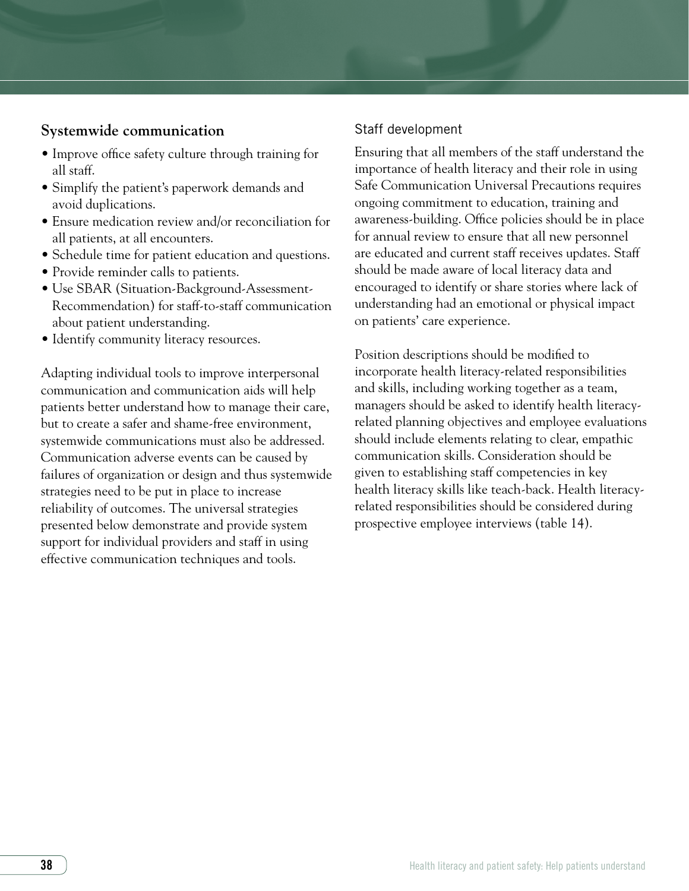## Systemwide communication

- Improve office safety culture through training for all staff.
- Simplify the patient's paperwork demands and avoid duplications.
- Ensure medication review and/or reconciliation for all patients, at all encounters.
- Schedule time for patient education and questions.
- Provide reminder calls to patients.
- Use SBAR (Situation-Background-Assessment-Recommendation) for staff-to-staff communication about patient understanding.
- Identify community literacy resources.

Adapting individual tools to improve interpersonal communication and communication aids will help patients better understand how to manage their care, but to create a safer and shame-free environment, systemwide communications must also be addressed. Communication adverse events can be caused by failures of organization or design and thus systemwide strategies need to be put in place to increase reliability of outcomes. The universal strategies presented below demonstrate and provide system support for individual providers and staff in using effective communication techniques and tools.

### Staff development

Ensuring that all members of the staff understand the importance of health literacy and their role in using Safe Communication Universal Precautions requires ongoing commitment to education, training and awareness-building. Office policies should be in place for annual review to ensure that all new personnel are educated and current staff receives updates. Staff should be made aware of local literacy data and encouraged to identify or share stories where lack of understanding had an emotional or physical impact on patients' care experience.

Position descriptions should be modified to incorporate health literacy-related responsibilities and skills, including working together as a team, managers should be asked to identify health literacy-related planning objectives and employee evaluations should include elements relating to clear, empathic communication skills. Consideration should be given to establishing staff competencies in key health literacy skills like teach-back. Health literacy-related responsibilities should be considered during prospective employee interviews (table 14).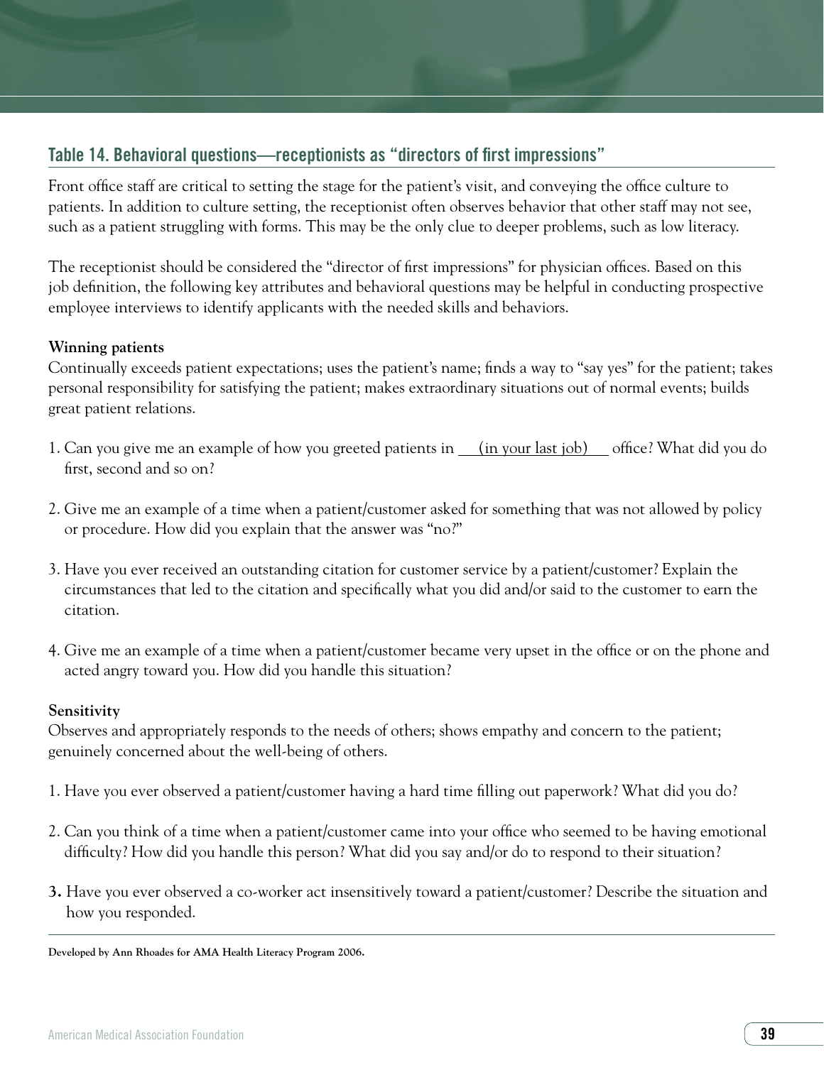## Table 14. Behavioral questions—receptionists as "directors of first impressions"

Front office staff are critical to setting the stage for the patient's visit, and conveying the office culture to patients. In addition to culture setting, the receptionist often observes behavior that other staff may not see, such as a patient struggling with forms. This may be the only clue to deeper problems, such as low literacy.

The receptionist should be considered the "director of first impressions" for physician offices. Based on this job definition, the following key attributes and behavioral questions may be helpful in conducting prospective employee interviews to identify applicants with the needed skills and behaviors.

**Winning patients**

Continually exceeds patient expectations; uses the patient's name; finds a way to "say yes" for the patient; takes personal responsibility for satisfying the patient; makes extraordinary situations out of normal events; builds great patient relations.

1. Can you give me an example of how you greeted patients in <u>(in your last job)</u> office? What did you do first, second and so on?
2. Give me an example of a time when a patient/customer asked for something that was not allowed by policy or procedure. How did you explain that the answer was "no?"
3. Have you ever received an outstanding citation for customer service by a patient/customer? Explain the circumstances that led to the citation and specifically what you did and/or said to the customer to earn the citation.
4. Give me an example of a time when a patient/customer became very upset in the office or on the phone and acted angry toward you. How did you handle this situation?

**Sensitivity**

Observes and appropriately responds to the needs of others; shows empathy and concern to the patient; genuinely concerned about the well-being of others.

1. Have you ever observed a patient/customer having a hard time filling out paperwork? What did you do?
2. Can you think of a time when a patient/customer came into your office who seemed to be having emotional difficulty? How did you handle this person? What did you say and/or do to respond to their situation?
3. Have you ever observed a co-worker act insensitively toward a patient/customer? Describe the situation and how you responded.

**Developed by Ann Rhoades for AMA Health Literacy Program 2006.**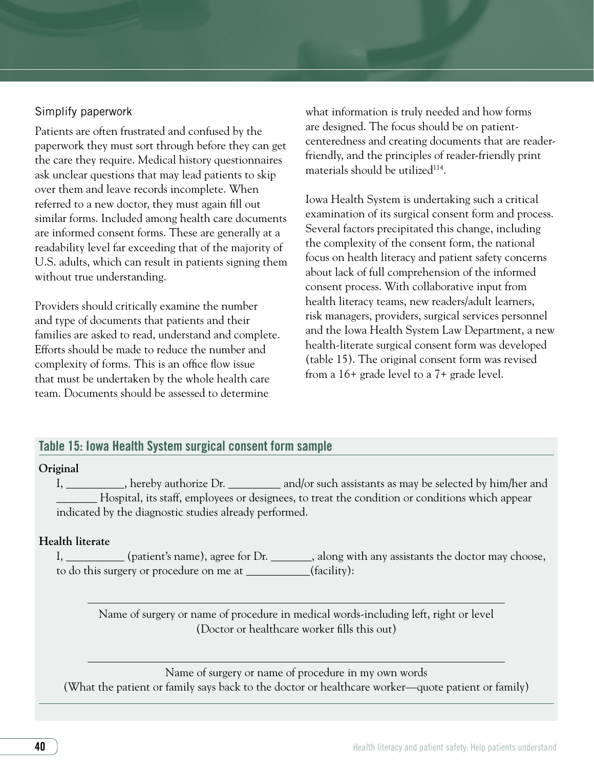### Simplify paperwork

Patients are often frustrated and confused by the paperwork they must sort through before they can get the care they require. Medical history questionnaires ask unclear questions that may lead patients to skip over them and leave records incomplete. When referred to a new doctor, they must again fill out similar forms. Included among health care documents are informed consent forms. These are generally at a readability level far exceeding that of the majority of U.S. adults, which can result in patients signing them without true understanding.

Providers should critically examine the number and type of documents that patients and their families are asked to read, understand and complete. Efforts should be made to reduce the number and complexity of forms. This is an office flow issue that must be undertaken by the whole health care team. Documents should be assessed to determine what information is truly needed and how forms are designed. The focus should be on patient-centeredness and creating documents that are reader-friendly, and the principles of reader-friendly print materials should be utilized[114].

Iowa Health System is undertaking such a critical examination of its surgical consent form and process. Several factors precipitated this change, including the complexity of the consent form, the national focus on health literacy and patient safety concerns about lack of full comprehension of the informed consent process. With collaborative input from health literacy teams, new readers/adult learners, risk managers, providers, surgical services personnel and the Iowa Health System Law Department, a new health-literate surgical consent form was developed (table 15). The original consent form was revised from a 16+ grade level to a 7+ grade level.

**Table 15: Iowa Health System surgical consent form sample**

**Original**

I, __________, hereby authorize Dr. _________ and/or such assistants as may be selected by him/her and _______ Hospital, its staff, employees or designees, to treat the condition or conditions which appear indicated by the diagnostic studies already performed.

**Health literate**

I, __________ (patient's name), agree for Dr. _______, along with any assistants the doctor may choose, to do this surgery or procedure on me at ___________(facility):

_______________________________________________

Name of surgery or name of procedure in medical words-including left, right or level
(Doctor or healthcare worker fills this out)

_______________________________________________

Name of surgery or name of procedure in my own words
(What the patient or family says back to the doctor or healthcare worker—quote patient or family)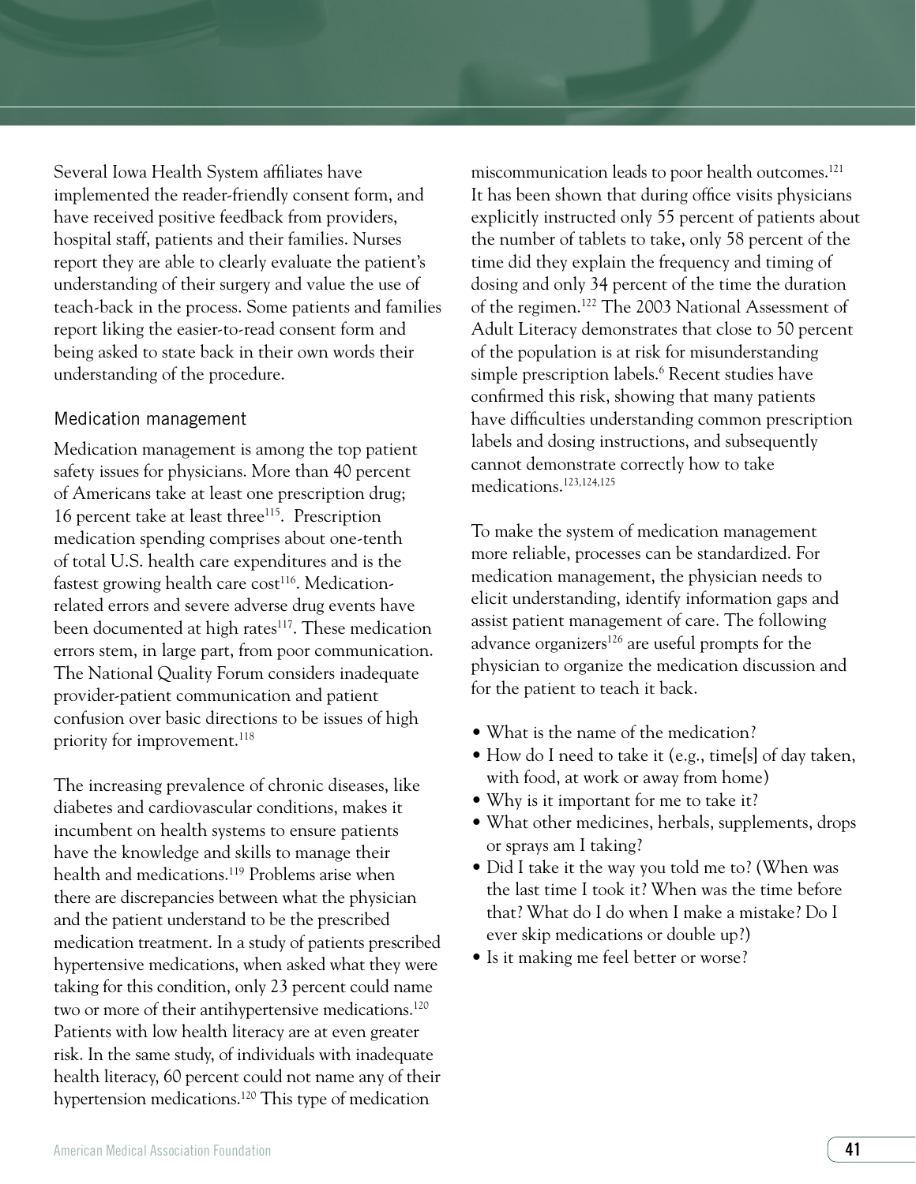Several Iowa Health System affiliates have implemented the reader-friendly consent form, and have received positive feedback from providers, hospital staff, patients and their families. Nurses report they are able to clearly evaluate the patient's understanding of their surgery and value the use of teach-back in the process. Some patients and families report liking the easier-to-read consent form and being asked to state back in their own words their understanding of the procedure.

### Medication management

Medication management is among the top patient safety issues for physicians. More than 40 percent of Americans take at least one prescription drug; 16 percent take at least three[115]. Prescription medication spending comprises about one-tenth of total U.S. health care expenditures and is the fastest growing health care cost[116]. Medication-related errors and severe adverse drug events have been documented at high rates[117]. These medication errors stem, in large part, from poor communication. The National Quality Forum considers inadequate provider-patient communication and patient confusion over basic directions to be issues of high priority for improvement.[118]

The increasing prevalence of chronic diseases, like diabetes and cardiovascular conditions, makes it incumbent on health systems to ensure patients have the knowledge and skills to manage their health and medications.[119] Problems arise when there are discrepancies between what the physician and the patient understand to be the prescribed medication treatment. In a study of patients prescribed hypertensive medications, when asked what they were taking for this condition, only 23 percent could name two or more of their antihypertensive medications.[120] Patients with low health literacy are at even greater risk. In the same study, of individuals with inadequate health literacy, 60 percent could not name any of their hypertension medications.[120] This type of medication miscommunication leads to poor health outcomes.[121] It has been shown that during office visits physicians explicitly instructed only 55 percent of patients about the number of tablets to take, only 58 percent of the time did they explain the frequency and timing of dosing and only 34 percent of the time the duration of the regimen.[122] The 2003 National Assessment of Adult Literacy demonstrates that close to 50 percent of the population is at risk for misunderstanding simple prescription labels.[6] Recent studies have confirmed this risk, showing that many patients have difficulties understanding common prescription labels and dosing instructions, and subsequently cannot demonstrate correctly how to take medications.[123,124,125]

To make the system of medication management more reliable, processes can be standardized. For medication management, the physician needs to elicit understanding, identify information gaps and assist patient management of care. The following advance organizers[126] are useful prompts for the physician to organize the medication discussion and for the patient to teach it back.

- What is the name of the medication?
- How do I need to take it (e.g., time[s] of day taken, with food, at work or away from home)
- Why is it important for me to take it?
- What other medicines, herbals, supplements, drops or sprays am I taking?
- Did I take it the way you told me to? (When was the last time I took it? When was the time before that? What do I do when I make a mistake? Do I ever skip medications or double up?)
- Is it making me feel better or worse?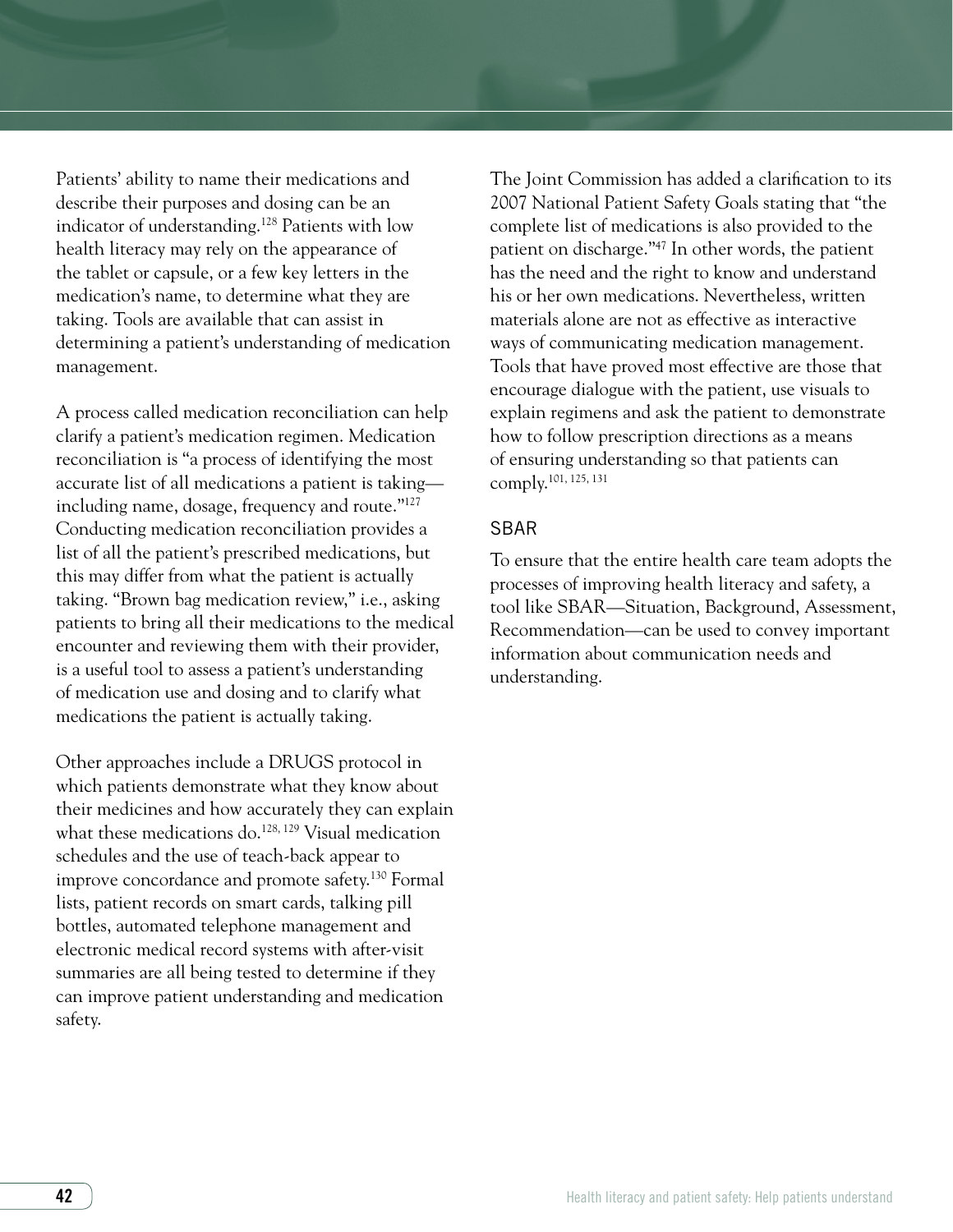Patients' ability to name their medications and describe their purposes and dosing can be an indicator of understanding.[128] Patients with low health literacy may rely on the appearance of the tablet or capsule, or a few key letters in the medication's name, to determine what they are taking. Tools are available that can assist in determining a patient's understanding of medication management.

A process called medication reconciliation can help clarify a patient's medication regimen. Medication reconciliation is "a process of identifying the most accurate list of all medications a patient is taking—including name, dosage, frequency and route."[127] Conducting medication reconciliation provides a list of all the patient's prescribed medications, but this may differ from what the patient is actually taking. "Brown bag medication review," i.e., asking patients to bring all their medications to the medical encounter and reviewing them with their provider, is a useful tool to assess a patient's understanding of medication use and dosing and to clarify what medications the patient is actually taking.

Other approaches include a DRUGS protocol in which patients demonstrate what they know about their medicines and how accurately they can explain what these medications do.[128, 129] Visual medication schedules and the use of teach-back appear to improve concordance and promote safety.[130] Formal lists, patient records on smart cards, talking pill bottles, automated telephone management and electronic medical record systems with after-visit summaries are all being tested to determine if they can improve patient understanding and medication safety.

The Joint Commission has added a clarification to its 2007 National Patient Safety Goals stating that "the complete list of medications is also provided to the patient on discharge."[47] In other words, the patient has the need and the right to know and understand his or her own medications. Nevertheless, written materials alone are not as effective as interactive ways of communicating medication management. Tools that have proved most effective are those that encourage dialogue with the patient, use visuals to explain regimens and ask the patient to demonstrate how to follow prescription directions as a means of ensuring understanding so that patients can comply.[101, 125, 131]

### SBAR

To ensure that the entire health care team adopts the processes of improving health literacy and safety, a tool like SBAR—Situation, Background, Assessment, Recommendation—can be used to convey important information about communication needs and understanding.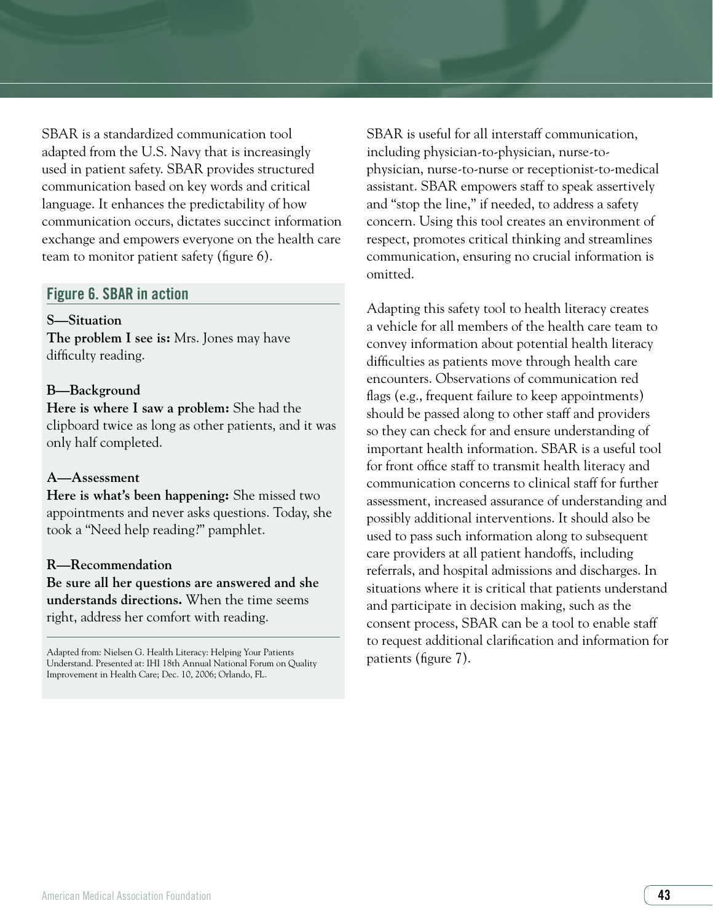SBAR is a standardized communication tool adapted from the U.S. Navy that is increasingly used in patient safety. SBAR provides structured communication based on key words and critical language. It enhances the predictability of how communication occurs, dictates succinct information exchange and empowers everyone on the health care team to monitor patient safety (figure 6).

### Figure 6. SBAR in action

**S—Situation**
**The problem I see is:** Mrs. Jones may have difficulty reading.

**B—Background**
**Here is where I saw a problem:** She had the clipboard twice as long as other patients, and it was only half completed.

**A—Assessment**
**Here is what's been happening:** She missed two appointments and never asks questions. Today, she took a "Need help reading?" pamphlet.

**R—Recommendation**
**Be sure all her questions are answered and she understands directions.** When the time seems right, address her comfort with reading.

Adapted from: Nielsen G. Health Literacy: Helping Your Patients Understand. Presented at: IHI 18th Annual National Forum on Quality Improvement in Health Care; Dec. 10, 2006; Orlando, FL.

SBAR is useful for all interstaff communication, including physician-to-physician, nurse-to-physician, nurse-to-nurse or receptionist-to-medical assistant. SBAR empowers staff to speak assertively and "stop the line," if needed, to address a safety concern. Using this tool creates an environment of respect, promotes critical thinking and streamlines communication, ensuring no crucial information is omitted.

Adapting this safety tool to health literacy creates a vehicle for all members of the health care team to convey information about potential health literacy difficulties as patients move through health care encounters. Observations of communication red flags (e.g., frequent failure to keep appointments) should be passed along to other staff and providers so they can check for and ensure understanding of important health information. SBAR is a useful tool for front office staff to transmit health literacy and communication concerns to clinical staff for further assessment, increased assurance of understanding and possibly additional interventions. It should also be used to pass such information along to subsequent care providers at all patient handoffs, including referrals, and hospital admissions and discharges. In situations where it is critical that patients understand and participate in decision making, such as the consent process, SBAR can be a tool to enable staff to request additional clarification and information for patients (figure 7).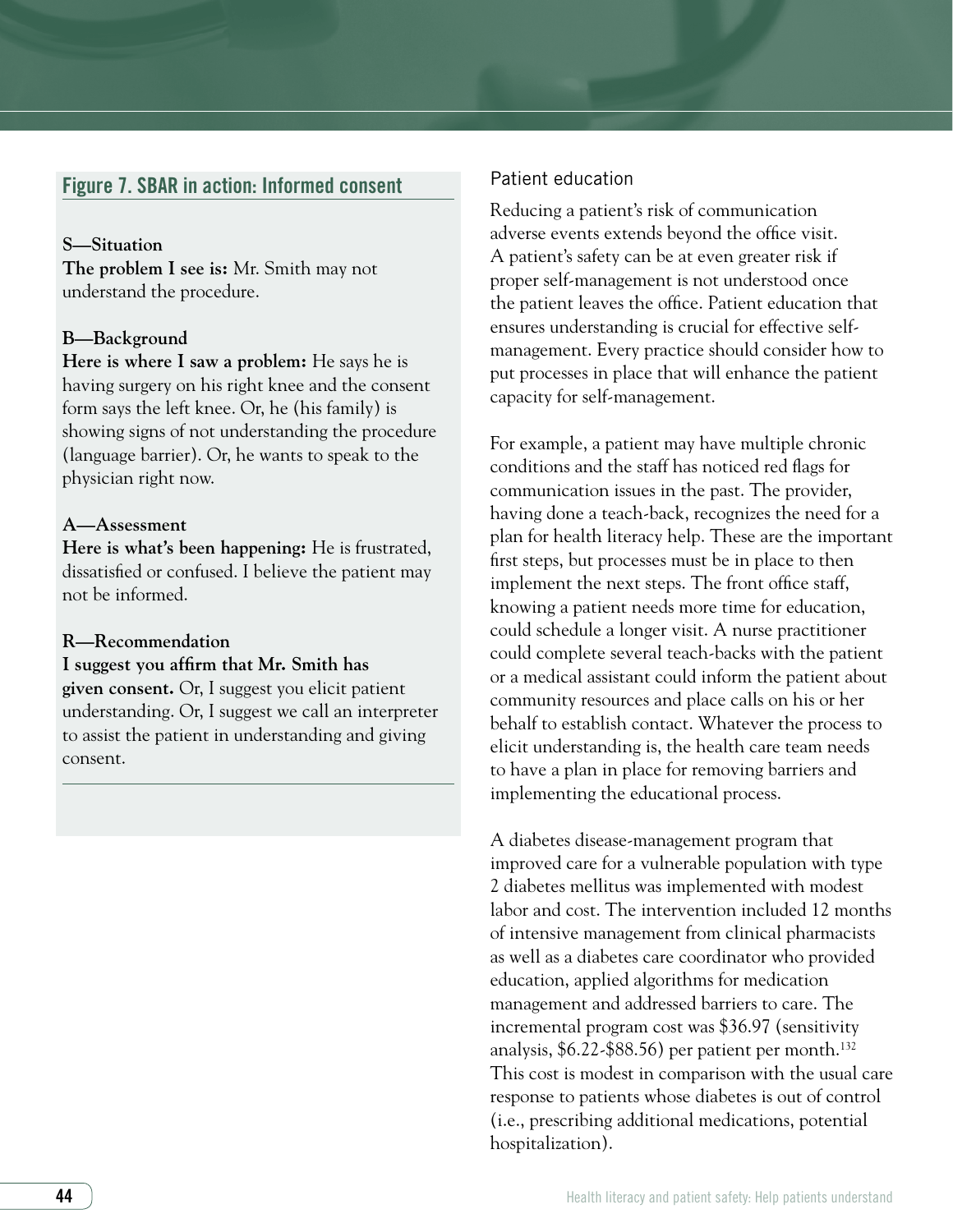### Figure 7. SBAR in action: Informed consent

**S—Situation**
**The problem I see is:** Mr. Smith may not understand the procedure.

**B—Background**
**Here is where I saw a problem:** He says he is having surgery on his right knee and the consent form says the left knee. Or, he (his family) is showing signs of not understanding the procedure (language barrier). Or, he wants to speak to the physician right now.

**A—Assessment**
**Here is what's been happening:** He is frustrated, dissatisfied or confused. I believe the patient may not be informed.

**R—Recommendation**
**I suggest you affirm that Mr. Smith has given consent.** Or, I suggest you elicit patient understanding. Or, I suggest we call an interpreter to assist the patient in understanding and giving consent.

## Patient education

Reducing a patient's risk of communication adverse events extends beyond the office visit. A patient's safety can be at even greater risk if proper self-management is not understood once the patient leaves the office. Patient education that ensures understanding is crucial for effective self-management. Every practice should consider how to put processes in place that will enhance the patient capacity for self-management.

For example, a patient may have multiple chronic conditions and the staff has noticed red flags for communication issues in the past. The provider, having done a teach-back, recognizes the need for a plan for health literacy help. These are the important first steps, but processes must be in place to then implement the next steps. The front office staff, knowing a patient needs more time for education, could schedule a longer visit. A nurse practitioner could complete several teach-backs with the patient or a medical assistant could inform the patient about community resources and place calls on his or her behalf to establish contact. Whatever the process to elicit understanding is, the health care team needs to have a plan in place for removing barriers and implementing the educational process.

A diabetes disease-management program that improved care for a vulnerable population with type 2 diabetes mellitus was implemented with modest labor and cost. The intervention included 12 months of intensive management from clinical pharmacists as well as a diabetes care coordinator who provided education, applied algorithms for medication management and addressed barriers to care. The incremental program cost was $36.97 (sensitivity analysis, $6.22-$88.56) per patient per month.[132] This cost is modest in comparison with the usual care response to patients whose diabetes is out of control (i.e., prescribing additional medications, potential hospitalization).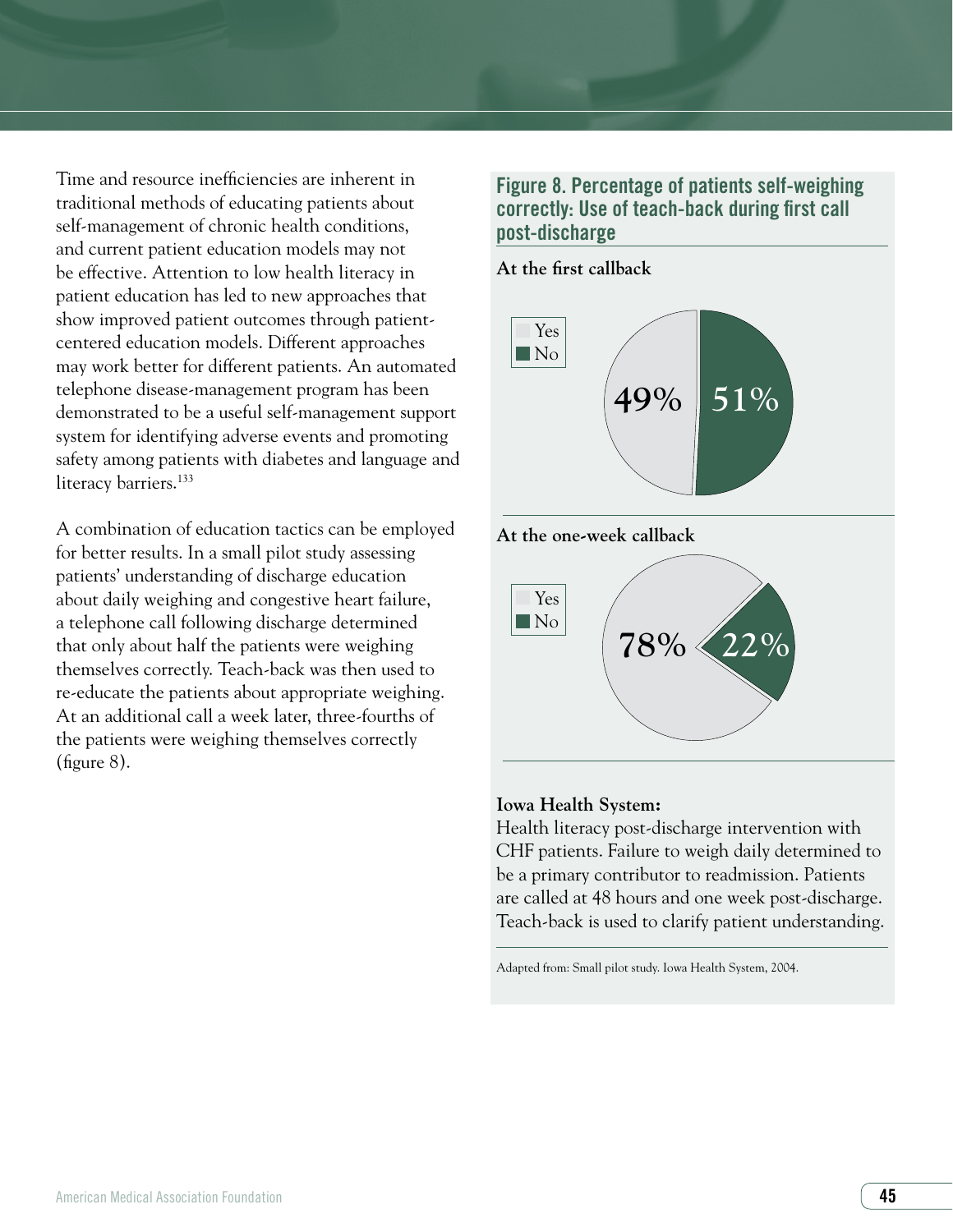Time and resource inefficiencies are inherent in traditional methods of educating patients about self-management of chronic health conditions, and current patient education models may not be effective. Attention to low health literacy in patient education has led to new approaches that show improved patient outcomes through patient-centered education models. Different approaches may work better for different patients. An automated telephone disease-management program has been demonstrated to be a useful self-management support system for identifying adverse events and promoting safety among patients with diabetes and language and literacy barriers.[133]

A combination of education tactics can be employed for better results. In a small pilot study assessing patients' understanding of discharge education about daily weighing and congestive heart failure, a telephone call following discharge determined that only about half the patients were weighing themselves correctly. Teach-back was then used to re-educate the patients about appropriate weighing. At an additional call a week later, three-fourths of the patients were weighing themselves correctly (figure 8).

### Figure 8. Percentage of patients self-weighing correctly: Use of teach-back during first call post-discharge

**At the first callback**

Yes: 49%
No: 51%

**At the one-week callback**

Yes: 78%
No: 22%

**Iowa Health System:**
Health literacy post-discharge intervention with CHF patients. Failure to weigh daily determined to be a primary contributor to readmission. Patients are called at 48 hours and one week post-discharge. Teach-back is used to clarify patient understanding.

Adapted from: Small pilot study. Iowa Health System, 2004.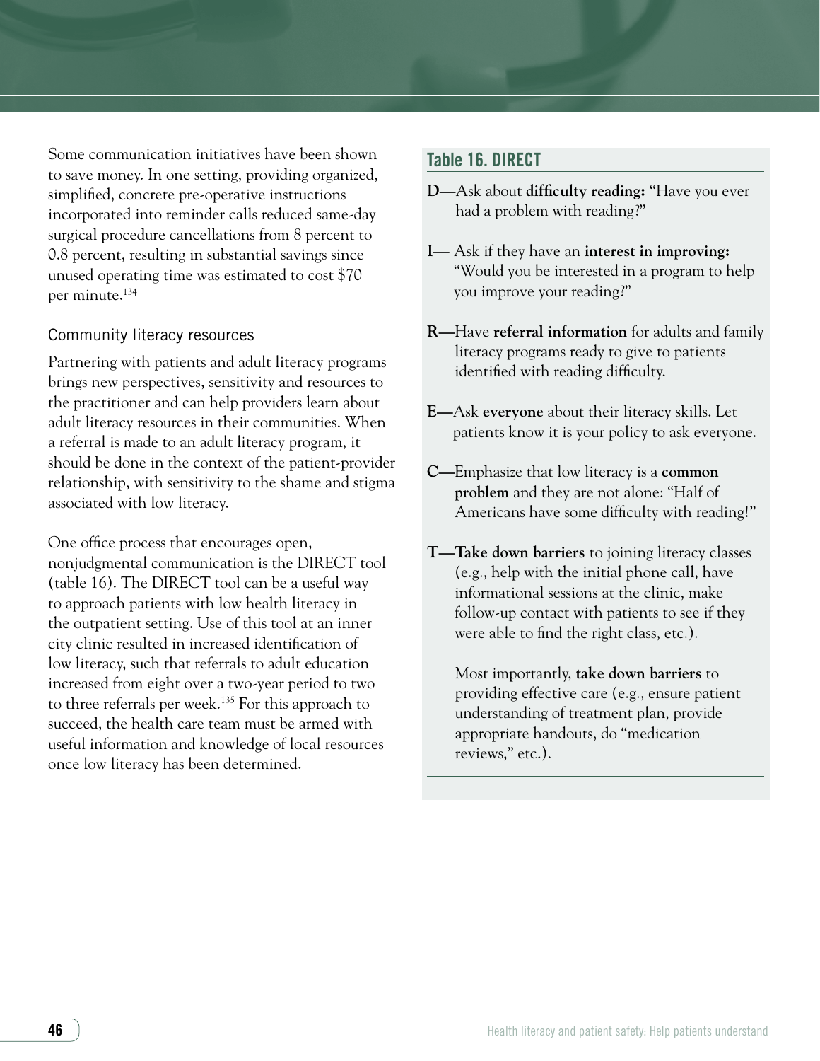Some communication initiatives have been shown to save money. In one setting, providing organized, simplified, concrete pre-operative instructions incorporated into reminder calls reduced same-day surgical procedure cancellations from 8 percent to 0.8 percent, resulting in substantial savings since unused operating time was estimated to cost $70 per minute.[134]

### Community literacy resources

Partnering with patients and adult literacy programs brings new perspectives, sensitivity and resources to the practitioner and can help providers learn about adult literacy resources in their communities. When a referral is made to an adult literacy program, it should be done in the context of the patient-provider relationship, with sensitivity to the shame and stigma associated with low literacy.

One office process that encourages open, nonjudgmental communication is the DIRECT tool (table 16). The DIRECT tool can be a useful way to approach patients with low health literacy in the outpatient setting. Use of this tool at an inner city clinic resulted in increased identification of low literacy, such that referrals to adult education increased from eight over a two-year period to two to three referrals per week.[135] For this approach to succeed, the health care team must be armed with useful information and knowledge of local resources once low literacy has been determined.

### Table 16. DIRECT

**D—**Ask about **difficulty reading:** "Have you ever had a problem with reading?"

**I—** Ask if they have an **interest in improving:** "Would you be interested in a program to help you improve your reading?"

**R—**Have **referral information** for adults and family literacy programs ready to give to patients identified with reading difficulty.

**E—**Ask **everyone** about their literacy skills. Let patients know it is your policy to ask everyone.

**C—**Emphasize that low literacy is a **common problem** and they are not alone: "Half of Americans have some difficulty with reading!"

**T—Take down barriers** to joining literacy classes (e.g., help with the initial phone call, have informational sessions at the clinic, make follow-up contact with patients to see if they were able to find the right class, etc.).

Most importantly, **take down barriers** to providing effective care (e.g., ensure patient understanding of treatment plan, provide appropriate handouts, do "medication reviews," etc.).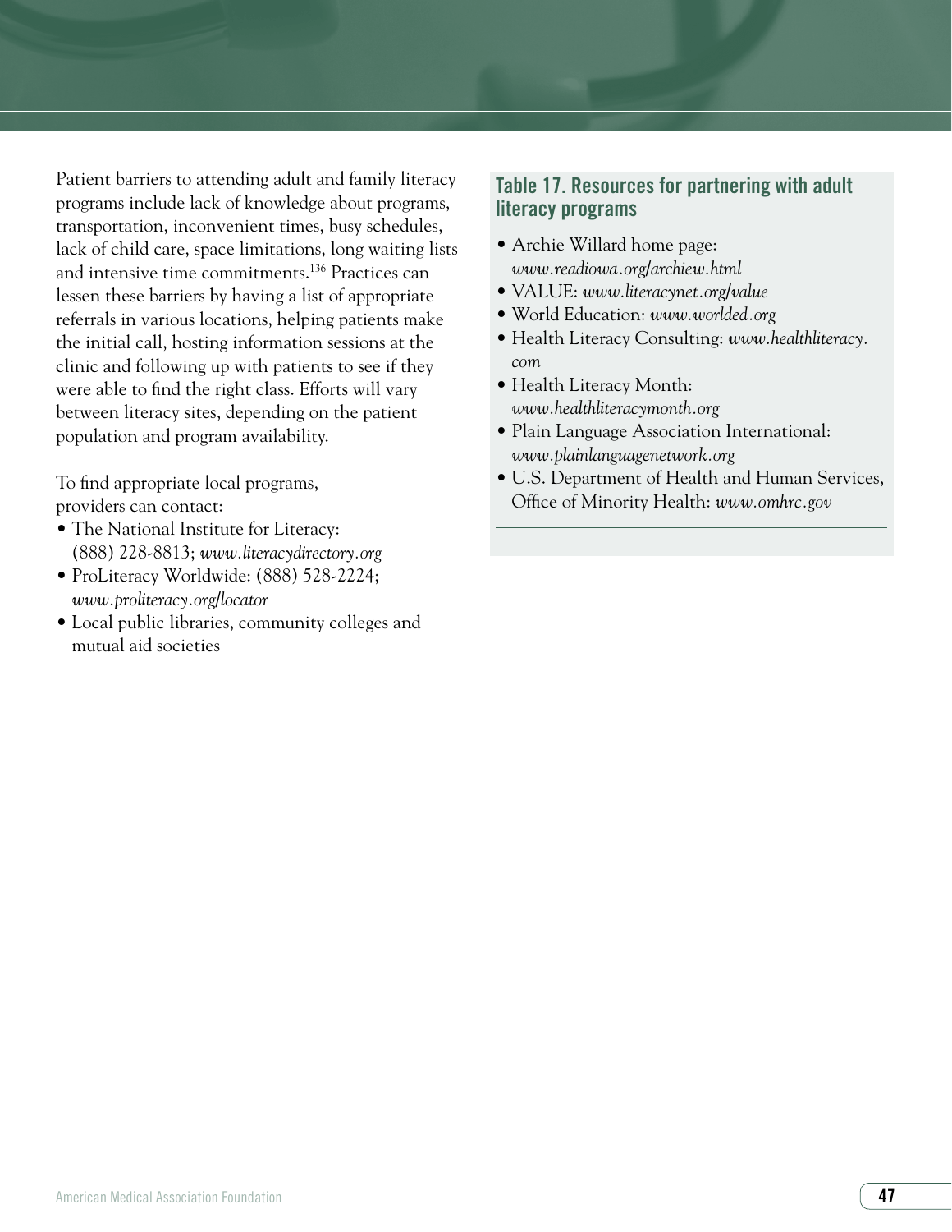Patient barriers to attending adult and family literacy programs include lack of knowledge about programs, transportation, inconvenient times, busy schedules, lack of child care, space limitations, long waiting lists and intensive time commitments.[136] Practices can lessen these barriers by having a list of appropriate referrals in various locations, helping patients make the initial call, hosting information sessions at the clinic and following up with patients to see if they were able to find the right class. Efforts will vary between literacy sites, depending on the patient population and program availability.

To find appropriate local programs, providers can contact:

- The National Institute for Literacy: (888) 228-8813; *www.literacydirectory.org*
- ProLiteracy Worldwide: (888) 528-2224; *www.proliteracy.org/locator*
- Local public libraries, community colleges and mutual aid societies

### Table 17. Resources for partnering with adult literacy programs

- Archie Willard home page: *www.readiowa.org/archiew.html*
- VALUE: *www.literacynet.org/value*
- World Education: *www.worlded.org*
- Health Literacy Consulting: *www.healthliteracy.com*
- Health Literacy Month: *www.healthliteracymonth.org*
- Plain Language Association International: *www.plainlanguagenetwork.org*
- U.S. Department of Health and Human Services, Office of Minority Health: *www.omhrc.gov*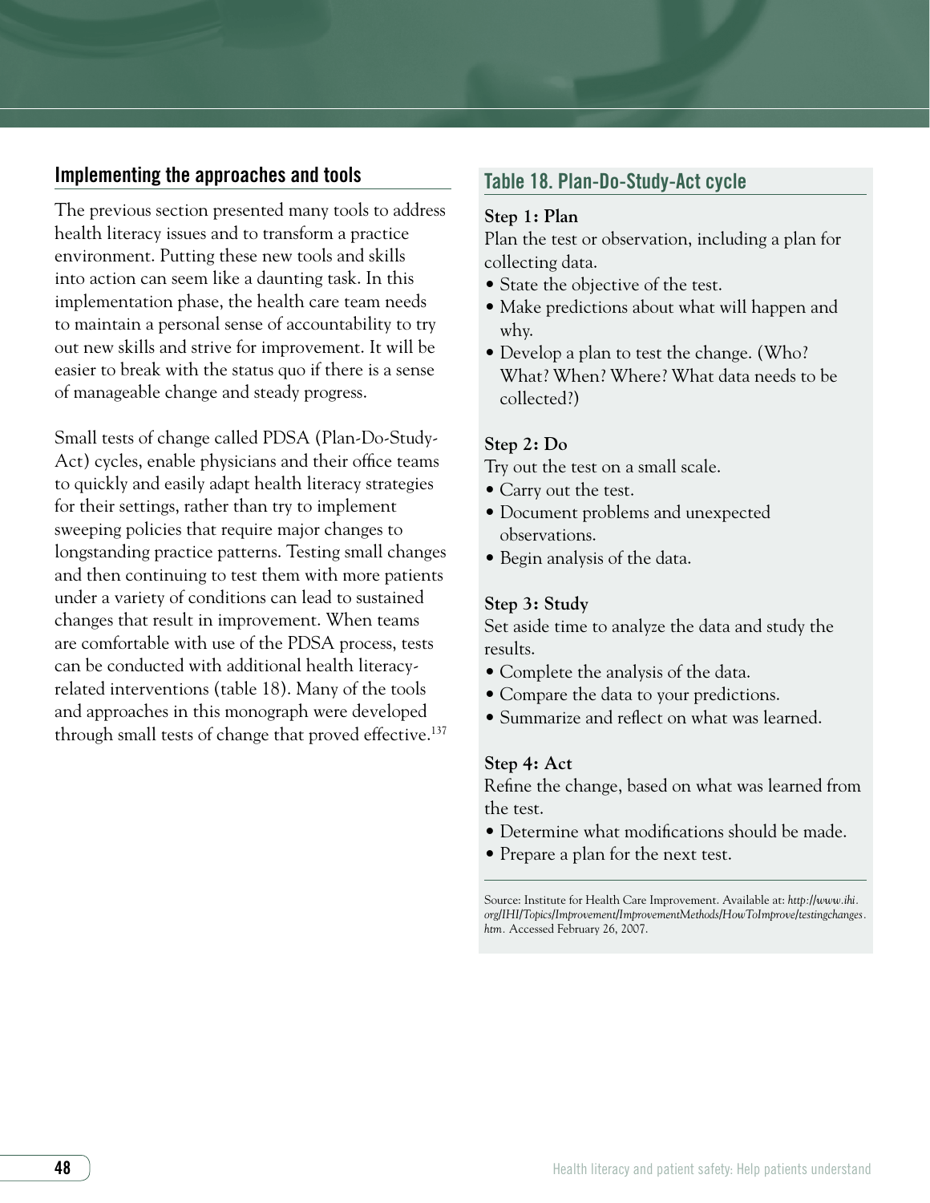## Implementing the approaches and tools

The previous section presented many tools to address health literacy issues and to transform a practice environment. Putting these new tools and skills into action can seem like a daunting task. In this implementation phase, the health care team needs to maintain a personal sense of accountability to try out new skills and strive for improvement. It will be easier to break with the status quo if there is a sense of manageable change and steady progress.

Small tests of change called PDSA (Plan-Do-Study-Act) cycles, enable physicians and their office teams to quickly and easily adapt health literacy strategies for their settings, rather than try to implement sweeping policies that require major changes to longstanding practice patterns. Testing small changes and then continuing to test them with more patients under a variety of conditions can lead to sustained changes that result in improvement. When teams are comfortable with use of the PDSA process, tests can be conducted with additional health literacy-related interventions (table 18). Many of the tools and approaches in this monograph were developed through small tests of change that proved effective.[137]

### Table 18. Plan-Do-Study-Act cycle

**Step 1: Plan**

Plan the test or observation, including a plan for collecting data.

- State the objective of the test.
- Make predictions about what will happen and why.
- Develop a plan to test the change. (Who? What? When? Where? What data needs to be collected?)

**Step 2: Do**

Try out the test on a small scale.

- Carry out the test.
- Document problems and unexpected observations.
- Begin analysis of the data.

**Step 3: Study**

Set aside time to analyze the data and study the results.

- Complete the analysis of the data.
- Compare the data to your predictions.
- Summarize and reflect on what was learned.

**Step 4: Act**

Refine the change, based on what was learned from the test.

- Determine what modifications should be made.
- Prepare a plan for the next test.

Source: Institute for Health Care Improvement. Available at: *http://www.ihi.org/IHI/Topics/Improvement/ImprovementMethods/HowToImprove/testingchanges.htm*. Accessed February 26, 2007.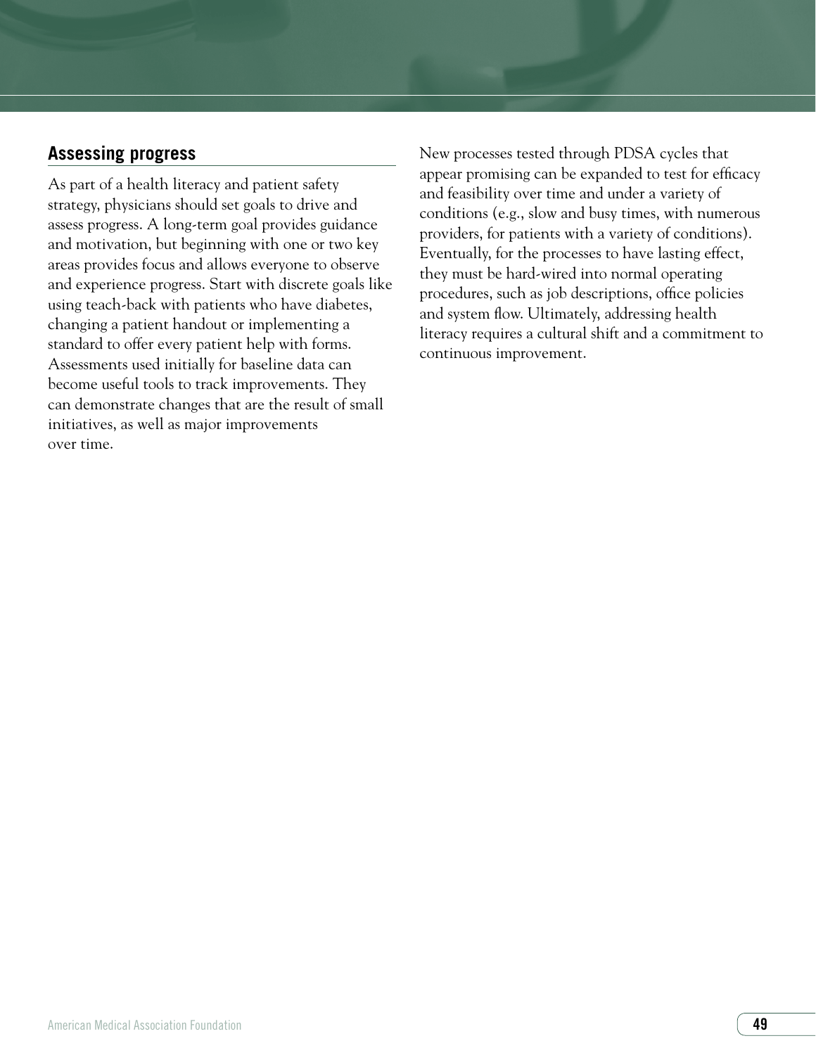## Assessing progress

As part of a health literacy and patient safety strategy, physicians should set goals to drive and assess progress. A long-term goal provides guidance and motivation, but beginning with one or two key areas provides focus and allows everyone to observe and experience progress. Start with discrete goals like using teach-back with patients who have diabetes, changing a patient handout or implementing a standard to offer every patient help with forms. Assessments used initially for baseline data can become useful tools to track improvements. They can demonstrate changes that are the result of small initiatives, as well as major improvements over time.

New processes tested through PDSA cycles that appear promising can be expanded to test for efficacy and feasibility over time and under a variety of conditions (e.g., slow and busy times, with numerous providers, for patients with a variety of conditions). Eventually, for the processes to have lasting effect, they must be hard-wired into normal operating procedures, such as job descriptions, office policies and system flow. Ultimately, addressing health literacy requires a cultural shift and a commitment to continuous improvement.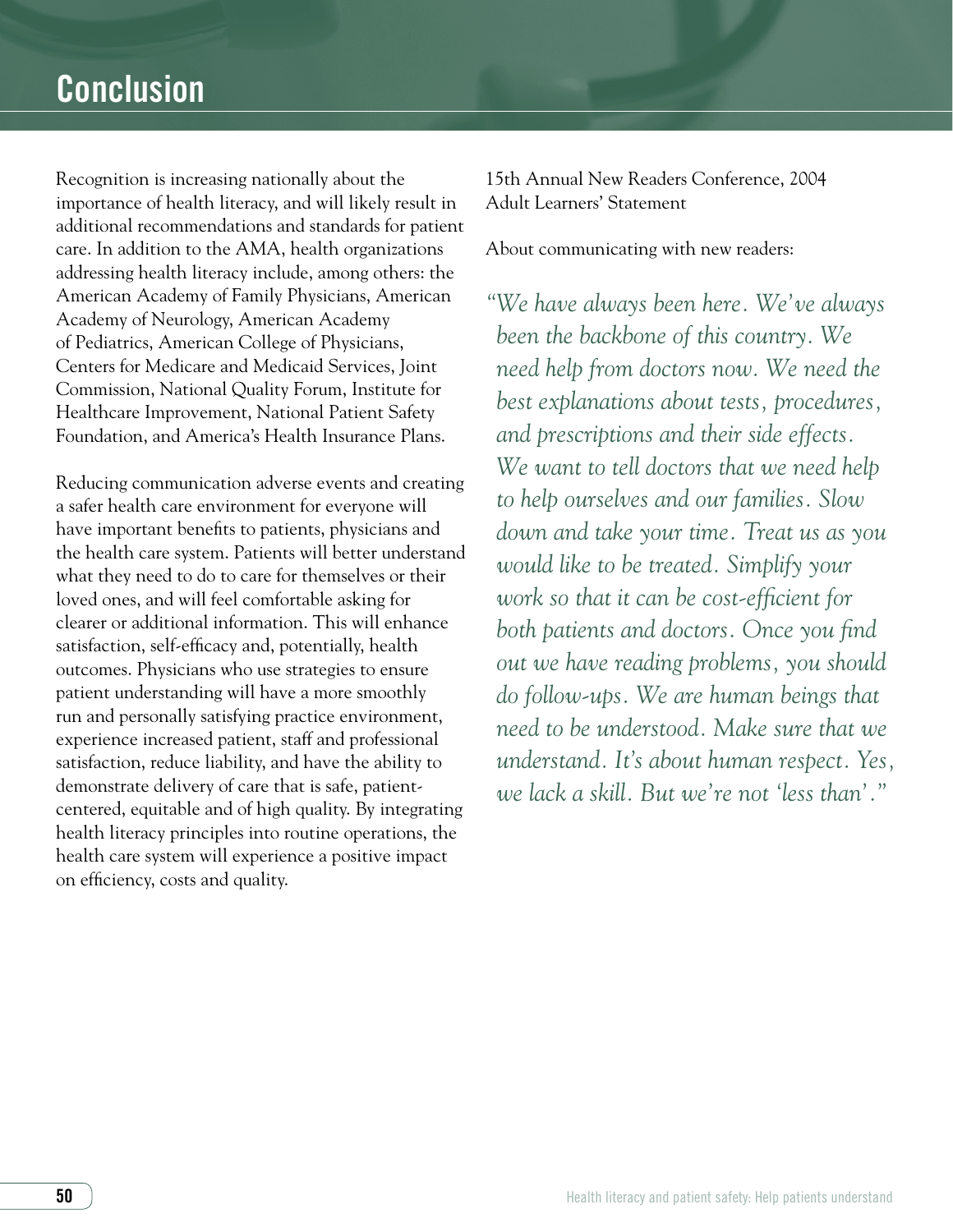# Conclusion

Recognition is increasing nationally about the importance of health literacy, and will likely result in additional recommendations and standards for patient care. In addition to the AMA, health organizations addressing health literacy include, among others: the American Academy of Family Physicians, American Academy of Neurology, American Academy of Pediatrics, American College of Physicians, Centers for Medicare and Medicaid Services, Joint Commission, National Quality Forum, Institute for Healthcare Improvement, National Patient Safety Foundation, and America's Health Insurance Plans.

Reducing communication adverse events and creating a safer health care environment for everyone will have important benefits to patients, physicians and the health care system. Patients will better understand what they need to do to care for themselves or their loved ones, and will feel comfortable asking for clearer or additional information. This will enhance satisfaction, self-efficacy and, potentially, health outcomes. Physicians who use strategies to ensure patient understanding will have a more smoothly run and personally satisfying practice environment, experience increased patient, staff and professional satisfaction, reduce liability, and have the ability to demonstrate delivery of care that is safe, patient-centered, equitable and of high quality. By integrating health literacy principles into routine operations, the health care system will experience a positive impact on efficiency, costs and quality.

15th Annual New Readers Conference, 2004
Adult Learners' Statement

About communicating with new readers:

*"We have always been here. We've always been the backbone of this country. We need help from doctors now. We need the best explanations about tests, procedures, and prescriptions and their side effects. We want to tell doctors that we need help to help ourselves and our families. Slow down and take your time. Treat us as you would like to be treated. Simplify your work so that it can be cost-efficient for both patients and doctors. Once you find out we have reading problems, you should do follow-ups. We are human beings that need to be understood. Make sure that we understand. It's about human respect. Yes, we lack a skill. But we're not 'less than'."*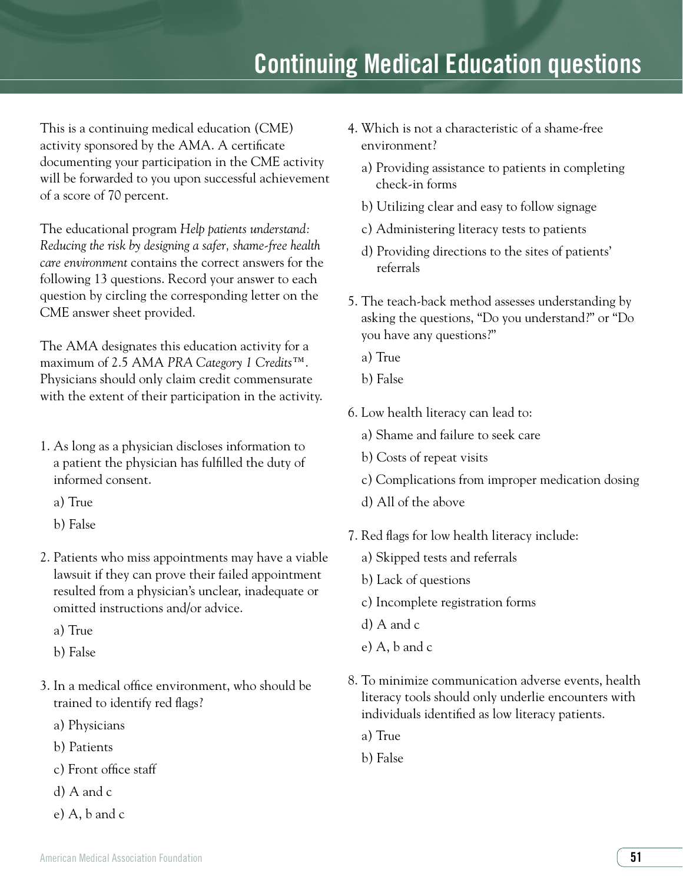# Continuing Medical Education questions

This is a continuing medical education (CME) activity sponsored by the AMA. A certificate documenting your participation in the CME activity will be forwarded to you upon successful achievement of a score of 70 percent.

The educational program *Help patients understand: Reducing the risk by designing a safer, shame-free health care environment* contains the correct answers for the following 13 questions. Record your answer to each question by circling the corresponding letter on the CME answer sheet provided.

The AMA designates this education activity for a maximum of 2.5 AMA *PRA Category 1 Credits™*. Physicians should only claim credit commensurate with the extent of their participation in the activity.

1. As long as a physician discloses information to a patient the physician has fulfilled the duty of informed consent.
   - a) True
   - b) False

2. Patients who miss appointments may have a viable lawsuit if they can prove their failed appointment resulted from a physician's unclear, inadequate or omitted instructions and/or advice.
   - a) True
   - b) False

3. In a medical office environment, who should be trained to identify red flags?
   - a) Physicians
   - b) Patients
   - c) Front office staff
   - d) A and c
   - e) A, b and c

4. Which is not a characteristic of a shame-free environment?
   - a) Providing assistance to patients in completing check-in forms
   - b) Utilizing clear and easy to follow signage
   - c) Administering literacy tests to patients
   - d) Providing directions to the sites of patients' referrals

5. The teach-back method assesses understanding by asking the questions, "Do you understand?" or "Do you have any questions?"
   - a) True
   - b) False

6. Low health literacy can lead to:
   - a) Shame and failure to seek care
   - b) Costs of repeat visits
   - c) Complications from improper medication dosing
   - d) All of the above

7. Red flags for low health literacy include:
   - a) Skipped tests and referrals
   - b) Lack of questions
   - c) Incomplete registration forms
   - d) A and c
   - e) A, b and c

8. To minimize communication adverse events, health literacy tools should only underlie encounters with individuals identified as low literacy patients.
   - a) True
   - b) False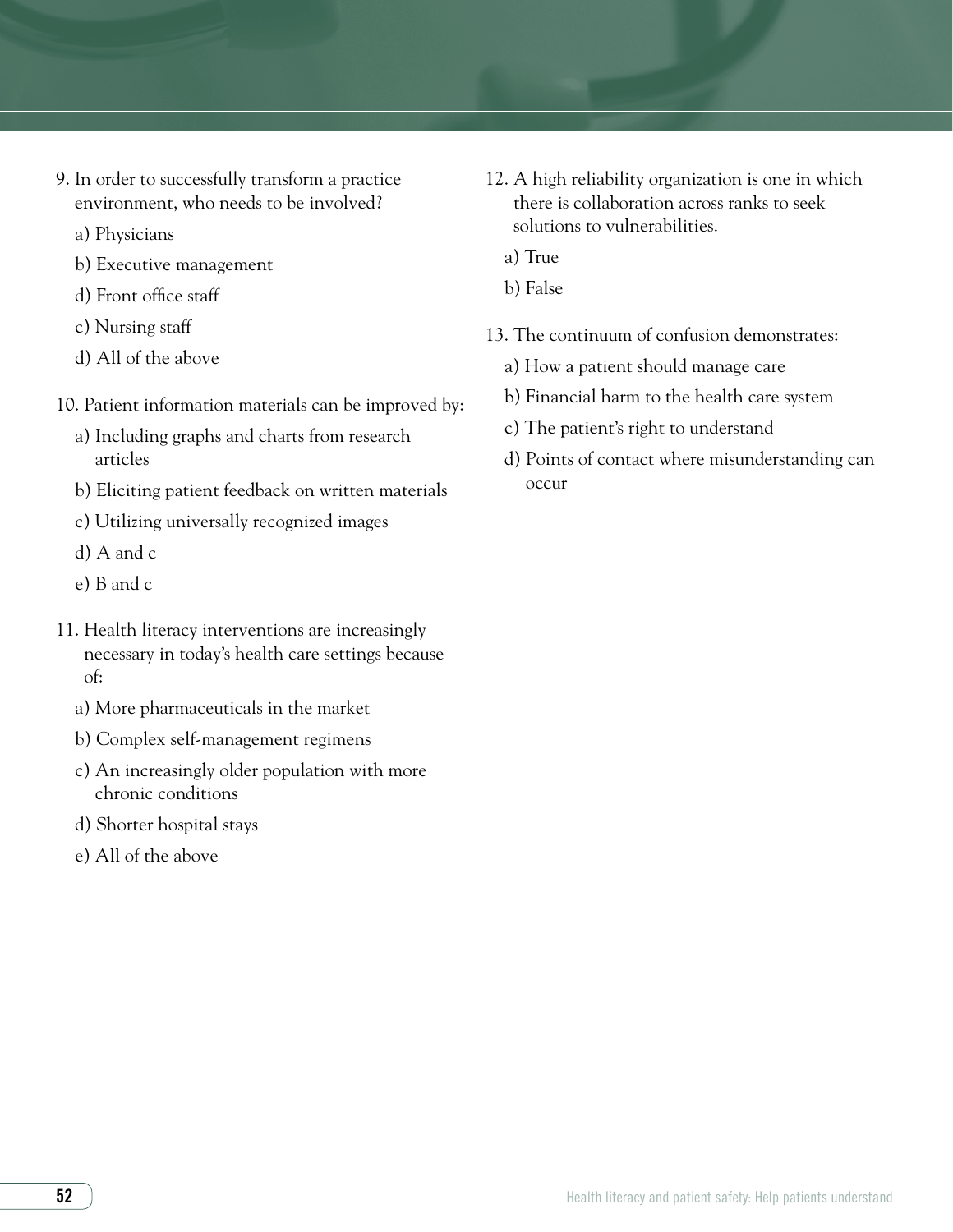9. In order to successfully transform a practice environment, who needs to be involved?

   a) Physicians

   b) Executive management

   d) Front office staff

   c) Nursing staff

   d) All of the above

10. Patient information materials can be improved by:

    a) Including graphs and charts from research articles

    b) Eliciting patient feedback on written materials

    c) Utilizing universally recognized images

    d) A and c

    e) B and c

11. Health literacy interventions are increasingly necessary in today's health care settings because of:

    a) More pharmaceuticals in the market

    b) Complex self-management regimens

    c) An increasingly older population with more chronic conditions

    d) Shorter hospital stays

    e) All of the above

12. A high reliability organization is one in which there is collaboration across ranks to seek solutions to vulnerabilities.

    a) True

    b) False

13. The continuum of confusion demonstrates:

    a) How a patient should manage care

    b) Financial harm to the health care system

    c) The patient's right to understand

    d) Points of contact where misunderstanding can occur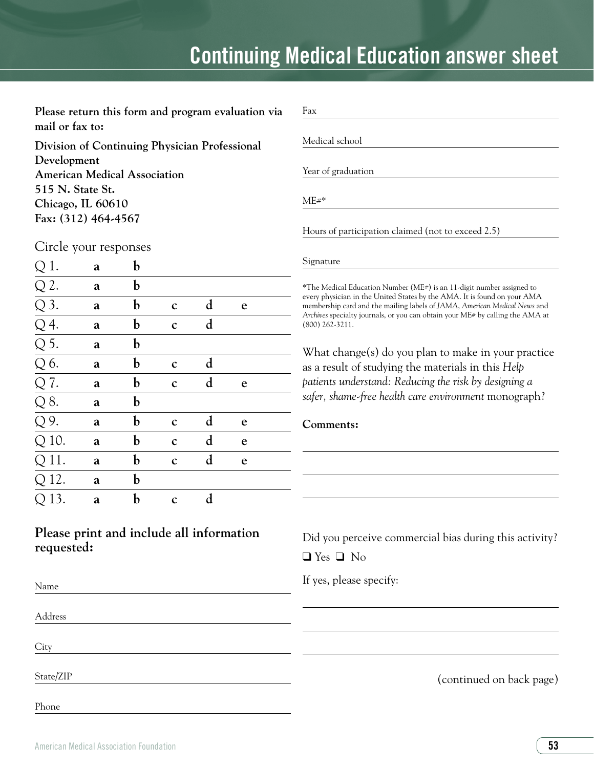# Continuing Medical Education answer sheet

**Please return this form and program evaluation via mail or fax to:**

**Division of Continuing Physician Professional Development**
**American Medical Association**
**515 N. State St.**
**Chicago, IL 60610**
**Fax: (312) 464-4567**

Circle your responses

| | | | | | |
|---|---|---|---|---|---|
| Q 1. | **a** | **b** | | | |
| Q 2. | **a** | **b** | | | |
| Q 3. | **a** | **b** | **c** | **d** | **e** |
| Q 4. | **a** | **b** | **c** | **d** | |
| Q 5. | **a** | **b** | | | |
| Q 6. | **a** | **b** | **c** | **d** | |
| Q 7. | **a** | **b** | **c** | **d** | **e** |
| Q 8. | **a** | **b** | | | |
| Q 9. | **a** | **b** | **c** | **d** | **e** |
| Q 10. | **a** | **b** | **c** | **d** | **e** |
| Q 11. | **a** | **b** | **c** | **d** | **e** |
| Q 12. | **a** | **b** | | | |
| Q 13. | **a** | **b** | **c** | **d** | |

**Please print and include all information requested:**

Name ______________________

Address ______________________

City ______________________

State/ZIP ______________________

Phone ______________________

Fax ______________________

Medical school ______________________

Year of graduation ______________________

ME#* ______________________

Hours of participation claimed (not to exceed 2.5) ______________________

Signature ______________________

*The Medical Education Number (ME#) is an 11-digit number assigned to every physician in the United States by the AMA. It is found on your AMA membership card and the mailing labels of *JAMA*, *American Medical News* and *Archives* specialty journals, or you can obtain your ME# by calling the AMA at (800) 262-3211.

What change(s) do you plan to make in your practice as a result of studying the materials in this *Help patients understand: Reducing the risk by designing a safer, shame-free health care environment* monograph?

**Comments:**

______________________

______________________

______________________

Did you perceive commercial bias during this activity?

❑ Yes ❑ No

If yes, please specify:

______________________

______________________

______________________

(continued on back page)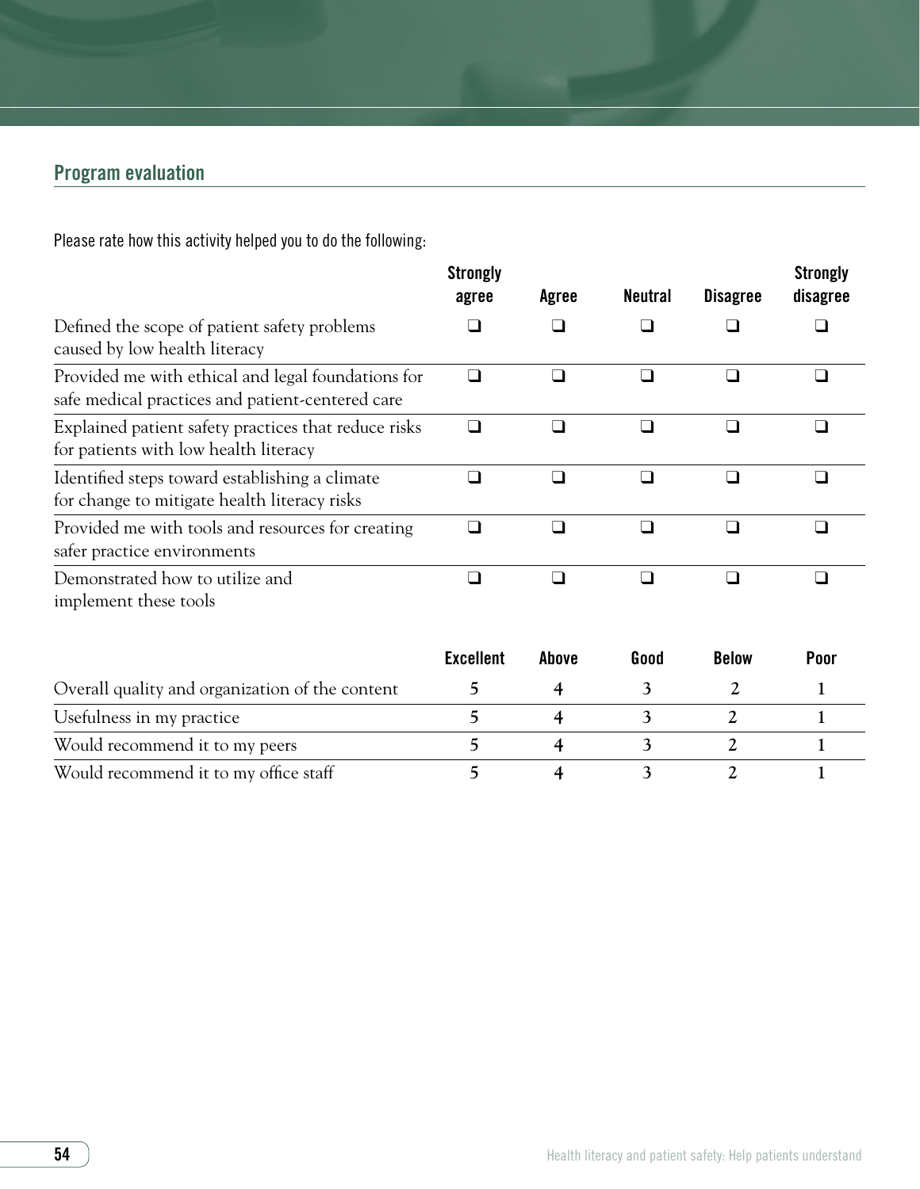## Program evaluation

Please rate how this activity helped you to do the following:

| | Strongly agree | Agree | Neutral | Disagree | Strongly disagree |
|---|---|---|---|---|---|
| Defined the scope of patient safety problems caused by low health literacy | ❑ | ❑ | ❑ | ❑ | ❑ |
| Provided me with ethical and legal foundations for safe medical practices and patient-centered care | ❑ | ❑ | ❑ | ❑ | ❑ |
| Explained patient safety practices that reduce risks for patients with low health literacy | ❑ | ❑ | ❑ | ❑ | ❑ |
| Identified steps toward establishing a climate for change to mitigate health literacy risks | ❑ | ❑ | ❑ | ❑ | ❑ |
| Provided me with tools and resources for creating safer practice environments | ❑ | ❑ | ❑ | ❑ | ❑ |
| Demonstrated how to utilize and implement these tools | ❑ | ❑ | ❑ | ❑ | ❑ |

| | Excellent | Above | Good | Below | Poor |
|---|---|---|---|---|---|
| Overall quality and organization of the content | 5 | 4 | 3 | 2 | 1 |
| Usefulness in my practice | 5 | 4 | 3 | 2 | 1 |
| Would recommend it to my peers | 5 | 4 | 3 | 2 | 1 |
| Would recommend it to my office staff | 5 | 4 | 3 | 2 | 1 |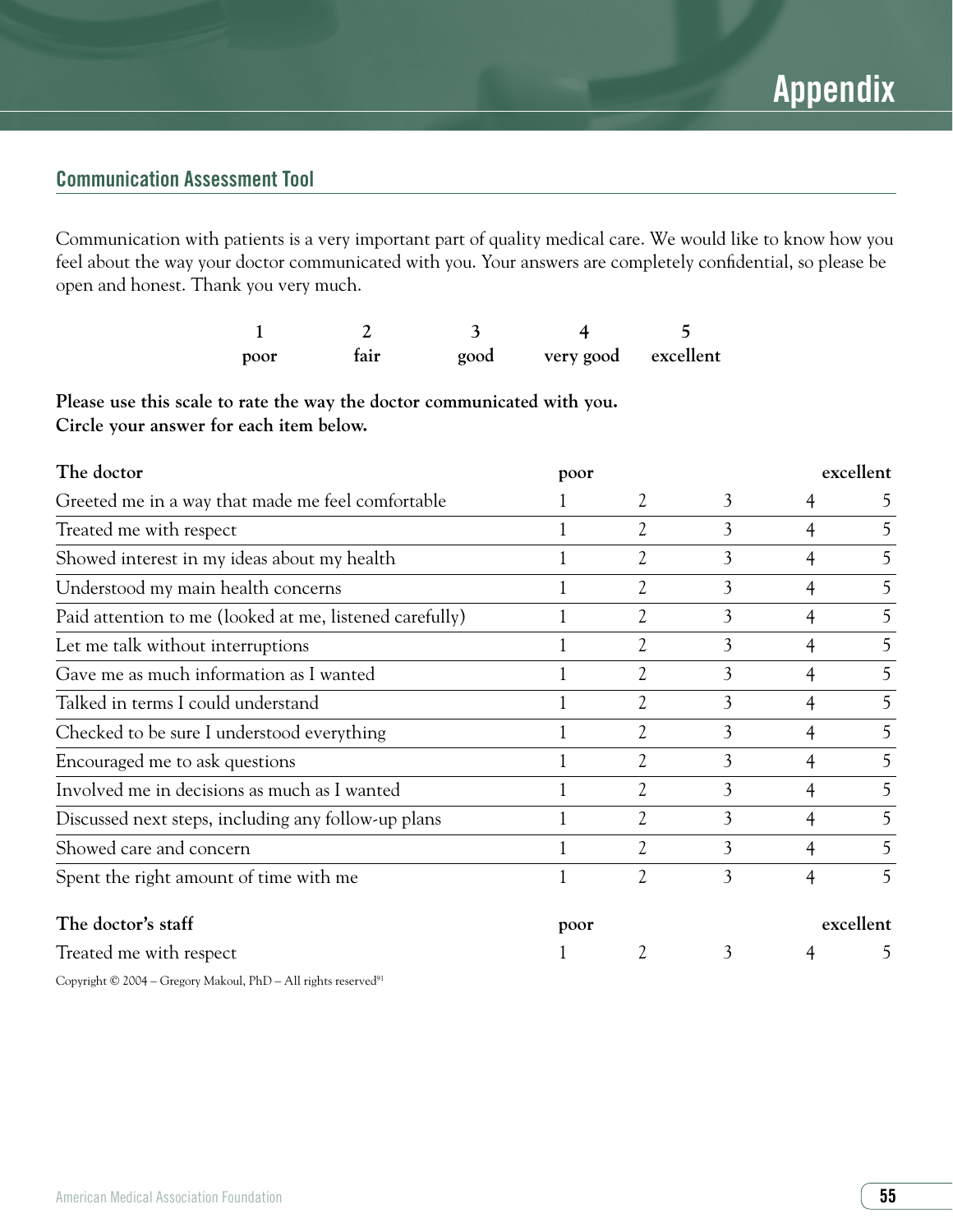# Appendix

## Communication Assessment Tool

Communication with patients is a very important part of quality medical care. We would like to know how you feel about the way your doctor communicated with you. Your answers are completely confidential, so please be open and honest. Thank you very much.

| 1 | 2 | 3 | 4 | 5 |
|---|---|---|---|---|
| poor | fair | good | very good | excellent |

**Please use this scale to rate the way the doctor communicated with you.**
**Circle your answer for each item below.**

| The doctor | poor | | | | excellent |
|---|---|---|---|---|---|
| Greeted me in a way that made me feel comfortable | 1 | 2 | 3 | 4 | 5 |
| Treated me with respect | 1 | 2 | 3 | 4 | 5 |
| Showed interest in my ideas about my health | 1 | 2 | 3 | 4 | 5 |
| Understood my main health concerns | 1 | 2 | 3 | 4 | 5 |
| Paid attention to me (looked at me, listened carefully) | 1 | 2 | 3 | 4 | 5 |
| Let me talk without interruptions | 1 | 2 | 3 | 4 | 5 |
| Gave me as much information as I wanted | 1 | 2 | 3 | 4 | 5 |
| Talked in terms I could understand | 1 | 2 | 3 | 4 | 5 |
| Checked to be sure I understood everything | 1 | 2 | 3 | 4 | 5 |
| Encouraged me to ask questions | 1 | 2 | 3 | 4 | 5 |
| Involved me in decisions as much as I wanted | 1 | 2 | 3 | 4 | 5 |
| Discussed next steps, including any follow-up plans | 1 | 2 | 3 | 4 | 5 |
| Showed care and concern | 1 | 2 | 3 | 4 | 5 |
| Spent the right amount of time with me | 1 | 2 | 3 | 4 | 5 |

| The doctor's staff | poor | | | | excellent |
|---|---|---|---|---|---|
| Treated me with respect | 1 | 2 | 3 | 4 | 5 |

Copyright © 2004 – Gregory Makoul, PhD – All rights reserved[91]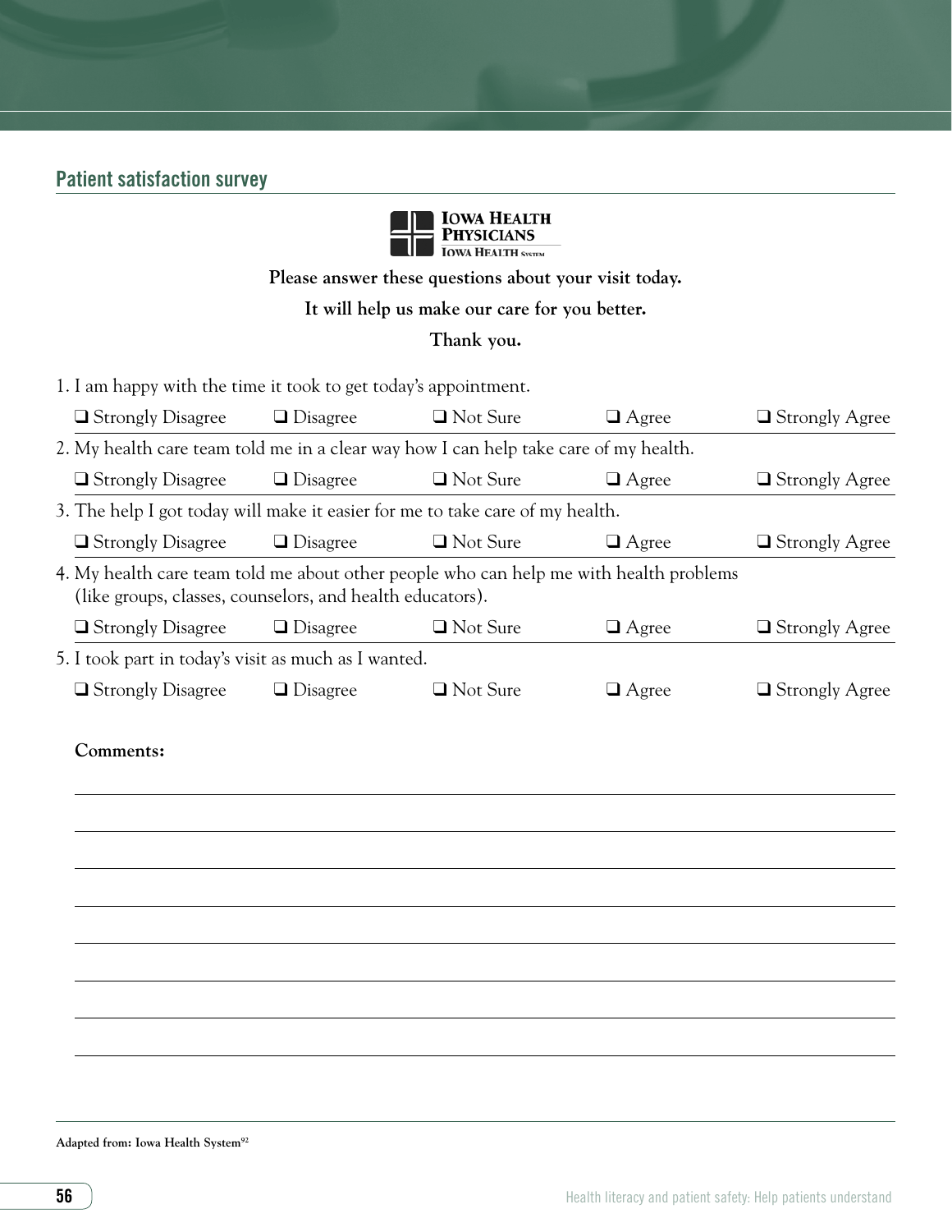## Patient satisfaction survey

**IOWA HEALTH PHYSICIANS**
**IOWA HEALTH SYSTEM**

**Please answer these questions about your visit today.**

**It will help us make our care for you better.**

**Thank you.**

1. I am happy with the time it took to get today's appointment.

   ❑ Strongly Disagree ❑ Disagree ❑ Not Sure ❑ Agree ❑ Strongly Agree

2. My health care team told me in a clear way how I can help take care of my health.

   ❑ Strongly Disagree ❑ Disagree ❑ Not Sure ❑ Agree ❑ Strongly Agree

3. The help I got today will make it easier for me to take care of my health.

   ❑ Strongly Disagree ❑ Disagree ❑ Not Sure ❑ Agree ❑ Strongly Agree

4. My health care team told me about other people who can help me with health problems (like groups, classes, counselors, and health educators).

   ❑ Strongly Disagree ❑ Disagree ❑ Not Sure ❑ Agree ❑ Strongly Agree

5. I took part in today's visit as much as I wanted.

   ❑ Strongly Disagree ❑ Disagree ❑ Not Sure ❑ Agree ❑ Strongly Agree

**Comments:**

______________________________________________________________________

______________________________________________________________________

______________________________________________________________________

______________________________________________________________________

______________________________________________________________________

______________________________________________________________________

______________________________________________________________________

**Adapted from: Iowa Health System**[92]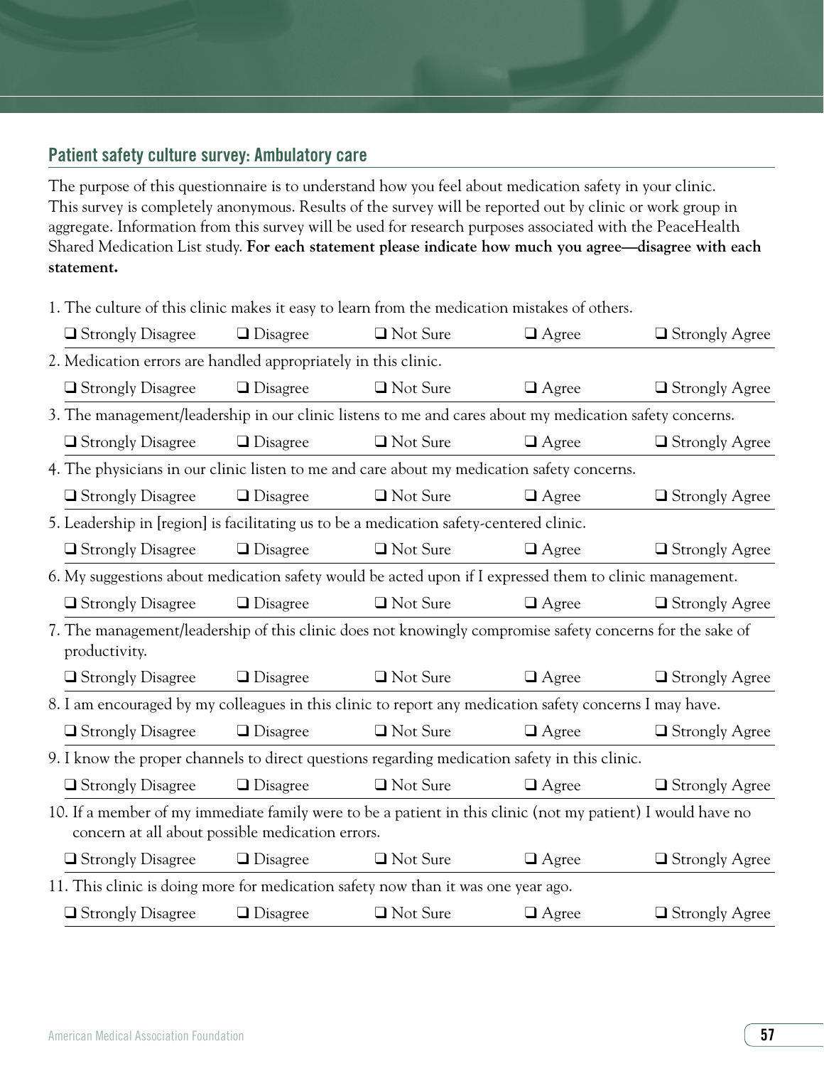## Patient safety culture survey: Ambulatory care

The purpose of this questionnaire is to understand how you feel about medication safety in your clinic. This survey is completely anonymous. Results of the survey will be reported out by clinic or work group in aggregate. Information from this survey will be used for research purposes associated with the PeaceHealth Shared Medication List study. **For each statement please indicate how much you agree—disagree with each statement.**

1. The culture of this clinic makes it easy to learn from the medication mistakes of others.

❑ Strongly Disagree ❑ Disagree ❑ Not Sure ❑ Agree ❑ Strongly Agree

2. Medication errors are handled appropriately in this clinic.

❑ Strongly Disagree ❑ Disagree ❑ Not Sure ❑ Agree ❑ Strongly Agree

3. The management/leadership in our clinic listens to me and cares about my medication safety concerns.

❑ Strongly Disagree ❑ Disagree ❑ Not Sure ❑ Agree ❑ Strongly Agree

4. The physicians in our clinic listen to me and care about my medication safety concerns.

❑ Strongly Disagree ❑ Disagree ❑ Not Sure ❑ Agree ❑ Strongly Agree

5. Leadership in [region] is facilitating us to be a medication safety-centered clinic.

❑ Strongly Disagree ❑ Disagree ❑ Not Sure ❑ Agree ❑ Strongly Agree

6. My suggestions about medication safety would be acted upon if I expressed them to clinic management.

❑ Strongly Disagree ❑ Disagree ❑ Not Sure ❑ Agree ❑ Strongly Agree

7. The management/leadership of this clinic does not knowingly compromise safety concerns for the sake of productivity.

❑ Strongly Disagree ❑ Disagree ❑ Not Sure ❑ Agree ❑ Strongly Agree

8. I am encouraged by my colleagues in this clinic to report any medication safety concerns I may have.

❑ Strongly Disagree ❑ Disagree ❑ Not Sure ❑ Agree ❑ Strongly Agree

9. I know the proper channels to direct questions regarding medication safety in this clinic.

❑ Strongly Disagree ❑ Disagree ❑ Not Sure ❑ Agree ❑ Strongly Agree

10. If a member of my immediate family were to be a patient in this clinic (not my patient) I would have no concern at all about possible medication errors.

❑ Strongly Disagree ❑ Disagree ❑ Not Sure ❑ Agree ❑ Strongly Agree

11. This clinic is doing more for medication safety now than it was one year ago.

❑ Strongly Disagree ❑ Disagree ❑ Not Sure ❑ Agree ❑ Strongly Agree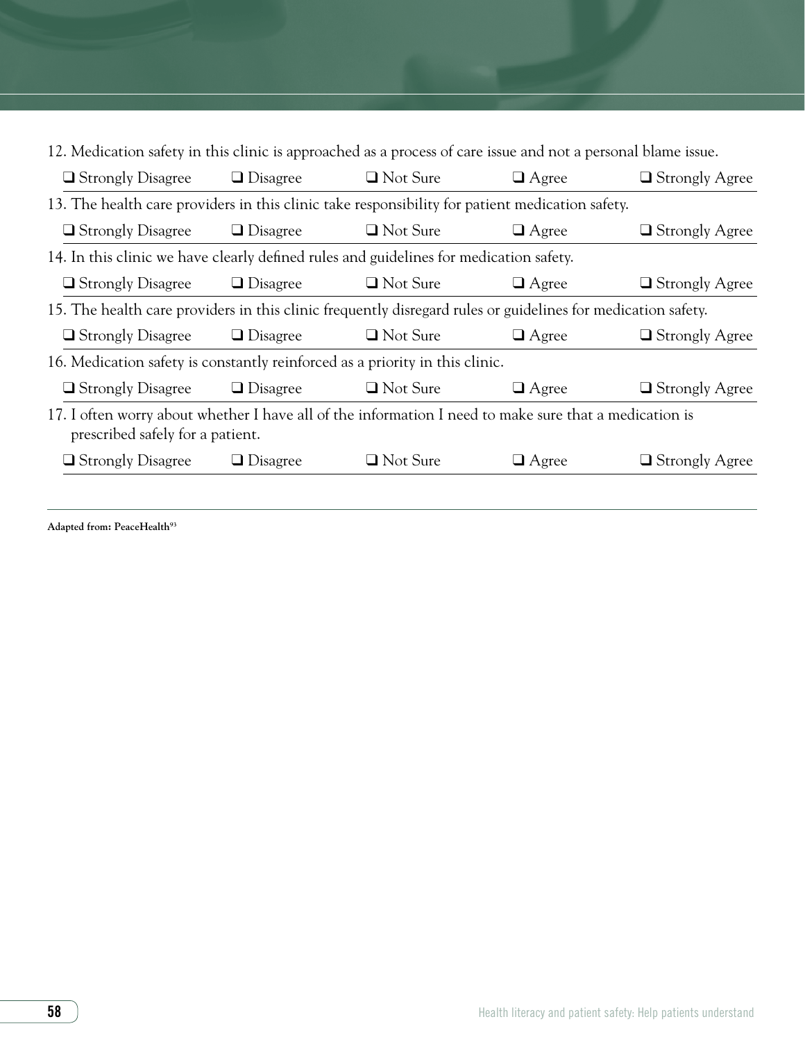12. Medication safety in this clinic is approached as a process of care issue and not a personal blame issue.

❑ Strongly Disagree ❑ Disagree ❑ Not Sure ❑ Agree ❑ Strongly Agree

13. The health care providers in this clinic take responsibility for patient medication safety.

❑ Strongly Disagree ❑ Disagree ❑ Not Sure ❑ Agree ❑ Strongly Agree

14. In this clinic we have clearly defined rules and guidelines for medication safety.

❑ Strongly Disagree ❑ Disagree ❑ Not Sure ❑ Agree ❑ Strongly Agree

15. The health care providers in this clinic frequently disregard rules or guidelines for medication safety.

❑ Strongly Disagree ❑ Disagree ❑ Not Sure ❑ Agree ❑ Strongly Agree

16. Medication safety is constantly reinforced as a priority in this clinic.

❑ Strongly Disagree ❑ Disagree ❑ Not Sure ❑ Agree ❑ Strongly Agree

17. I often worry about whether I have all of the information I need to make sure that a medication is prescribed safely for a patient.

❑ Strongly Disagree ❑ Disagree ❑ Not Sure ❑ Agree ❑ Strongly Agree

**Adapted from: PeaceHealth[93]**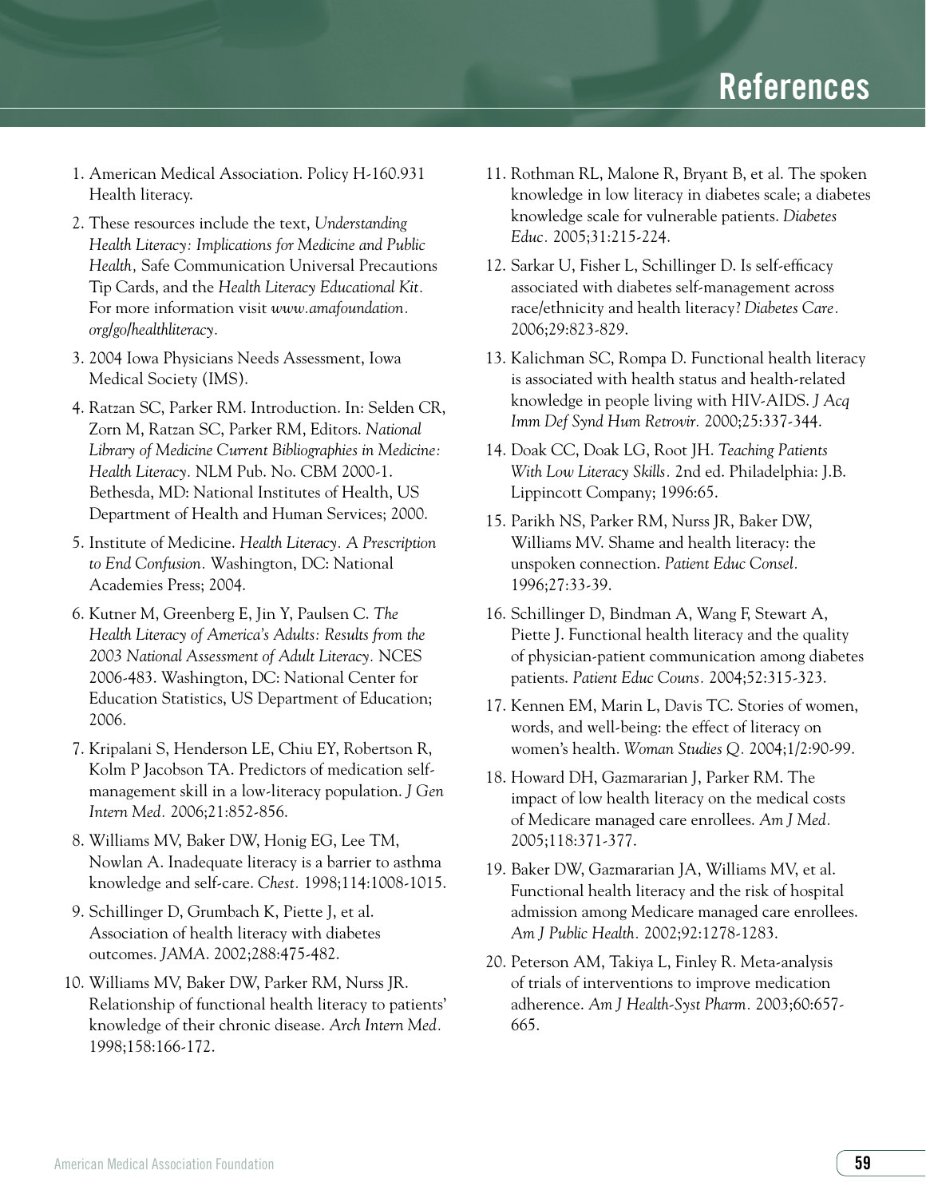# References

1. American Medical Association. Policy H-160.931 Health literacy.
2. These resources include the text, *Understanding Health Literacy: Implications for Medicine and Public Health,* Safe Communication Universal Precautions Tip Cards, and the *Health Literacy Educational Kit.* For more information visit *www.amafoundation.org/go/healthliteracy.*
3. 2004 Iowa Physicians Needs Assessment, Iowa Medical Society (IMS).
4. Ratzan SC, Parker RM. Introduction. In: Selden CR, Zorn M, Ratzan SC, Parker RM, Editors. *National Library of Medicine Current Bibliographies in Medicine: Health Literacy.* NLM Pub. No. CBM 2000-1. Bethesda, MD: National Institutes of Health, US Department of Health and Human Services; 2000.
5. Institute of Medicine. *Health Literacy. A Prescription to End Confusion.* Washington, DC: National Academies Press; 2004.
6. Kutner M, Greenberg E, Jin Y, Paulsen C. *The Health Literacy of America's Adults: Results from the 2003 National Assessment of Adult Literacy.* NCES 2006-483. Washington, DC: National Center for Education Statistics, US Department of Education; 2006.
7. Kripalani S, Henderson LE, Chiu EY, Robertson R, Kolm P Jacobson TA. Predictors of medication self-management skill in a low-literacy population. *J Gen Intern Med.* 2006;21:852-856.
8. Williams MV, Baker DW, Honig EG, Lee TM, Nowlan A. Inadequate literacy is a barrier to asthma knowledge and self-care. *Chest.* 1998;114:1008-1015.
9. Schillinger D, Grumbach K, Piette J, et al. Association of health literacy with diabetes outcomes. *JAMA.* 2002;288:475-482.
10. Williams MV, Baker DW, Parker RM, Nurss JR. Relationship of functional health literacy to patients' knowledge of their chronic disease. *Arch Intern Med.* 1998;158:166-172.
11. Rothman RL, Malone R, Bryant B, et al. The spoken knowledge in low literacy in diabetes scale; a diabetes knowledge scale for vulnerable patients. *Diabetes Educ.* 2005;31:215-224.
12. Sarkar U, Fisher L, Schillinger D. Is self-efficacy associated with diabetes self-management across race/ethnicity and health literacy? *Diabetes Care.* 2006;29:823-829.
13. Kalichman SC, Rompa D. Functional health literacy is associated with health status and health-related knowledge in people living with HIV-AIDS. *J Acq Imm Def Synd Hum Retrovir.* 2000;25:337-344.
14. Doak CC, Doak LG, Root JH. *Teaching Patients With Low Literacy Skills.* 2nd ed. Philadelphia: J.B. Lippincott Company; 1996:65.
15. Parikh NS, Parker RM, Nurss JR, Baker DW, Williams MV. Shame and health literacy: the unspoken connection. *Patient Educ Consel.* 1996;27:33-39.
16. Schillinger D, Bindman A, Wang F, Stewart A, Piette J. Functional health literacy and the quality of physician-patient communication among diabetes patients. *Patient Educ Couns.* 2004;52:315-323.
17. Kennen EM, Marin L, Davis TC. Stories of women, words, and well-being: the effect of literacy on women's health. *Woman Studies Q.* 2004;1/2:90-99.
18. Howard DH, Gazmararian J, Parker RM. The impact of low health literacy on the medical costs of Medicare managed care enrollees. *Am J Med.* 2005;118:371-377.
19. Baker DW, Gazmararian JA, Williams MV, et al. Functional health literacy and the risk of hospital admission among Medicare managed care enrollees. *Am J Public Health.* 2002;92:1278-1283.
20. Peterson AM, Takiya L, Finley R. Meta-analysis of trials of interventions to improve medication adherence. *Am J Health-Syst Pharm.* 2003;60:657-665.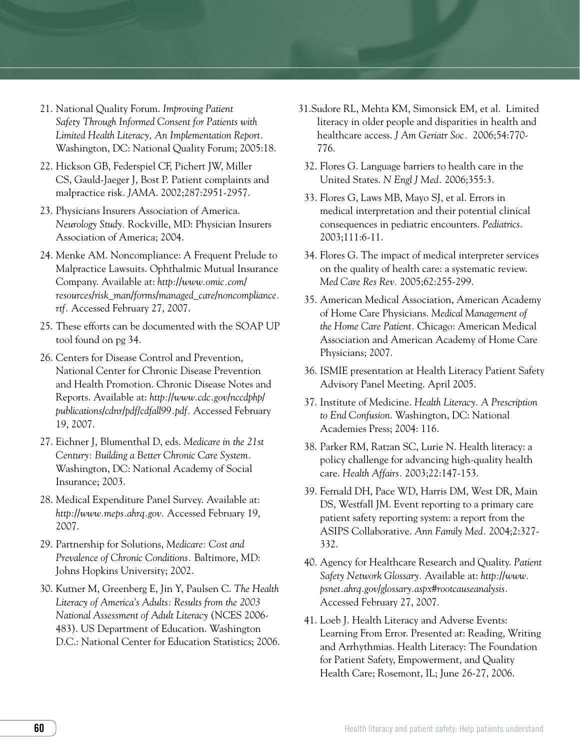21. National Quality Forum. *Improving Patient Safety Through Informed Consent for Patients with Limited Health Literacy, An Implementation Report.* Washington, DC: National Quality Forum; 2005:18.

22. Hickson GB, Federspiel CF, Pichert JW, Miller CS, Gauld-Jaeger J, Bost P. Patient complaints and malpractice risk. *JAMA.* 2002;287:2951-2957.

23. Physicians Insurers Association of America. *Neurology Study.* Rockville, MD: Physician Insurers Association of America; 2004.

24. Menke AM. Noncompliance: A Frequent Prelude to Malpractice Lawsuits. Ophthalmic Mutual Insurance Company. Available at: *http://www.omic.com/resources/risk_man/forms/managed_care/noncompliance.rtf.* Accessed February 27, 2007.

25. These efforts can be documented with the SOAP UP tool found on pg 34.

26. Centers for Disease Control and Prevention, National Center for Chronic Disease Prevention and Health Promotion. Chronic Disease Notes and Reports. Available at: *http://www.cdc.gov/nccdphp/publications/cdnr/pdf/cdfall99.pdf.* Accessed February 19, 2007.

27. Eichner J, Blumenthal D, eds. *Medicare in the 21st Century: Building a Better Chronic Care System.* Washington, DC: National Academy of Social Insurance; 2003.

28. Medical Expenditure Panel Survey. Available at: *http://www.meps.ahrq.gov.* Accessed February 19, 2007.

29. Partnership for Solutions, *Medicare: Cost and Prevalence of Chronic Conditions.* Baltimore, MD: Johns Hopkins University; 2002.

30. Kutner M, Greenberg E, Jin Y, Paulsen C. *The Health Literacy of America's Adults: Results from the 2003 National Assessment of Adult Literacy* (NCES 2006-483). US Department of Education. Washington D.C.: National Center for Education Statistics; 2006.

31. Sudore RL, Mehta KM, Simonsick EM, et al. Limited literacy in older people and disparities in health and healthcare access. *J Am Geriatr Soc.* 2006;54:770-776.

32. Flores G. Language barriers to health care in the United States. *N Engl J Med.* 2006;355:3.

33. Flores G, Laws MB, Mayo SJ, et al. Errors in medical interpretation and their potential clinical consequences in pediatric encounters. *Pediatrics.* 2003;111:6-11.

34. Flores G. The impact of medical interpreter services on the quality of health care: a systematic review. *Med Care Res Rev.* 2005;62:255-299.

35. American Medical Association, American Academy of Home Care Physicians. *Medical Management of the Home Care Patient.* Chicago: American Medical Association and American Academy of Home Care Physicians; 2007.

36. ISMIE presentation at Health Literacy Patient Safety Advisory Panel Meeting. April 2005.

37. Institute of Medicine. *Health Literacy. A Prescription to End Confusion.* Washington, DC: National Academies Press; 2004: 116.

38. Parker RM, Ratzan SC, Lurie N. Health literacy: a policy challenge for advancing high-quality health care. *Health Affairs.* 2003;22:147-153.

39. Fernald DH, Pace WD, Harris DM, West DR, Main DS, Westfall JM. Event reporting to a primary care patient safety reporting system: a report from the ASIPS Collaborative. *Ann Family Med.* 2004;2:327-332.

40. Agency for Healthcare Research and Quality. *Patient Safety Network Glossary.* Available at: *http://www.psnet.ahrq.gov/glossary.aspx#rootcauseanalysis.* Accessed February 27, 2007.

41. Loeb J. Health Literacy and Adverse Events: Learning From Error. Presented at: Reading, Writing and Arrhythmias. Health Literacy: The Foundation for Patient Safety, Empowerment, and Quality Health Care; Rosemont, IL; June 26-27, 2006.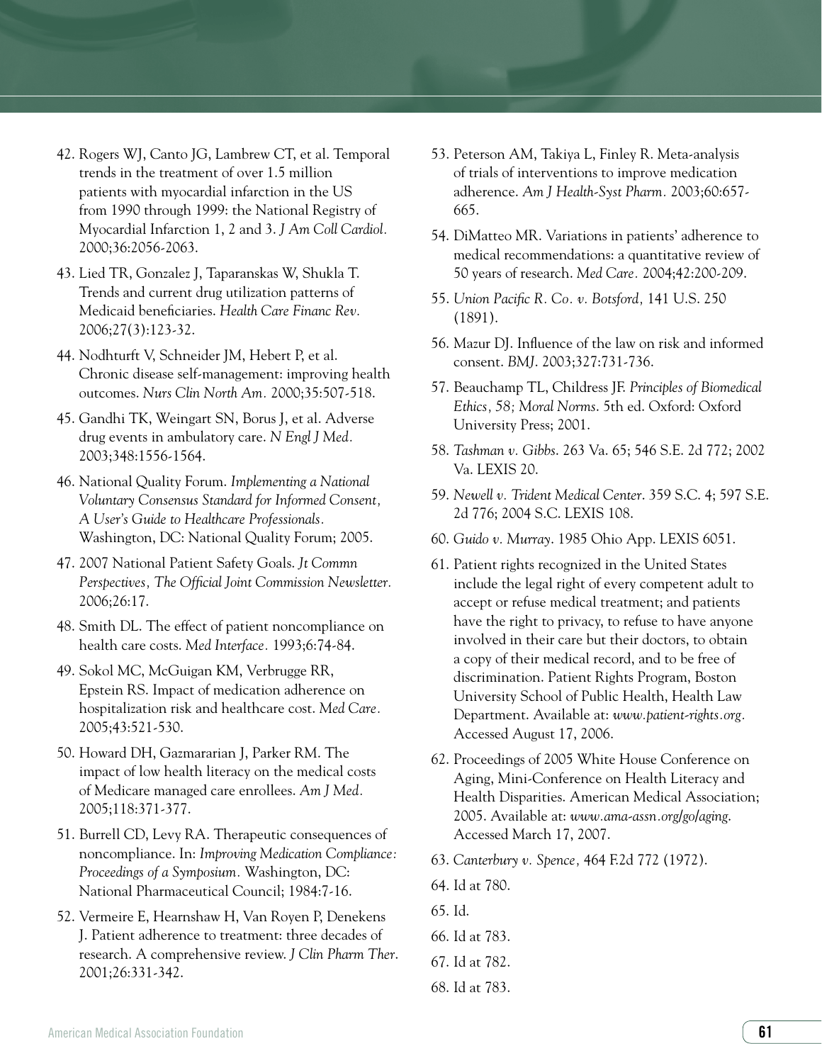42. Rogers WJ, Canto JG, Lambrew CT, et al. Temporal trends in the treatment of over 1.5 million patients with myocardial infarction in the US from 1990 through 1999: the National Registry of Myocardial Infarction 1, 2 and 3. *J Am Coll Cardiol.* 2000;36:2056-2063.
43. Lied TR, Gonzalez J, Taparanskas W, Shukla T. Trends and current drug utilization patterns of Medicaid beneficiaries. *Health Care Financ Rev.* 2006;27(3):123-32.
44. Nodhturft V, Schneider JM, Hebert P, et al. Chronic disease self-management: improving health outcomes. *Nurs Clin North Am.* 2000;35:507-518.
45. Gandhi TK, Weingart SN, Borus J, et al. Adverse drug events in ambulatory care. *N Engl J Med.* 2003;348:1556-1564.
46. National Quality Forum. *Implementing a National Voluntary Consensus Standard for Informed Consent, A User's Guide to Healthcare Professionals.* Washington, DC: National Quality Forum; 2005.
47. 2007 National Patient Safety Goals. *Jt Commn Perspectives, The Official Joint Commission Newsletter.* 2006;26:17.
48. Smith DL. The effect of patient noncompliance on health care costs. *Med Interface.* 1993;6:74-84.
49. Sokol MC, McGuigan KM, Verbrugge RR, Epstein RS. Impact of medication adherence on hospitalization risk and healthcare cost. *Med Care.* 2005;43:521-530.
50. Howard DH, Gazmararian J, Parker RM. The impact of low health literacy on the medical costs of Medicare managed care enrollees. *Am J Med.* 2005;118:371-377.
51. Burrell CD, Levy RA. Therapeutic consequences of noncompliance. In: *Improving Medication Compliance: Proceedings of a Symposium.* Washington, DC: National Pharmaceutical Council; 1984:7-16.
52. Vermeire E, Hearnshaw H, Van Royen P, Denekens J. Patient adherence to treatment: three decades of research. A comprehensive review. *J Clin Pharm Ther.* 2001;26:331-342.
53. Peterson AM, Takiya L, Finley R. Meta-analysis of trials of interventions to improve medication adherence. *Am J Health-Syst Pharm.* 2003;60:657-665.
54. DiMatteo MR. Variations in patients' adherence to medical recommendations: a quantitative review of 50 years of research. *Med Care.* 2004;42:200-209.
55. *Union Pacific R. Co. v. Botsford,* 141 U.S. 250 (1891).
56. Mazur DJ. Influence of the law on risk and informed consent. *BMJ.* 2003;327:731-736.
57. Beauchamp TL, Childress JF. *Principles of Biomedical Ethics, 58; Moral Norms.* 5th ed. Oxford: Oxford University Press; 2001.
58. *Tashman v. Gibbs.* 263 Va. 65; 546 S.E. 2d 772; 2002 Va. LEXIS 20.
59. *Newell v. Trident Medical Center.* 359 S.C. 4; 597 S.E. 2d 776; 2004 S.C. LEXIS 108.
60. *Guido v. Murray.* 1985 Ohio App. LEXIS 6051.
61. Patient rights recognized in the United States include the legal right of every competent adult to accept or refuse medical treatment; and patients have the right to privacy, to refuse to have anyone involved in their care but their doctors, to obtain a copy of their medical record, and to be free of discrimination. Patient Rights Program, Boston University School of Public Health, Health Law Department. Available at: *www.patient-rights.org.* Accessed August 17, 2006.
62. Proceedings of 2005 White House Conference on Aging, Mini-Conference on Health Literacy and Health Disparities. American Medical Association; 2005. Available at: *www.ama-assn.org/go/aging.* Accessed March 17, 2007.
63. *Canterbury v. Spence,* 464 F.2d 772 (1972).
64. Id at 780.
65. Id.
66. Id at 783.
67. Id at 782.
68. Id at 783.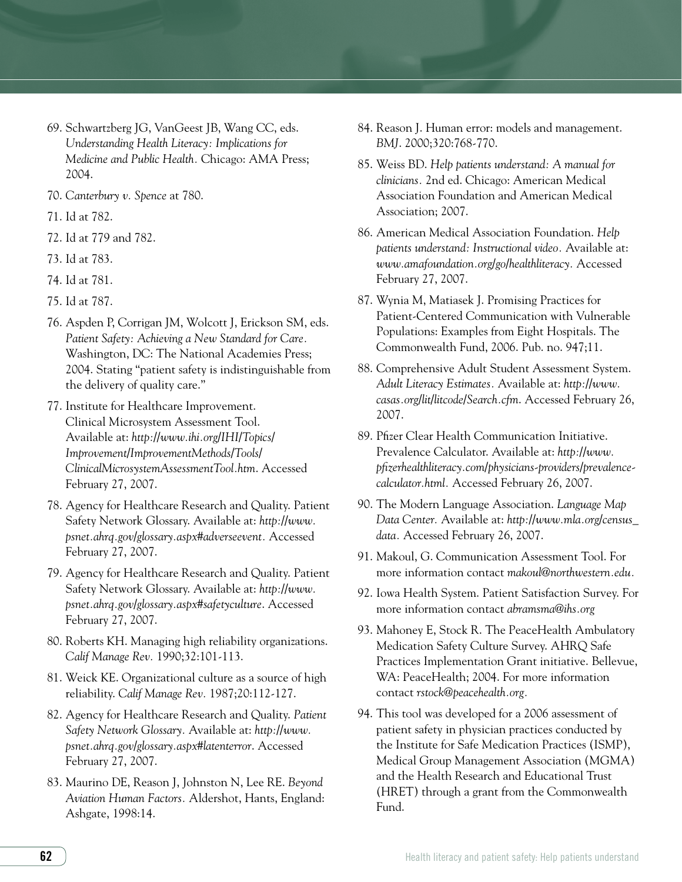69. Schwartzberg JG, VanGeest JB, Wang CC, eds. *Understanding Health Literacy: Implications for Medicine and Public Health.* Chicago: AMA Press; 2004.
70. *Canterbury v. Spence* at 780.
71. Id at 782.
72. Id at 779 and 782.
73. Id at 783.
74. Id at 781.
75. Id at 787.
76. Aspden P, Corrigan JM, Wolcott J, Erickson SM, eds. *Patient Safety: Achieving a New Standard for Care.* Washington, DC: The National Academies Press; 2004. Stating "patient safety is indistinguishable from the delivery of quality care."
77. Institute for Healthcare Improvement. Clinical Microsystem Assessment Tool. Available at: *http://www.ihi.org/IHI/Topics/Improvement/ImprovementMethods/Tools/ClinicalMicrosystemAssessmentTool.htm*. Accessed February 27, 2007.
78. Agency for Healthcare Research and Quality. Patient Safety Network Glossary. Available at: *http://www.psnet.ahrq.gov/glossary.aspx#adverseevent*. Accessed February 27, 2007.
79. Agency for Healthcare Research and Quality. Patient Safety Network Glossary. Available at: *http://www.psnet.ahrq.gov/glossary.aspx#safetyculture*. Accessed February 27, 2007.
80. Roberts KH. Managing high reliability organizations. *Calif Manage Rev.* 1990;32:101-113.
81. Weick KE. Organizational culture as a source of high reliability. *Calif Manage Rev.* 1987;20:112-127.
82. Agency for Healthcare Research and Quality. *Patient Safety Network Glossary.* Available at: *http://www.psnet.ahrq.gov/glossary.aspx#latenterror*. Accessed February 27, 2007.
83. Maurino DE, Reason J, Johnston N, Lee RE. *Beyond Aviation Human Factors.* Aldershot, Hants, England: Ashgate, 1998:14.
84. Reason J. Human error: models and management. *BMJ*. 2000;320:768-770.
85. Weiss BD. *Help patients understand: A manual for clinicians.* 2nd ed. Chicago: American Medical Association Foundation and American Medical Association; 2007.
86. American Medical Association Foundation. *Help patients understand: Instructional video.* Available at: *www.amafoundation.org/go/healthliteracy.* Accessed February 27, 2007.
87. Wynia M, Matiasek J. Promising Practices for Patient-Centered Communication with Vulnerable Populations: Examples from Eight Hospitals. The Commonwealth Fund, 2006. Pub. no. 947;11.
88. Comprehensive Adult Student Assessment System. *Adult Literacy Estimates.* Available at: *http://www.casas.org/lit/litcode/Search.cfm*. Accessed February 26, 2007.
89. Pfizer Clear Health Communication Initiative. Prevalence Calculator. Available at: *http://www.pfizerhealthliteracy.com/physicians-providers/prevalence-calculator.html.* Accessed February 26, 2007.
90. The Modern Language Association. *Language Map Data Center.* Available at: *http://www.mla.org/census_data.* Accessed February 26, 2007.
91. Makoul, G. Communication Assessment Tool. For more information contact *makoul@northwestern.edu.*
92. Iowa Health System. Patient Satisfaction Survey. For more information contact *abramsma@ihs.org*
93. Mahoney E, Stock R. The PeaceHealth Ambulatory Medication Safety Culture Survey. AHRQ Safe Practices Implementation Grant initiative. Bellevue, WA: PeaceHealth; 2004. For more information contact *rstock@peacehealth.org.*
94. This tool was developed for a 2006 assessment of patient safety in physician practices conducted by the Institute for Safe Medication Practices (ISMP), Medical Group Management Association (MGMA) and the Health Research and Educational Trust (HRET) through a grant from the Commonwealth Fund.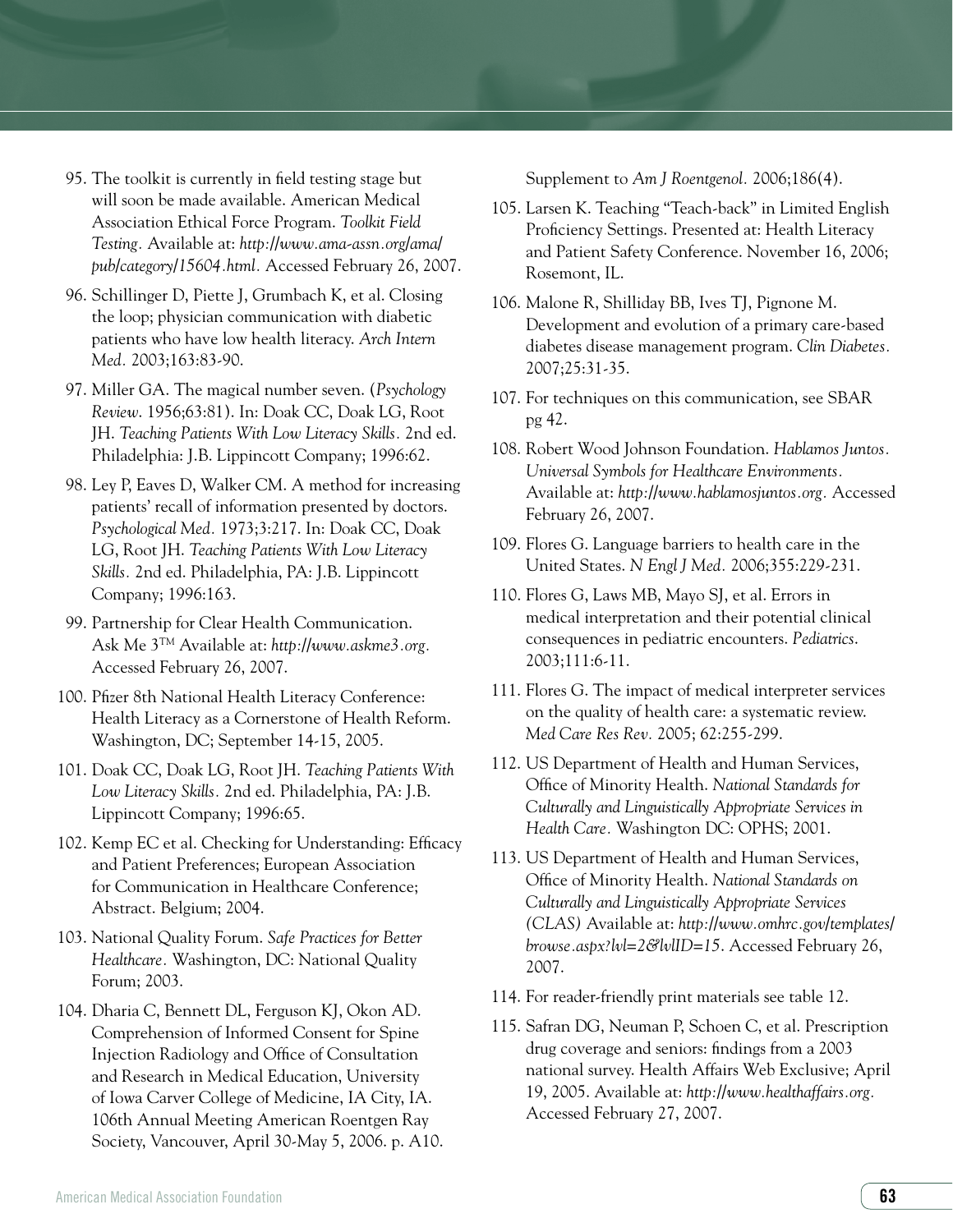95. The toolkit is currently in field testing stage but will soon be made available. American Medical Association Ethical Force Program. *Toolkit Field Testing.* Available at: *http://www.ama-assn.org/ama/pub/category/15604.html.* Accessed February 26, 2007.

96. Schillinger D, Piette J, Grumbach K, et al. Closing the loop; physician communication with diabetic patients who have low health literacy. *Arch Intern Med.* 2003;163:83-90.

97. Miller GA. The magical number seven. (*Psychology Review*. 1956;63:81). In: Doak CC, Doak LG, Root JH. *Teaching Patients With Low Literacy Skills.* 2nd ed. Philadelphia: J.B. Lippincott Company; 1996:62.

98. Ley P, Eaves D, Walker CM. A method for increasing patients' recall of information presented by doctors. *Psychological Med.* 1973;3:217. In: Doak CC, Doak LG, Root JH. *Teaching Patients With Low Literacy Skills.* 2nd ed. Philadelphia, PA: J.B. Lippincott Company; 1996:163.

99. Partnership for Clear Health Communication. Ask Me 3™ Available at: *http://www.askme3.org.* Accessed February 26, 2007.

100. Pfizer 8th National Health Literacy Conference: Health Literacy as a Cornerstone of Health Reform. Washington, DC; September 14-15, 2005.

101. Doak CC, Doak LG, Root JH. *Teaching Patients With Low Literacy Skills.* 2nd ed. Philadelphia, PA: J.B. Lippincott Company; 1996:65.

102. Kemp EC et al. Checking for Understanding: Efficacy and Patient Preferences; European Association for Communication in Healthcare Conference; Abstract. Belgium; 2004.

103. National Quality Forum. *Safe Practices for Better Healthcare.* Washington, DC: National Quality Forum; 2003.

104. Dharia C, Bennett DL, Ferguson KJ, Okon AD. Comprehension of Informed Consent for Spine Injection Radiology and Office of Consultation and Research in Medical Education, University of Iowa Carver College of Medicine, IA City, IA. 106th Annual Meeting American Roentgen Ray Society, Vancouver, April 30-May 5, 2006. p. A10. Supplement to *Am J Roentgenol.* 2006;186(4).

105. Larsen K. Teaching "Teach-back" in Limited English Proficiency Settings. Presented at: Health Literacy and Patient Safety Conference. November 16, 2006; Rosemont, IL.

106. Malone R, Shilliday BB, Ives TJ, Pignone M. Development and evolution of a primary care-based diabetes disease management program. *Clin Diabetes.* 2007;25:31-35.

107. For techniques on this communication, see SBAR pg 42.

108. Robert Wood Johnson Foundation. *Hablamos Juntos. Universal Symbols for Healthcare Environments.* Available at: *http://www.hablamosjuntos.org.* Accessed February 26, 2007.

109. Flores G. Language barriers to health care in the United States. *N Engl J Med.* 2006;355:229-231.

110. Flores G, Laws MB, Mayo SJ, et al. Errors in medical interpretation and their potential clinical consequences in pediatric encounters. *Pediatrics.* 2003;111:6-11.

111. Flores G. The impact of medical interpreter services on the quality of health care: a systematic review. *Med Care Res Rev.* 2005; 62:255-299.

112. US Department of Health and Human Services, Office of Minority Health. *National Standards for Culturally and Linguistically Appropriate Services in Health Care.* Washington DC: OPHS; 2001.

113. US Department of Health and Human Services, Office of Minority Health. *National Standards on Culturally and Linguistically Appropriate Services (CLAS)* Available at: *http://www.omhrc.gov/templates/browse.aspx?lvl=2&lvlID=15.* Accessed February 26, 2007.

114. For reader-friendly print materials see table 12.

115. Safran DG, Neuman P, Schoen C, et al. Prescription drug coverage and seniors: findings from a 2003 national survey. Health Affairs Web Exclusive; April 19, 2005. Available at: *http://www.healthaffairs.org.* Accessed February 27, 2007.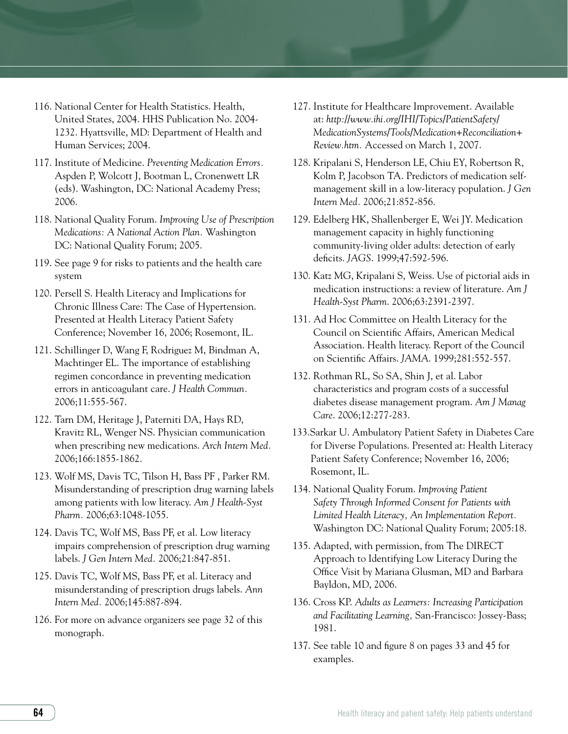116. National Center for Health Statistics. Health, United States, 2004. HHS Publication No. 2004-1232. Hyattsville, MD: Department of Health and Human Services; 2004.

117. Institute of Medicine. *Preventing Medication Errors.* Aspden P, Wolcott J, Bootman L, Cronenwett LR (eds). Washington, DC: National Academy Press; 2006.

118. National Quality Forum. *Improving Use of Prescription Medications: A National Action Plan.* Washington DC: National Quality Forum; 2005.

119. See page 9 for risks to patients and the health care system

120. Persell S. Health Literacy and Implications for Chronic Illness Care: The Case of Hypertension. Presented at Health Literacy Patient Safety Conference; November 16, 2006; Rosemont, IL.

121. Schillinger D, Wang F, Rodriguez M, Bindman A, Machtinger EL. The importance of establishing regimen concordance in preventing medication errors in anticoagulant care. *J Health Commun.* 2006;11:555-567.

122. Tarn DM, Heritage J, Paterniti DA, Hays RD, Kravitz RL, Wenger NS. Physician communication when prescribing new medications. *Arch Intern Med.* 2006;166:1855-1862.

123. Wolf MS, Davis TC, Tilson H, Bass PF , Parker RM. Misunderstanding of prescription drug warning labels among patients with low literacy. *Am J Health-Syst Pharm.* 2006;63:1048-1055.

124. Davis TC, Wolf MS, Bass PF, et al. Low literacy impairs comprehension of prescription drug warning labels. *J Gen Intern Med.* 2006;21:847-851.

125. Davis TC, Wolf MS, Bass PF, et al. Literacy and misunderstanding of prescription drugs labels. *Ann Intern Med.* 2006;145:887-894.

126. For more on advance organizers see page 32 of this monograph.

127. Institute for Healthcare Improvement. Available at: *http://www.ihi.org/IHI/Topics/PatientSafety/MedicationSystems/Tools/Medication+Reconciliation+Review.htm.* Accessed on March 1, 2007.

128. Kripalani S, Henderson LE, Chiu EY, Robertson R, Kolm P, Jacobson TA. Predictors of medication self-management skill in a low-literacy population. *J Gen Intern Med.* 2006;21:852-856.

129. Edelberg HK, Shallenberger E, Wei JY. Medication management capacity in highly functioning community-living older adults: detection of early deficits. *JAGS*. 1999;47:592-596.

130. Katz MG, Kripalani S, Weiss. Use of pictorial aids in medication instructions: a review of literature. *Am J Health-Syst Pharm*. 2006;63:2391-2397.

131. Ad Hoc Committee on Health Literacy for the Council on Scientific Affairs, American Medical Association. Health literacy. Report of the Council on Scientific Affairs. *JAMA*. 1999;281:552-557.

132. Rothman RL, So SA, Shin J, et al. Labor characteristics and program costs of a successful diabetes disease management program. *Am J Manag Care*. 2006;12:277-283.

133. Sarkar U. Ambulatory Patient Safety in Diabetes Care for Diverse Populations. Presented at: Health Literacy Patient Safety Conference; November 16, 2006; Rosemont, IL.

134. National Quality Forum. *Improving Patient Safety Through Informed Consent for Patients with Limited Health Literacy, An Implementation Report.* Washington DC: National Quality Forum; 2005:18.

135. Adapted, with permission, from The DIRECT Approach to Identifying Low Literacy During the Office Visit by Mariana Glusman, MD and Barbara Bayldon, MD, 2006.

136. Cross KP. *Adults as Learners: Increasing Participation and Facilitating Learning,* San-Francisco: Jossey-Bass; 1981.

137. See table 10 and figure 8 on pages 33 and 45 for examples.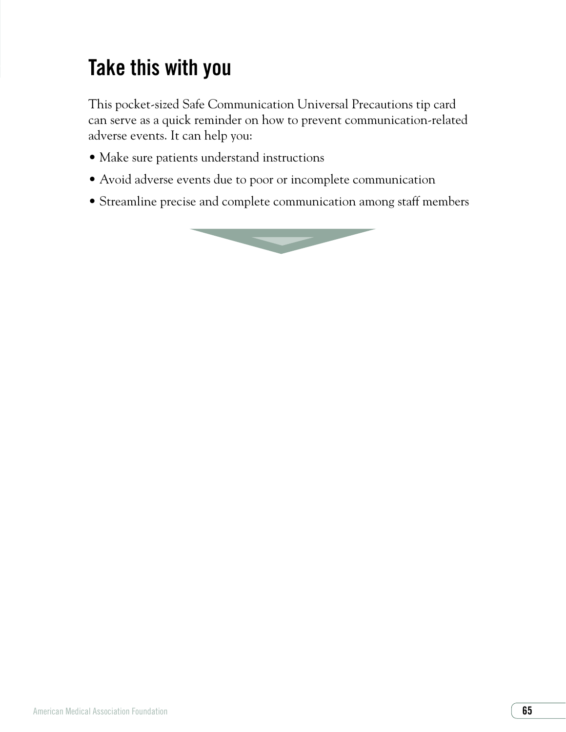# Take this with you

This pocket-sized Safe Communication Universal Precautions tip card can serve as a quick reminder on how to prevent communication-related adverse events. It can help you:

- Make sure patients understand instructions
- Avoid adverse events due to poor or incomplete communication
- Streamline precise and complete communication among staff members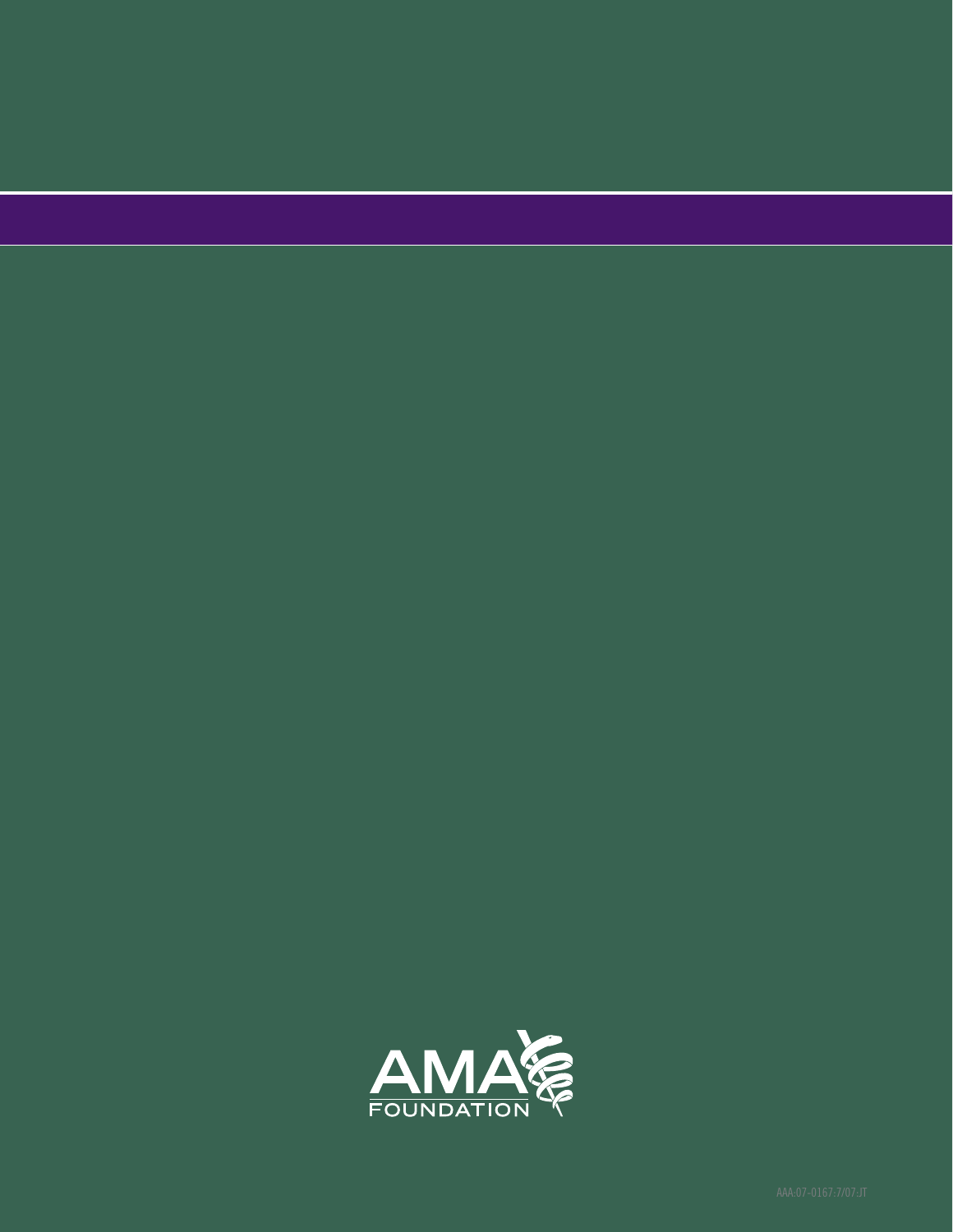AMA FOUNDATION

AAA:07-0167:7/07:JT